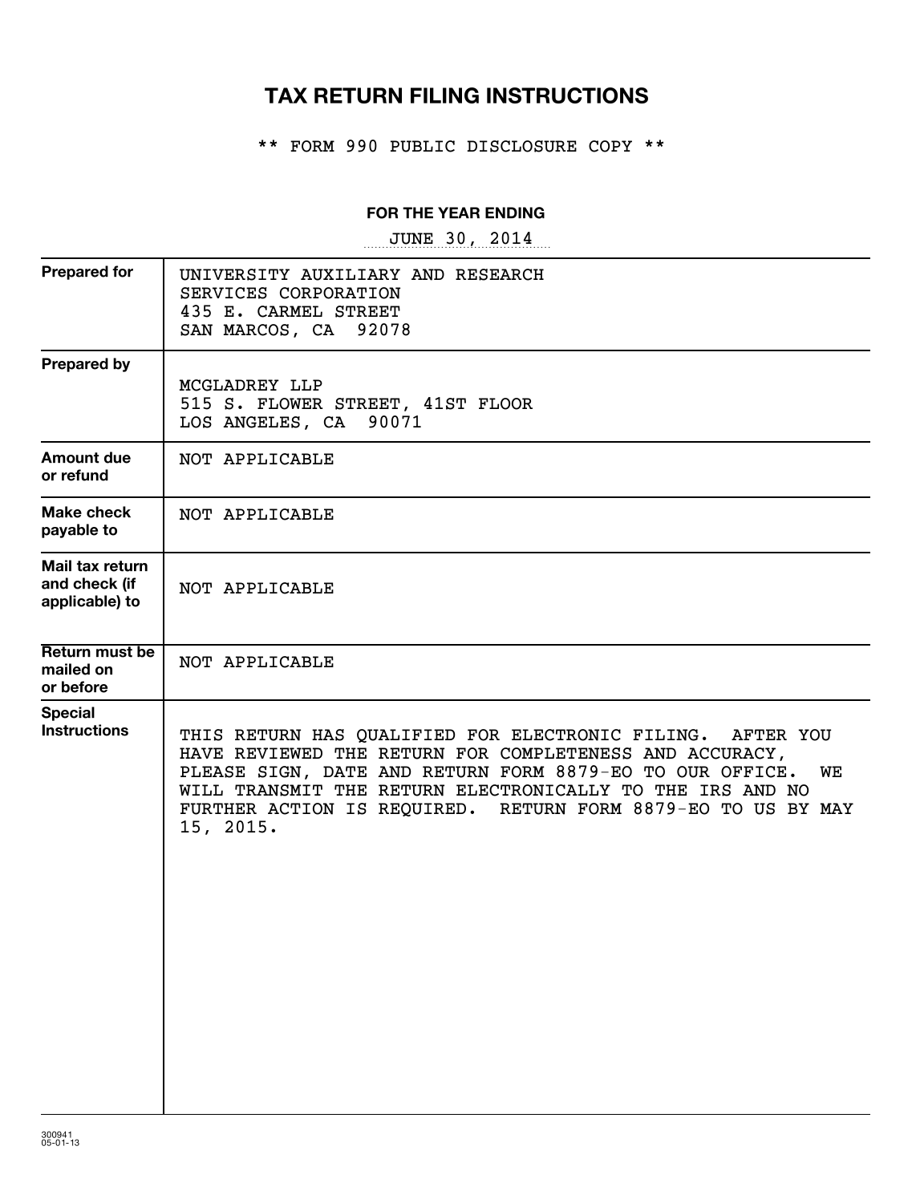# TAX RETURN FILING INSTRUCTIONS

** FORM 990 PUBLIC DISCLOSURE COPY **

**FOR THE YEAR ENDING**

JUNE 30, 2014

| | |
|---|---|
| **Prepared for** | UNIVERSITY AUXILIARY AND RESEARCH SERVICES CORPORATION<br>435 E. CARMEL STREET<br>SAN MARCOS, CA 92078 |
| **Prepared by** | MCGLADREY LLP<br>515 S. FLOWER STREET, 41ST FLOOR<br>LOS ANGELES, CA 90071 |
| **Amount due or refund** | NOT APPLICABLE |
| **Make check payable to** | NOT APPLICABLE |
| **Mail tax return and check (if applicable) to** | NOT APPLICABLE |
| **Return must be mailed on or before** | NOT APPLICABLE |
| **Special Instructions** | THIS RETURN HAS QUALIFIED FOR ELECTRONIC FILING. AFTER YOU HAVE REVIEWED THE RETURN FOR COMPLETENESS AND ACCURACY, PLEASE SIGN, DATE AND RETURN FORM 8879-EO TO OUR OFFICE. WE WILL TRANSMIT THE RETURN ELECTRONICALLY TO THE IRS AND NO FURTHER ACTION IS REQUIRED. RETURN FORM 8879-EO TO US BY MAY 15, 2015. |

300941
05-01-13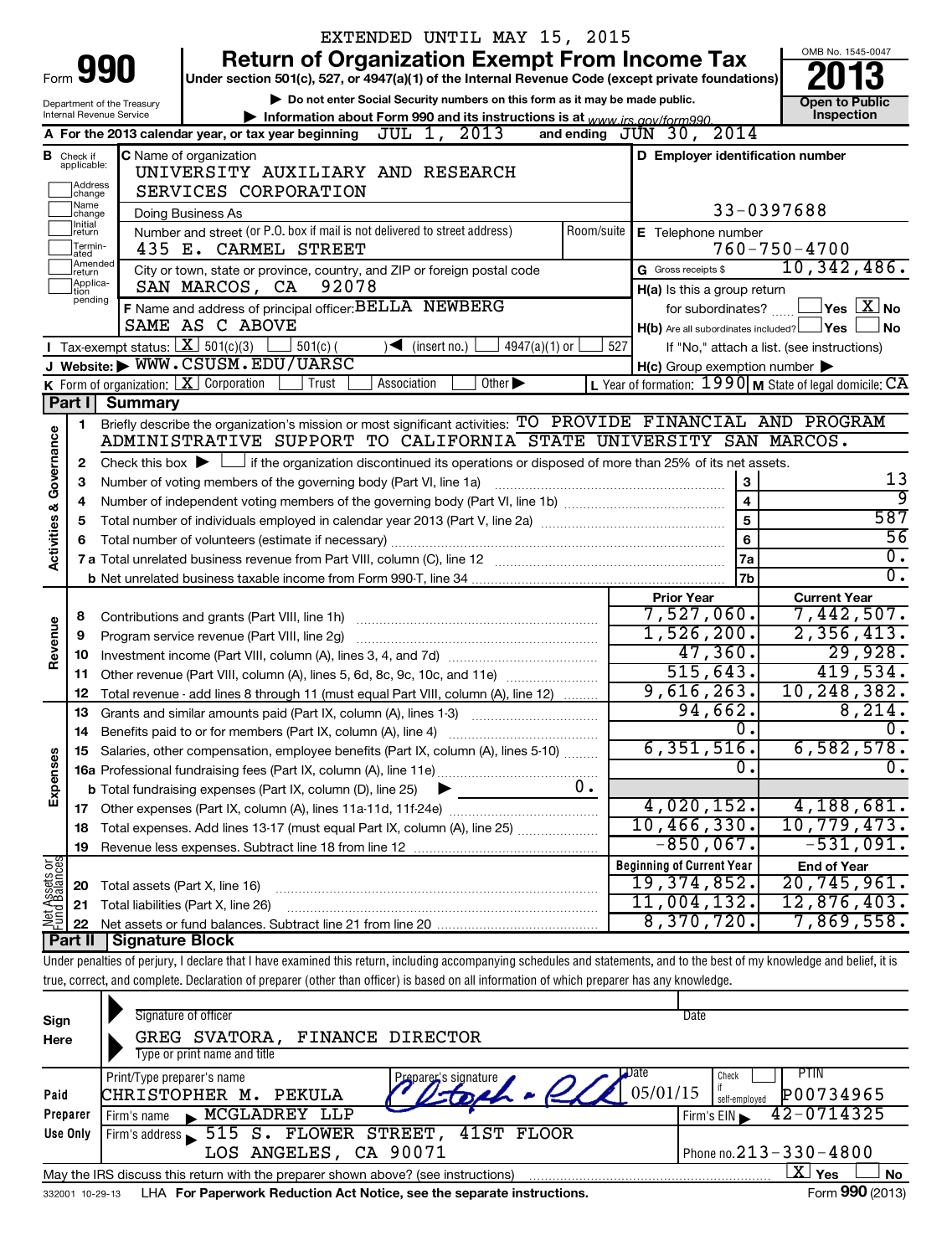EXTENDED UNTIL MAY 15, 2015

# Form 990 — Return of Organization Exempt From Income Tax

**2013**

OMB No. 1545-0047

Under section 501(c), 527, or 4947(a)(1) of the Internal Revenue Code (except private foundations)

▶ Do not enter Social Security numbers on this form as it may be made public.

▶ Information about Form 990 and its instructions is at www.irs.gov/form990.

Department of the Treasury
Internal Revenue Service

**Open to Public Inspection**

**A** For the 2013 calendar year, or tax year beginning JUL 1, 2013 and ending JUN 30, 2014

**B** Check if applicable: Address change, Name change, Initial return, Terminated, Amended return, Application pending

**C** Name of organization: UNIVERSITY AUXILIARY AND RESEARCH SERVICES CORPORATION

Doing Business As

Number and street (or P.O. box if mail is not delivered to street address): 435 E. CARMEL STREET

Room/suite

City or town, state or province, country, and ZIP or foreign postal code: SAN MARCOS, CA 92078

**D** Employer identification number: 33-0397688

**E** Telephone number: 760-750-4700

**G** Gross receipts $ 10,342,486.

**F** Name and address of principal officer: BELLA NEWBERG, SAME AS C ABOVE

**H(a)** Is this a group return for subordinates? ☐ Yes ☒ No

**H(b)** Are all subordinates included? ☐ Yes ☐ No — If "No," attach a list. (see instructions)

**H(c)** Group exemption number ▶

**I** Tax-exempt status: ☒ 501(c)(3) ☐ 501(c) ( ) ◀ (insert no.) ☐ 4947(a)(1) or ☐ 527

**J** Website: ▶ WWW.CSUSM.EDU/UARSC

**K** Form of organization: ☒ Corporation ☐ Trust ☐ Association ☐ Other ▶

**L** Year of formation: 1990 **M** State of legal domicile: CA

## Part I Summary

**Activities & Governance**

1. Briefly describe the organization's mission or most significant activities: TO PROVIDE FINANCIAL AND PROGRAM ADMINISTRATIVE SUPPORT TO CALIFORNIA STATE UNIVERSITY SAN MARCOS.
2. Check this box ▶ ☐ if the organization discontinued its operations or disposed of more than 25% of its net assets.

| | | | |
|---|---|---|---|
| 3 | Number of voting members of the governing body (Part VI, line 1a) | 3 | 13 |
| 4 | Number of independent voting members of the governing body (Part VI, line 1b) | 4 | 9 |
| 5 | Total number of individuals employed in calendar year 2013 (Part V, line 2a) | 5 | 587 |
| 6 | Total number of volunteers (estimate if necessary) | 6 | 56 |
| 7a | Total unrelated business revenue from Part VIII, column (C), line 12 | 7a | 0. |
| b | Net unrelated business taxable income from Form 990-T, line 34 | 7b | 0. |

| | | Prior Year | Current Year |
|---|---|---|---|
| **Revenue** | | | |
| 8 | Contributions and grants (Part VIII, line 1h) | 7,527,060. | 7,442,507. |
| 9 | Program service revenue (Part VIII, line 2g) | 1,526,200. | 2,356,413. |
| 10 | Investment income (Part VIII, column (A), lines 3, 4, and 7d) | 47,360. | 29,928. |
| 11 | Other revenue (Part VIII, column (A), lines 5, 6d, 8c, 9c, 10c, and 11e) | 515,643. | 419,534. |
| 12 | Total revenue - add lines 8 through 11 (must equal Part VIII, column (A), line 12) | 9,616,263. | 10,248,382. |
| **Expenses** | | | |
| 13 | Grants and similar amounts paid (Part IX, column (A), lines 1-3) | 94,662. | 8,214. |
| 14 | Benefits paid to or for members (Part IX, column (A), line 4) | 0. | 0. |
| 15 | Salaries, other compensation, employee benefits (Part IX, column (A), lines 5-10) | 6,351,516. | 6,582,578. |
| 16a | Professional fundraising fees (Part IX, column (A), line 11e) | 0. | 0. |
| b | Total fundraising expenses (Part IX, column (D), line 25) ▶ 0. | | |
| 17 | Other expenses (Part IX, column (A), lines 11a-11d, 11f-24e) | 4,020,152. | 4,188,681. |
| 18 | Total expenses. Add lines 13-17 (must equal Part IX, column (A), line 25) | 10,466,330. | 10,779,473. |
| 19 | Revenue less expenses. Subtract line 18 from line 12 | -850,067. | -531,091. |

| | | Beginning of Current Year | End of Year |
|---|---|---|---|
| **Net Assets or Fund Balances** | | | |
| 20 | Total assets (Part X, line 16) | 19,374,852. | 20,745,961. |
| 21 | Total liabilities (Part X, line 26) | 11,004,132. | 12,876,403. |
| 22 | Net assets or fund balances. Subtract line 21 from line 20 | 8,370,720. | 7,869,558. |

## Part II Signature Block

Under penalties of perjury, I declare that I have examined this return, including accompanying schedules and statements, and to the best of my knowledge and belief, it is true, correct, and complete. Declaration of preparer (other than officer) is based on all information of which preparer has any knowledge.

**Sign Here**

Signature of officer — Date

GREG SVATORA, FINANCE DIRECTOR
Type or print name and title

**Paid Preparer Use Only**

| Print/Type preparer's name | Preparer's signature | Date | Check ☐ if self-employed | PTIN |
|---|---|---|---|---|
| CHRISTOPHER M. PEKULA | [signature] | 05/01/15 | | P00734965 |

Firm's name ▶ MCGLADREY LLP — Firm's EIN ▶ 42-0714325

Firm's address ▶ 515 S. FLOWER STREET, 41ST FLOOR, LOS ANGELES, CA 90071 — Phone no. 213-330-4800

May the IRS discuss this return with the preparer shown above? (see instructions) ☒ Yes ☐ No

332001 10-29-13 LHA For Paperwork Reduction Act Notice, see the separate instructions. Form 990 (2013)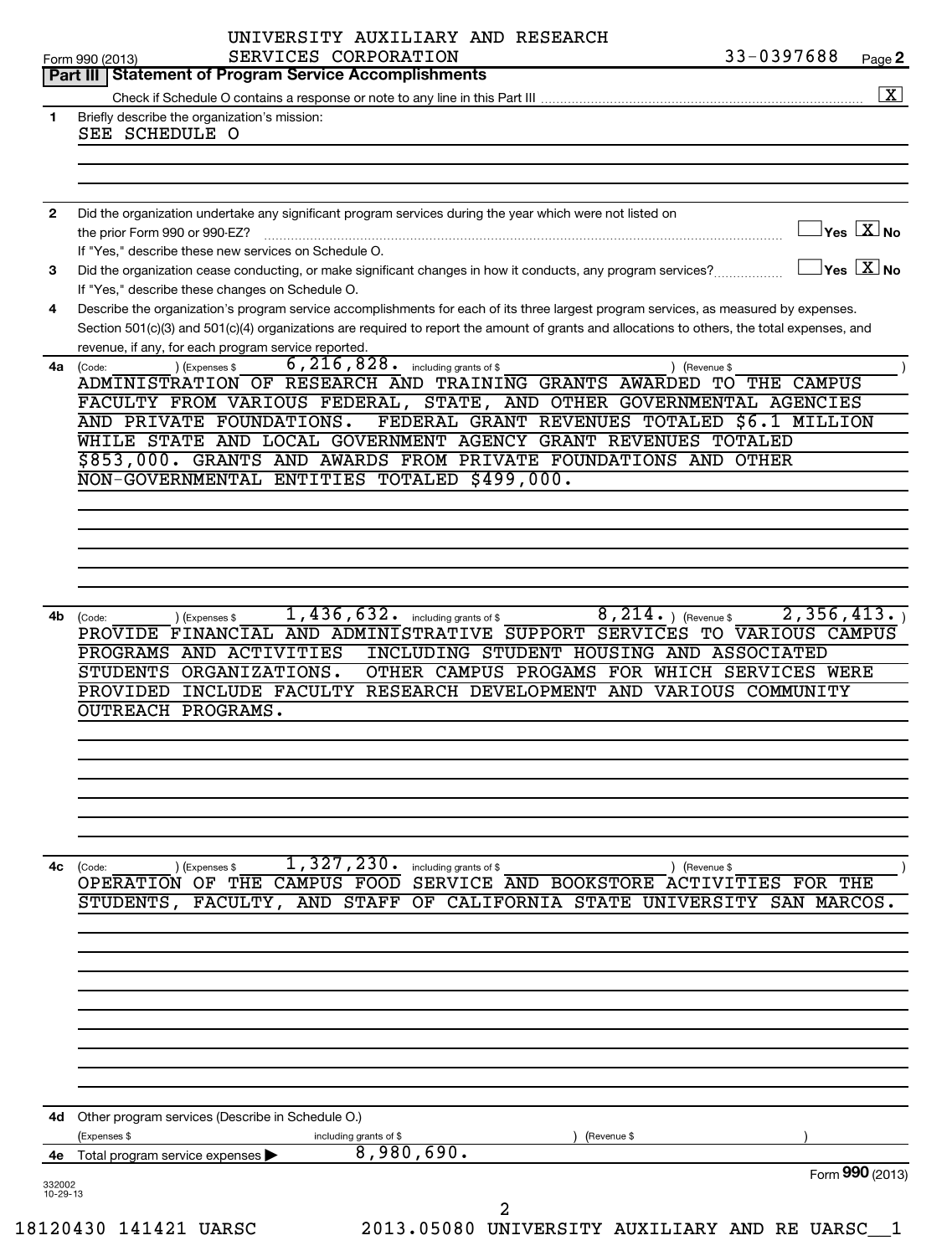UNIVERSITY AUXILIARY AND RESEARCH SERVICES CORPORATION

Form 990 (2013) 33-0397688 Page **2**

## Part III | Statement of Program Service Accomplishments

Check if Schedule O contains a response or note to any line in this Part III .......... [X]

**1** Briefly describe the organization's mission:

SEE SCHEDULE O

**2** Did the organization undertake any significant program services during the year which were not listed on the prior Form 990 or 990-EZ? .......... [ ] Yes [X] No

If "Yes," describe these new services on Schedule O.

**3** Did the organization cease conducting, or make significant changes in how it conducts, any program services? .......... [ ] Yes [X] No

If "Yes," describe these changes on Schedule O.

**4** Describe the organization's program service accomplishments for each of its three largest program services, as measured by expenses. Section 501(c)(3) and 501(c)(4) organizations are required to report the amount of grants and allocations to others, the total expenses, and revenue, if any, for each program service reported.

**4a** (Code: ) (Expenses $ 6,216,828. including grants of $ ) (Revenue $ )

ADMINISTRATION OF RESEARCH AND TRAINING GRANTS AWARDED TO THE CAMPUS FACULTY FROM VARIOUS FEDERAL, STATE, AND OTHER GOVERNMENTAL AGENCIES AND PRIVATE FOUNDATIONS. FEDERAL GRANT REVENUES TOTALED $6.1 MILLION WHILE STATE AND LOCAL GOVERNMENT AGENCY GRANT REVENUES TOTALED $853,000. GRANTS AND AWARDS FROM PRIVATE FOUNDATIONS AND OTHER NON-GOVERNMENTAL ENTITIES TOTALED $499,000.

**4b** (Code: ) (Expenses $ 1,436,632. including grants of $ 8,214. ) (Revenue $ 2,356,413. )

PROVIDE FINANCIAL AND ADMINISTRATIVE SUPPORT SERVICES TO VARIOUS CAMPUS PROGRAMS AND ACTIVITIES INCLUDING STUDENT HOUSING AND ASSOCIATED STUDENTS ORGANIZATIONS. OTHER CAMPUS PROGAMS FOR WHICH SERVICES WERE PROVIDED INCLUDE FACULTY RESEARCH DEVELOPMENT AND VARIOUS COMMUNITY OUTREACH PROGRAMS.

**4c** (Code: ) (Expenses $ 1,327,230. including grants of $ ) (Revenue $ )

OPERATION OF THE CAMPUS FOOD SERVICE AND BOOKSTORE ACTIVITIES FOR THE STUDENTS, FACULTY, AND STAFF OF CALIFORNIA STATE UNIVERSITY SAN MARCOS.

**4d** Other program services (Describe in Schedule O.)

(Expenses $ including grants of $ ) (Revenue $ )

**4e** Total program service expenses ▶ 8,980,690.

Form **990** (2013)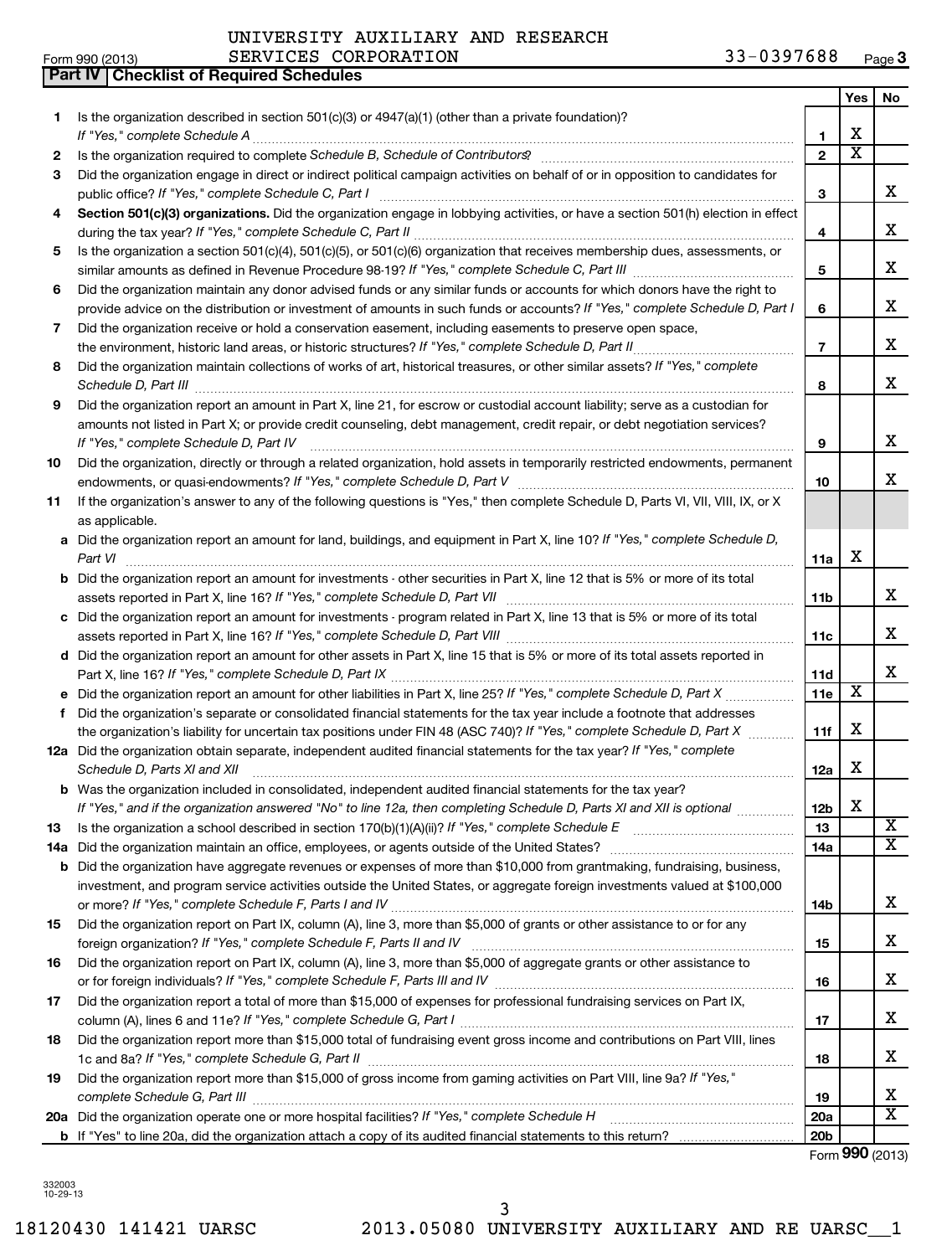UNIVERSITY AUXILIARY AND RESEARCH SERVICES CORPORATION 33-0397688

Form 990 (2013) Page **3**

**Part IV Checklist of Required Schedules**

| | | | Yes | No |
|---|---|---|---|---|
| **1** | Is the organization described in section 501(c)(3) or 4947(a)(1) (other than a private foundation)? *If "Yes," complete Schedule A* | **1** | X | |
| **2** | Is the organization required to complete *Schedule B, Schedule of Contributors*? | **2** | X | |
| **3** | Did the organization engage in direct or indirect political campaign activities on behalf of or in opposition to candidates for public office? *If "Yes," complete Schedule C, Part I* | **3** | | X |
| **4** | **Section 501(c)(3) organizations.** Did the organization engage in lobbying activities, or have a section 501(h) election in effect during the tax year? *If "Yes," complete Schedule C, Part II* | **4** | | X |
| **5** | Is the organization a section 501(c)(4), 501(c)(5), or 501(c)(6) organization that receives membership dues, assessments, or similar amounts as defined in Revenue Procedure 98-19? *If "Yes," complete Schedule C, Part III* | **5** | | X |
| **6** | Did the organization maintain any donor advised funds or any similar funds or accounts for which donors have the right to provide advice on the distribution or investment of amounts in such funds or accounts? *If "Yes," complete Schedule D, Part I* | **6** | | X |
| **7** | Did the organization receive or hold a conservation easement, including easements to preserve open space, the environment, historic land areas, or historic structures? *If "Yes," complete Schedule D, Part II* | **7** | | X |
| **8** | Did the organization maintain collections of works of art, historical treasures, or other similar assets? *If "Yes," complete Schedule D, Part III* | **8** | | X |
| **9** | Did the organization report an amount in Part X, line 21, for escrow or custodial account liability; serve as a custodian for amounts not listed in Part X; or provide credit counseling, debt management, credit repair, or debt negotiation services? *If "Yes," complete Schedule D, Part IV* | **9** | | X |
| **10** | Did the organization, directly or through a related organization, hold assets in temporarily restricted endowments, permanent endowments, or quasi-endowments? *If "Yes," complete Schedule D, Part V* | **10** | | X |
| **11** | If the organization's answer to any of the following questions is "Yes," then complete Schedule D, Parts VI, VII, VIII, IX, or X as applicable. | | | |
| **a** | Did the organization report an amount for land, buildings, and equipment in Part X, line 10? *If "Yes," complete Schedule D, Part VI* | **11a** | X | |
| **b** | Did the organization report an amount for investments - other securities in Part X, line 12 that is 5% or more of its total assets reported in Part X, line 16? *If "Yes," complete Schedule D, Part VII* | **11b** | | X |
| **c** | Did the organization report an amount for investments - program related in Part X, line 13 that is 5% or more of its total assets reported in Part X, line 16? *If "Yes," complete Schedule D, Part VIII* | **11c** | | X |
| **d** | Did the organization report an amount for other assets in Part X, line 15 that is 5% or more of its total assets reported in Part X, line 16? *If "Yes," complete Schedule D, Part IX* | **11d** | | X |
| **e** | Did the organization report an amount for other liabilities in Part X, line 25? *If "Yes," complete Schedule D, Part X* | **11e** | X | |
| **f** | Did the organization's separate or consolidated financial statements for the tax year include a footnote that addresses the organization's liability for uncertain tax positions under FIN 48 (ASC 740)? *If "Yes," complete Schedule D, Part X* | **11f** | X | |
| **12a** | Did the organization obtain separate, independent audited financial statements for the tax year? *If "Yes," complete Schedule D, Parts XI and XII* | **12a** | X | |
| **b** | Was the organization included in consolidated, independent audited financial statements for the tax year? *If "Yes," and if the organization answered "No" to line 12a, then completing Schedule D, Parts XI and XII is optional* | **12b** | X | |
| **13** | Is the organization a school described in section 170(b)(1)(A)(ii)? *If "Yes," complete Schedule E* | **13** | | X |
| **14a** | Did the organization maintain an office, employees, or agents outside of the United States? | **14a** | | X |
| **b** | Did the organization have aggregate revenues or expenses of more than $10,000 from grantmaking, fundraising, business, investment, and program service activities outside the United States, or aggregate foreign investments valued at $100,000 or more? *If "Yes," complete Schedule F, Parts I and IV* | **14b** | | X |
| **15** | Did the organization report on Part IX, column (A), line 3, more than $5,000 of grants or other assistance to or for any foreign organization? *If "Yes," complete Schedule F, Parts II and IV* | **15** | | X |
| **16** | Did the organization report on Part IX, column (A), line 3, more than $5,000 of aggregate grants or other assistance to or for foreign individuals? *If "Yes," complete Schedule F, Parts III and IV* | **16** | | X |
| **17** | Did the organization report a total of more than $15,000 of expenses for professional fundraising services on Part IX, column (A), lines 6 and 11e? *If "Yes," complete Schedule G, Part I* | **17** | | X |
| **18** | Did the organization report more than $15,000 total of fundraising event gross income and contributions on Part VIII, lines 1c and 8a? *If "Yes," complete Schedule G, Part II* | **18** | | X |
| **19** | Did the organization report more than $15,000 of gross income from gaming activities on Part VIII, line 9a? *If "Yes," complete Schedule G, Part III* | **19** | | X |
| **20a** | Did the organization operate one or more hospital facilities? *If "Yes," complete Schedule H* | **20a** | | X |
| **b** | If "Yes" to line 20a, did the organization attach a copy of its audited financial statements to this return? | **20b** | | |

Form **990** (2013)

332003 10-29-13

18120430 141421 UARSC 2013.05080 UNIVERSITY AUXILIARY AND RE UARSC__1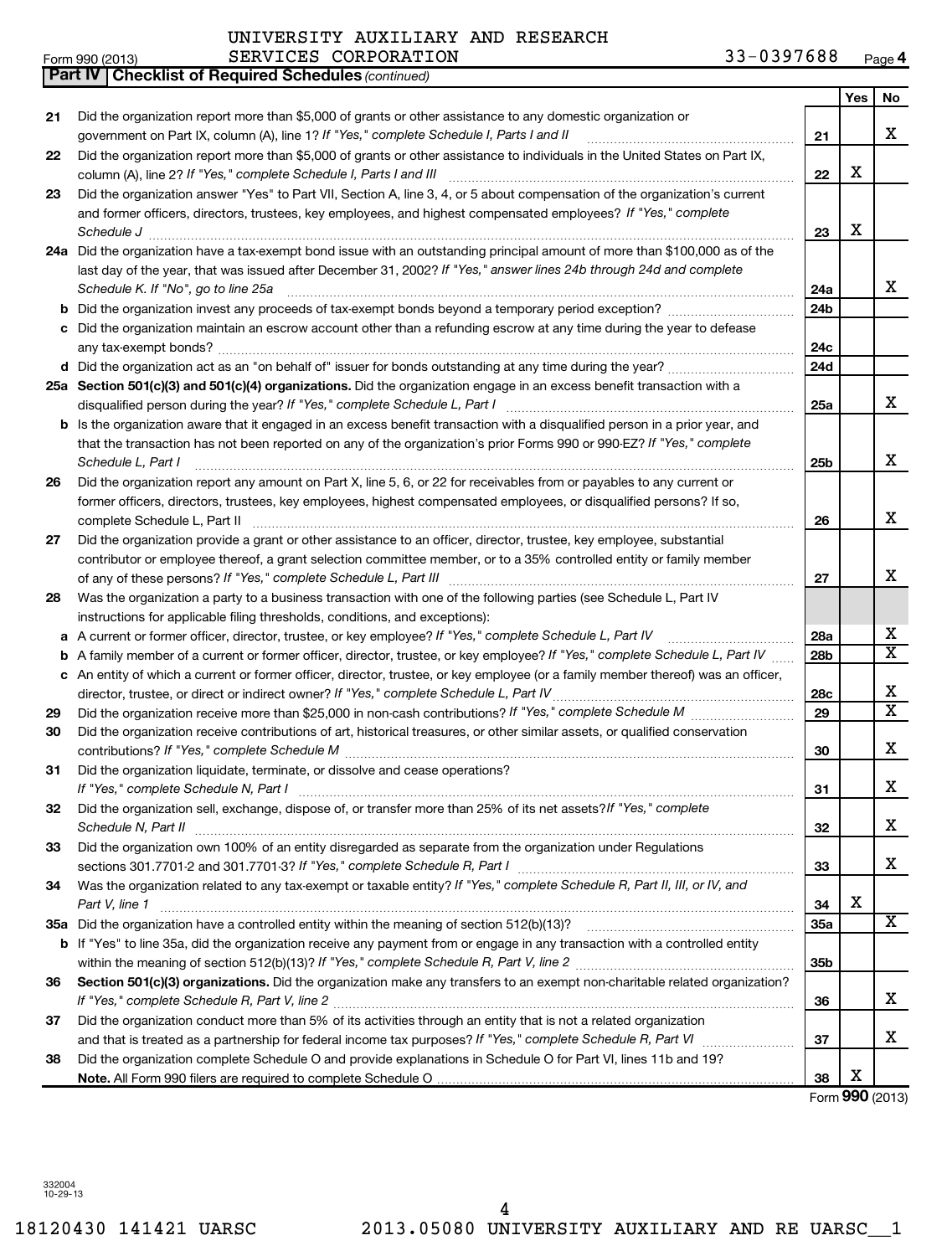UNIVERSITY AUXILIARY AND RESEARCH SERVICES CORPORATION 33-0397688

Form 990 (2013)

**Part IV | Checklist of Required Schedules** *(continued)*

| | | | Yes | No |
|---|---|---|---|---|
| 21 | Did the organization report more than $5,000 of grants or other assistance to any domestic organization or government on Part IX, column (A), line 1? *If "Yes," complete Schedule I, Parts I and II* | 21 | | X |
| 22 | Did the organization report more than $5,000 of grants or other assistance to individuals in the United States on Part IX, column (A), line 2? *If "Yes," complete Schedule I, Parts I and III* | 22 | X | |
| 23 | Did the organization answer "Yes" to Part VII, Section A, line 3, 4, or 5 about compensation of the organization's current and former officers, directors, trustees, key employees, and highest compensated employees? *If "Yes," complete Schedule J* | 23 | X | |
| 24a | Did the organization have a tax-exempt bond issue with an outstanding principal amount of more than $100,000 as of the last day of the year, that was issued after December 31, 2002? *If "Yes," answer lines 24b through 24d and complete Schedule K. If "No", go to line 25a* | 24a | | X |
| b | Did the organization invest any proceeds of tax-exempt bonds beyond a temporary period exception? | 24b | | |
| c | Did the organization maintain an escrow account other than a refunding escrow at any time during the year to defease any tax-exempt bonds? | 24c | | |
| d | Did the organization act as an "on behalf of" issuer for bonds outstanding at any time during the year? | 24d | | |
| 25a | **Section 501(c)(3) and 501(c)(4) organizations.** Did the organization engage in an excess benefit transaction with a disqualified person during the year? *If "Yes," complete Schedule L, Part I* | 25a | | X |
| b | Is the organization aware that it engaged in an excess benefit transaction with a disqualified person in a prior year, and that the transaction has not been reported on any of the organization's prior Forms 990 or 990-EZ? *If "Yes," complete Schedule L, Part I* | 25b | | X |
| 26 | Did the organization report any amount on Part X, line 5, 6, or 22 for receivables from or payables to any current or former officers, directors, trustees, key employees, highest compensated employees, or disqualified persons? If so, complete Schedule L, Part II | 26 | | X |
| 27 | Did the organization provide a grant or other assistance to an officer, director, trustee, key employee, substantial contributor or employee thereof, a grant selection committee member, or to a 35% controlled entity or family member of any of these persons? *If "Yes," complete Schedule L, Part III* | 27 | | X |
| 28 | Was the organization a party to a business transaction with one of the following parties (see Schedule L, Part IV instructions for applicable filing thresholds, conditions, and exceptions): | | | |
| a | A current or former officer, director, trustee, or key employee? *If "Yes," complete Schedule L, Part IV* | 28a | | X |
| b | A family member of a current or former officer, director, trustee, or key employee? *If "Yes," complete Schedule L, Part IV* | 28b | | X |
| c | An entity of which a current or former officer, director, trustee, or key employee (or a family member thereof) was an officer, director, trustee, or direct or indirect owner? *If "Yes," complete Schedule L, Part IV* | 28c | | X |
| 29 | Did the organization receive more than $25,000 in non-cash contributions? *If "Yes," complete Schedule M* | 29 | | X |
| 30 | Did the organization receive contributions of art, historical treasures, or other similar assets, or qualified conservation contributions? *If "Yes," complete Schedule M* | 30 | | X |
| 31 | Did the organization liquidate, terminate, or dissolve and cease operations? *If "Yes," complete Schedule N, Part I* | 31 | | X |
| 32 | Did the organization sell, exchange, dispose of, or transfer more than 25% of its net assets? *If "Yes," complete Schedule N, Part II* | 32 | | X |
| 33 | Did the organization own 100% of an entity disregarded as separate from the organization under Regulations sections 301.7701-2 and 301.7701-3? *If "Yes," complete Schedule R, Part I* | 33 | | X |
| 34 | Was the organization related to any tax-exempt or taxable entity? *If "Yes," complete Schedule R, Part II, III, or IV, and Part V, line 1* | 34 | X | |
| 35a | Did the organization have a controlled entity within the meaning of section 512(b)(13)? | 35a | | X |
| b | If "Yes" to line 35a, did the organization receive any payment from or engage in any transaction with a controlled entity within the meaning of section 512(b)(13)? *If "Yes," complete Schedule R, Part V, line 2* | 35b | | |
| 36 | **Section 501(c)(3) organizations.** Did the organization make any transfers to an exempt non-charitable related organization? *If "Yes," complete Schedule R, Part V, line 2* | 36 | | X |
| 37 | Did the organization conduct more than 5% of its activities through an entity that is not a related organization and that is treated as a partnership for federal income tax purposes? *If "Yes," complete Schedule R, Part VI* | 37 | | X |
| 38 | Did the organization complete Schedule O and provide explanations in Schedule O for Part VI, lines 11b and 19? **Note.** All Form 990 filers are required to complete Schedule O | 38 | X | |

Form **990** (2013)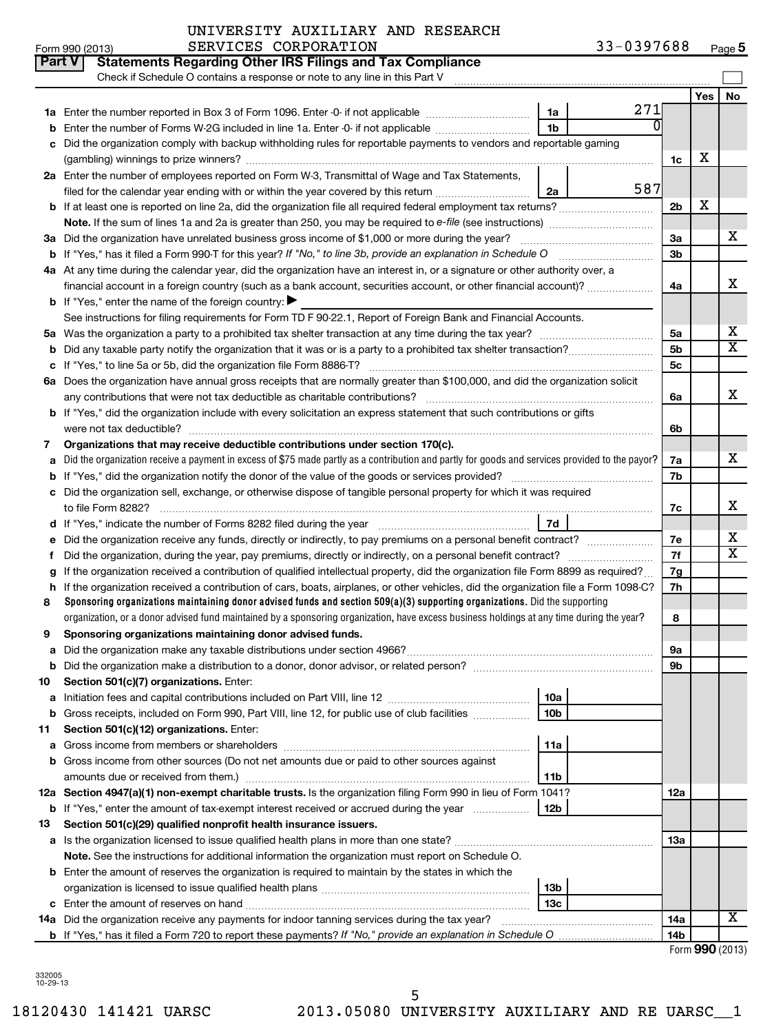UNIVERSITY AUXILIARY AND RESEARCH SERVICES CORPORATION

Form 990 (2013) 33-0397688 Page 5

## Part V Statements Regarding Other IRS Filings and Tax Compliance

Check if Schedule O contains a response or note to any line in this Part V ☐

| | | | | | Yes | No |
|---|---|---|---|---|---|---|
| **1a** | Enter the number reported in Box 3 of Form 1096. Enter -0- if not applicable | 1a | 271 | | | |
| **b** | Enter the number of Forms W-2G included in line 1a. Enter -0- if not applicable | 1b | 0 | | | |
| **c** | Did the organization comply with backup withholding rules for reportable payments to vendors and reportable gaming (gambling) winnings to prize winners? | | | 1c | X | |
| **2a** | Enter the number of employees reported on Form W-3, Transmittal of Wage and Tax Statements, filed for the calendar year ending with or within the year covered by this return | 2a | 587 | | | |
| **b** | If at least one is reported on line 2a, did the organization file all required federal employment tax returns? | | | 2b | X | |
| | **Note.** If the sum of lines 1a and 2a is greater than 250, you may be required to *e-file* (see instructions) | | | | | |
| **3a** | Did the organization have unrelated business gross income of $1,000 or more during the year? | | | 3a | | X |
| **b** | If "Yes," has it filed a Form 990-T for this year? *If "No," to line 3b, provide an explanation in Schedule O* | | | 3b | | |
| **4a** | At any time during the calendar year, did the organization have an interest in, or a signature or other authority over, a financial account in a foreign country (such as a bank account, securities account, or other financial account)? | | | 4a | | X |
| **b** | If "Yes," enter the name of the foreign country: ▶ | | | | | |
| | See instructions for filing requirements for Form TD F 90-22.1, Report of Foreign Bank and Financial Accounts. | | | | | |
| **5a** | Was the organization a party to a prohibited tax shelter transaction at any time during the tax year? | | | 5a | | X |
| **b** | Did any taxable party notify the organization that it was or is a party to a prohibited tax shelter transaction? | | | 5b | | X |
| **c** | If "Yes," to line 5a or 5b, did the organization file Form 8886-T? | | | 5c | | |
| **6a** | Does the organization have annual gross receipts that are normally greater than $100,000, and did the organization solicit any contributions that were not tax deductible as charitable contributions? | | | 6a | | X |
| **b** | If "Yes," did the organization include with every solicitation an express statement that such contributions or gifts were not tax deductible? | | | 6b | | |
| **7** | **Organizations that may receive deductible contributions under section 170(c).** | | | | | |
| **a** | Did the organization receive a payment in excess of $75 made partly as a contribution and partly for goods and services provided to the payor? | | | 7a | | X |
| **b** | If "Yes," did the organization notify the donor of the value of the goods or services provided? | | | 7b | | |
| **c** | Did the organization sell, exchange, or otherwise dispose of tangible personal property for which it was required to file Form 8282? | | | 7c | | X |
| **d** | If "Yes," indicate the number of Forms 8282 filed during the year | 7d | | | | |
| **e** | Did the organization receive any funds, directly or indirectly, to pay premiums on a personal benefit contract? | | | 7e | | X |
| **f** | Did the organization, during the year, pay premiums, directly or indirectly, on a personal benefit contract? | | | 7f | | X |
| **g** | If the organization received a contribution of qualified intellectual property, did the organization file Form 8899 as required? | | | 7g | | |
| **h** | If the organization received a contribution of cars, boats, airplanes, or other vehicles, did the organization file a Form 1098-C? | | | 7h | | |
| **8** | **Sponsoring organizations maintaining donor advised funds and section 509(a)(3) supporting organizations.** Did the supporting organization, or a donor advised fund maintained by a sponsoring organization, have excess business holdings at any time during the year? | | | 8 | | |
| **9** | **Sponsoring organizations maintaining donor advised funds.** | | | | | |
| **a** | Did the organization make any taxable distributions under section 4966? | | | 9a | | |
| **b** | Did the organization make a distribution to a donor, donor advisor, or related person? | | | 9b | | |
| **10** | **Section 501(c)(7) organizations.** Enter: | | | | | |
| **a** | Initiation fees and capital contributions included on Part VIII, line 12 | 10a | | | | |
| **b** | Gross receipts, included on Form 990, Part VIII, line 12, for public use of club facilities | 10b | | | | |
| **11** | **Section 501(c)(12) organizations.** Enter: | | | | | |
| **a** | Gross income from members or shareholders | 11a | | | | |
| **b** | Gross income from other sources (Do not net amounts due or paid to other sources against amounts due or received from them.) | 11b | | | | |
| **12a** | **Section 4947(a)(1) non-exempt charitable trusts.** Is the organization filing Form 990 in lieu of Form 1041? | | | 12a | | |
| **b** | If "Yes," enter the amount of tax-exempt interest received or accrued during the year | 12b | | | | |
| **13** | **Section 501(c)(29) qualified nonprofit health insurance issuers.** | | | | | |
| **a** | Is the organization licensed to issue qualified health plans in more than one state? | | | 13a | | |
| | **Note.** See the instructions for additional information the organization must report on Schedule O. | | | | | |
| **b** | Enter the amount of reserves the organization is required to maintain by the states in which the organization is licensed to issue qualified health plans | 13b | | | | |
| **c** | Enter the amount of reserves on hand | 13c | | | | |
| **14a** | Did the organization receive any payments for indoor tanning services during the tax year? | | | 14a | | X |
| **b** | If "Yes," has it filed a Form 720 to report these payments? *If "No," provide an explanation in Schedule O* | | | 14b | | |

Form **990** (2013)

332005 10-29-13

18120430 141421 UARSC 2013.05080 UNIVERSITY AUXILIARY AND RE UARSC__1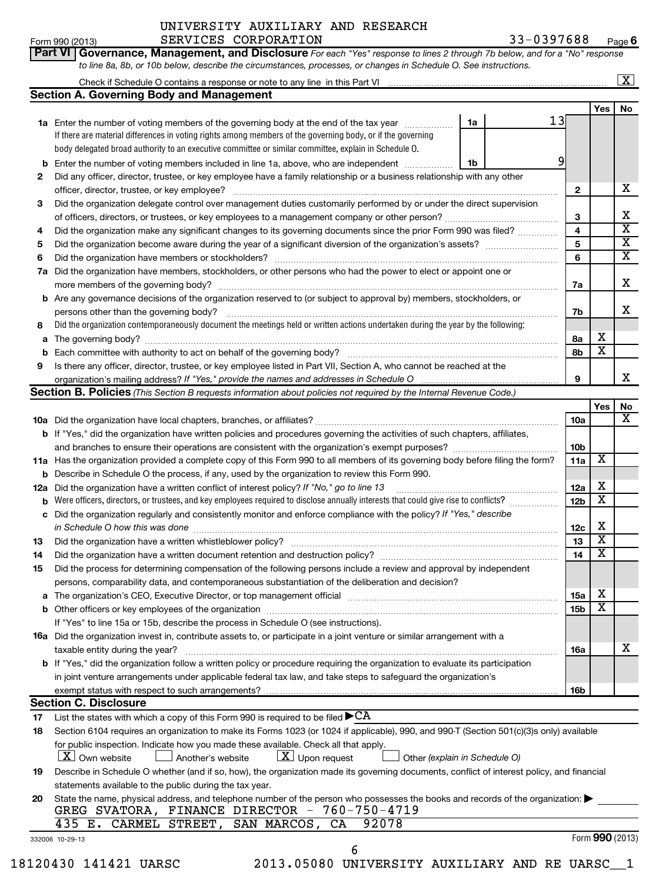UNIVERSITY AUXILIARY AND RESEARCH SERVICES CORPORATION 33-0397688

Form 990 (2013)

**Part VI** **Governance, Management, and Disclosure** *For each "Yes" response to lines 2 through 7b below, and for a "No" response to line 8a, 8b, or 10b below, describe the circumstances, processes, or changes in Schedule O. See instructions.*

Check if Schedule O contains a response or note to any line in this Part VI [X]

## Section A. Governing Body and Management

| | | | | Yes | No |
|---|---|---|---|---|---|
| **1a** | Enter the number of voting members of the governing body at the end of the tax year. If there are material differences in voting rights among members of the governing body, or if the governing body delegated broad authority to an executive committee or similar committee, explain in Schedule O. | 1a: 13 | | | |
| **b** | Enter the number of voting members included in line 1a, above, who are independent | 1b: 9 | | | |
| **2** | Did any officer, director, trustee, or key employee have a family relationship or a business relationship with any other officer, director, trustee, or key employee? | | 2 | | X |
| **3** | Did the organization delegate control over management duties customarily performed by or under the direct supervision of officers, directors, or trustees, or key employees to a management company or other person? | | 3 | | X |
| **4** | Did the organization make any significant changes to its governing documents since the prior Form 990 was filed? | | 4 | | X |
| **5** | Did the organization become aware during the year of a significant diversion of the organization's assets? | | 5 | | X |
| **6** | Did the organization have members or stockholders? | | 6 | | X |
| **7a** | Did the organization have members, stockholders, or other persons who had the power to elect or appoint one or more members of the governing body? | | 7a | | X |
| **b** | Are any governance decisions of the organization reserved to (or subject to approval by) members, stockholders, or persons other than the governing body? | | 7b | | X |
| **8** | Did the organization contemporaneously document the meetings held or written actions undertaken during the year by the following: | | | | |
| **a** | The governing body? | | 8a | X | |
| **b** | Each committee with authority to act on behalf of the governing body? | | 8b | X | |
| **9** | Is there any officer, director, trustee, or key employee listed in Part VII, Section A, who cannot be reached at the organization's mailing address? *If "Yes," provide the names and addresses in Schedule O* | | 9 | | X |

## Section B. Policies *(This Section B requests information about policies not required by the Internal Revenue Code.)*

| | | | Yes | No |
|---|---|---|---|---|
| **10a** | Did the organization have local chapters, branches, or affiliates? | 10a | | X |
| **b** | If "Yes," did the organization have written policies and procedures governing the activities of such chapters, affiliates, and branches to ensure their operations are consistent with the organization's exempt purposes? | 10b | | |
| **11a** | Has the organization provided a complete copy of this Form 990 to all members of its governing body before filing the form? | 11a | X | |
| **b** | Describe in Schedule O the process, if any, used by the organization to review this Form 990. | | | |
| **12a** | Did the organization have a written conflict of interest policy? *If "No," go to line 13* | 12a | X | |
| **b** | Were officers, directors, or trustees, and key employees required to disclose annually interests that could give rise to conflicts? | 12b | X | |
| **c** | Did the organization regularly and consistently monitor and enforce compliance with the policy? *If "Yes," describe in Schedule O how this was done* | 12c | X | |
| **13** | Did the organization have a written whistleblower policy? | 13 | X | |
| **14** | Did the organization have a written document retention and destruction policy? | 14 | X | |
| **15** | Did the process for determining compensation of the following persons include a review and approval by independent persons, comparability data, and contemporaneous substantiation of the deliberation and decision? | | | |
| **a** | The organization's CEO, Executive Director, or top management official | 15a | X | |
| **b** | Other officers or key employees of the organization | 15b | X | |
| | If "Yes" to line 15a or 15b, describe the process in Schedule O (see instructions). | | | |
| **16a** | Did the organization invest in, contribute assets to, or participate in a joint venture or similar arrangement with a taxable entity during the year? | 16a | | X |
| **b** | If "Yes," did the organization follow a written policy or procedure requiring the organization to evaluate its participation in joint venture arrangements under applicable federal tax law, and take steps to safeguard the organization's exempt status with respect to such arrangements? | 16b | | |

## Section C. Disclosure

**17** List the states with which a copy of this Form 990 is required to be filed ▶ CA

**18** Section 6104 requires an organization to make its Forms 1023 (or 1024 if applicable), 990, and 990-T (Section 501(c)(3)s only) available for public inspection. Indicate how you made these available. Check all that apply.

[X] Own website  [ ] Another's website  [X] Upon request  [ ] Other *(explain in Schedule O)*

**19** Describe in Schedule O whether (and if so, how), the organization made its governing documents, conflict of interest policy, and financial statements available to the public during the tax year.

**20** State the name, physical address, and telephone number of the person who possesses the books and records of the organization: ▶

GREG SVATORA, FINANCE DIRECTOR - 760-750-4719
435 E. CARMEL STREET, SAN MARCOS, CA 92078

332006 10-29-13

Form **990** (2013)

18120430 141421 UARSC 2013.05080 UNIVERSITY AUXILIARY AND RE UARSC__1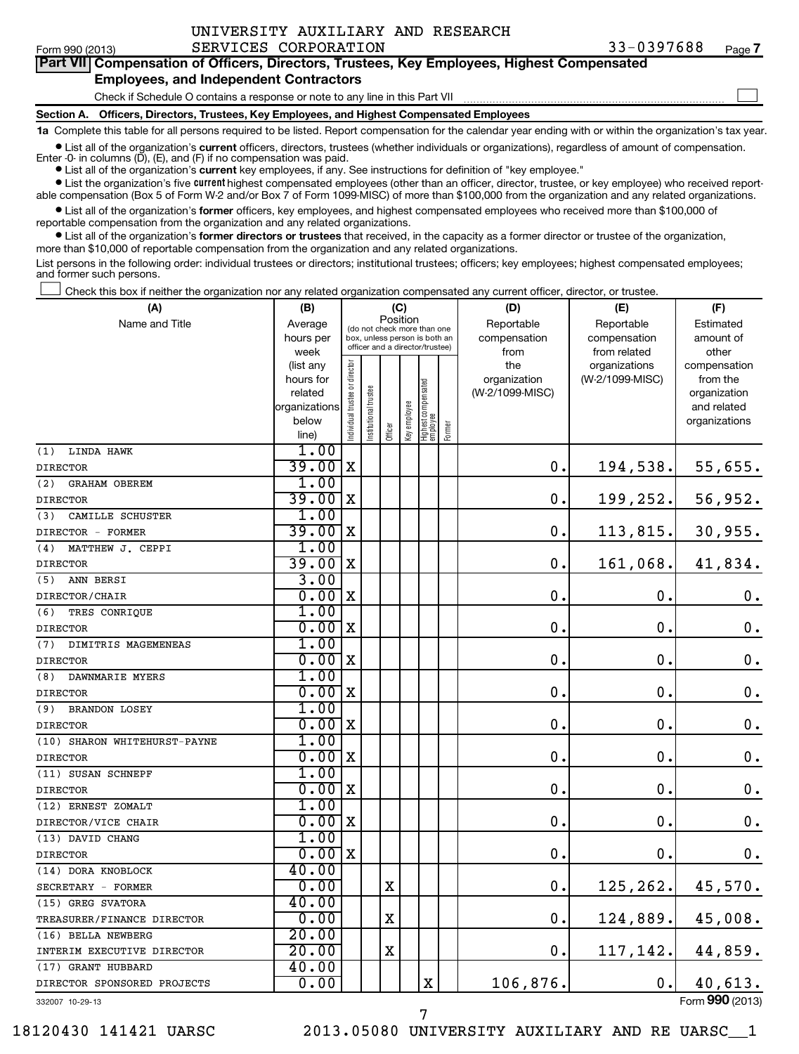UNIVERSITY AUXILIARY AND RESEARCH SERVICES CORPORATION 33-0397688

Form 990 (2013) Page 7

## Part VII Compensation of Officers, Directors, Trustees, Key Employees, Highest Compensated Employees, and Independent Contractors

Check if Schedule O contains a response or note to any line in this Part VII

### Section A. Officers, Directors, Trustees, Key Employees, and Highest Compensated Employees

**1a** Complete this table for all persons required to be listed. Report compensation for the calendar year ending with or within the organization's tax year.

- List all of the organization's **current** officers, directors, trustees (whether individuals or organizations), regardless of amount of compensation. Enter -0- in columns (D), (E), and (F) if no compensation was paid.
- List all of the organization's **current** key employees, if any. See instructions for definition of "key employee."
- List the organization's five **current** highest compensated employees (other than an officer, director, trustee, or key employee) who received reportable compensation (Box 5 of Form W-2 and/or Box 7 of Form 1099-MISC) of more than $100,000 from the organization and any related organizations.
- List all of the organization's **former** officers, key employees, and highest compensated employees who received more than $100,000 of reportable compensation from the organization and any related organizations.
- List all of the organization's **former directors or trustees** that received, in the capacity as a former director or trustee of the organization, more than $10,000 of reportable compensation from the organization and any related organizations.

List persons in the following order: individual trustees or directors; institutional trustees; officers; key employees; highest compensated employees; and former such persons.

Check this box if neither the organization nor any related organization compensated any current officer, director, or trustee.

| (A) Name and Title | (B) Average hours per week (list any hours for related organizations below line) | (C) Position: Individual trustee or director | Institutional trustee | Officer | Key employee | Highest compensated employee | Former | (D) Reportable compensation from the organization (W-2/1099-MISC) | (E) Reportable compensation from related organizations (W-2/1099-MISC) | (F) Estimated amount of other compensation from the organization and related organizations |
|---|---|---|---|---|---|---|---|---|---|---|
| (1) LINDA HAWK<br>DIRECTOR | 1.00<br>39.00 | X | | | | | | 0. | 194,538. | 55,655. |
| (2) GRAHAM OBEREM<br>DIRECTOR | 1.00<br>39.00 | X | | | | | | 0. | 199,252. | 56,952. |
| (3) CAMILLE SCHUSTER<br>DIRECTOR - FORMER | 1.00<br>39.00 | X | | | | | | 0. | 113,815. | 30,955. |
| (4) MATTHEW J. CEPPI<br>DIRECTOR | 1.00<br>39.00 | X | | | | | | 0. | 161,068. | 41,834. |
| (5) ANN BERSI<br>DIRECTOR/CHAIR | 3.00<br>0.00 | X | | | | | | 0. | 0. | 0. |
| (6) TRES CONRIQUE<br>DIRECTOR | 1.00<br>0.00 | X | | | | | | 0. | 0. | 0. |
| (7) DIMITRIS MAGEMENEAS<br>DIRECTOR | 1.00<br>0.00 | X | | | | | | 0. | 0. | 0. |
| (8) DAWNMARIE MYERS<br>DIRECTOR | 1.00<br>0.00 | X | | | | | | 0. | 0. | 0. |
| (9) BRANDON LOSEY<br>DIRECTOR | 1.00<br>0.00 | X | | | | | | 0. | 0. | 0. |
| (10) SHARON WHITEHURST-PAYNE<br>DIRECTOR | 1.00<br>0.00 | X | | | | | | 0. | 0. | 0. |
| (11) SUSAN SCHNEPF<br>DIRECTOR | 1.00<br>0.00 | X | | | | | | 0. | 0. | 0. |
| (12) ERNEST ZOMALT<br>DIRECTOR/VICE CHAIR | 1.00<br>0.00 | X | | | | | | 0. | 0. | 0. |
| (13) DAVID CHANG<br>DIRECTOR | 1.00<br>0.00 | X | | | | | | 0. | 0. | 0. |
| (14) DORA KNOBLOCK<br>SECRETARY - FORMER | 40.00<br>0.00 | | | X | | | | 0. | 125,262. | 45,570. |
| (15) GREG SVATORA<br>TREASURER/FINANCE DIRECTOR | 40.00<br>0.00 | | | X | | | | 0. | 124,889. | 45,008. |
| (16) BELLA NEWBERG<br>INTERIM EXECUTIVE DIRECTOR | 20.00<br>20.00 | | | X | | | | 0. | 117,142. | 44,859. |
| (17) GRANT HUBBARD<br>DIRECTOR SPONSORED PROJECTS | 40.00<br>0.00 | | | | | X | | 106,876. | 0. | 40,613. |

332007 10-29-13

Form **990** (2013)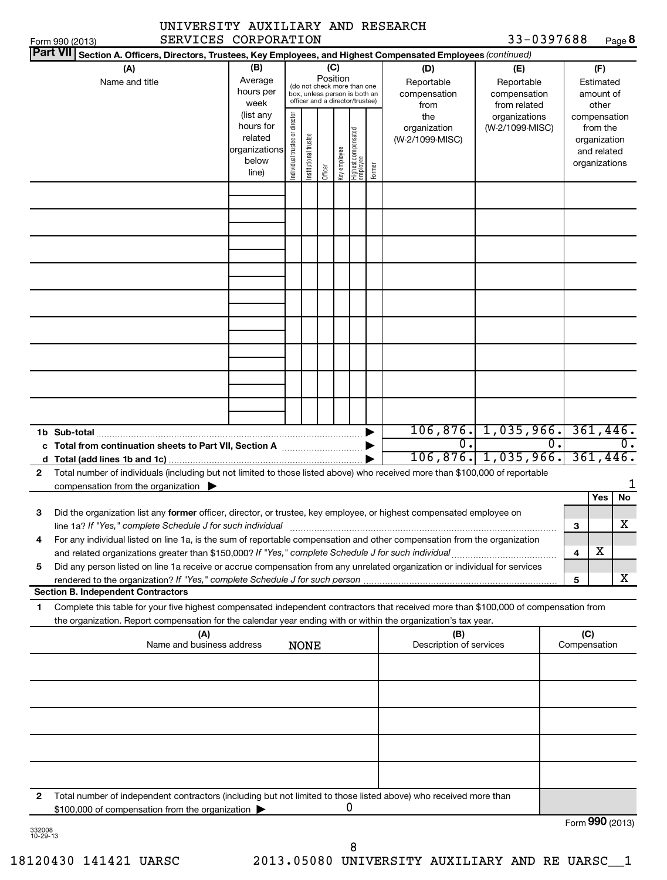UNIVERSITY AUXILIARY AND RESEARCH SERVICES CORPORATION 33-0397688

Form 990 (2013)

**Part VII Section A. Officers, Directors, Trustees, Key Employees, and Highest Compensated Employees** *(continued)*

| (A) Name and title | (B) Average hours per week (list any hours for related organizations below line) | (C) Position (do not check more than one box, unless person is both an officer and a director/trustee): Individual trustee or director | Institutional trustee | Officer | Key employee | Highest compensated employee | Former | (D) Reportable compensation from the organization (W-2/1099-MISC) | (E) Reportable compensation from related organizations (W-2/1099-MISC) | (F) Estimated amount of other compensation from the organization and related organizations |
|---|---|---|---|---|---|---|---|---|---|---|
| | | | | | | | | | | |
| **1b Sub-total** | | | | | | | | 106,876. | 1,035,966. | 361,446. |
| **c Total from continuation sheets to Part VII, Section A** | | | | | | | | 0. | 0. | 0. |
| **d Total (add lines 1b and 1c)** | | | | | | | | 106,876. | 1,035,966. | 361,446. |

2 Total number of individuals (including but not limited to those listed above) who received more than $100,000 of reportable compensation from the organization ▶ 1

| | | Yes | No |
|---|---|---|---|
| 3 Did the organization list any **former** officer, director, or trustee, key employee, or highest compensated employee on line 1a? *If "Yes," complete Schedule J for such individual* | 3 | | X |
| 4 For any individual listed on line 1a, is the sum of reportable compensation and other compensation from the organization and related organizations greater than $150,000? *If "Yes," complete Schedule J for such individual* | 4 | X | |
| 5 Did any person listed on line 1a receive or accrue compensation from any unrelated organization or individual for services rendered to the organization? *If "Yes," complete Schedule J for such person* | 5 | | X |

**Section B. Independent Contractors**

1 Complete this table for your five highest compensated independent contractors that received more than $100,000 of compensation from the organization. Report compensation for the calendar year ending with or within the organization's tax year.

| (A) Name and business address | (B) Description of services | (C) Compensation |
|---|---|---|
| NONE | | |
| | | |
| | | |
| | | |
| | | |

2 Total number of independent contractors (including but not limited to those listed above) who received more than $100,000 of compensation from the organization ▶ 0

Form **990** (2013)

332008 10-29-13

18120430 141421 UARSC 2013.05080 UNIVERSITY AUXILIARY AND RE UARSC__1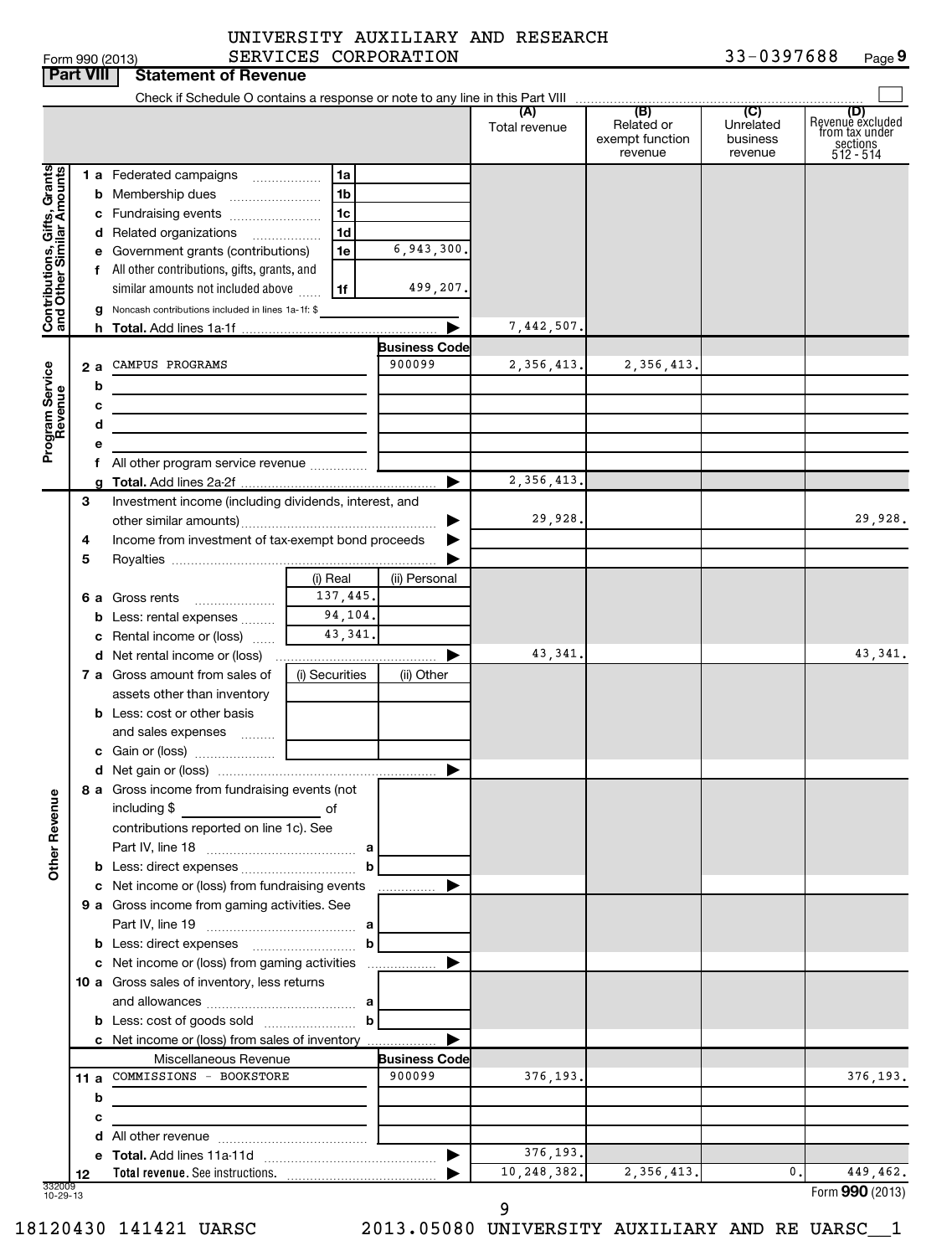UNIVERSITY AUXILIARY AND RESEARCH SERVICES CORPORATION 33-0397688

Form 990 (2013)

## Part VIII Statement of Revenue

Check if Schedule O contains a response or note to any line in this Part VIII

| | | | | (A) Total revenue | (B) Related or exempt function revenue | (C) Unrelated business revenue | (D) Revenue excluded from tax under sections 512 - 514 |
|---|---|---|---|---|---|---|---|
| **Contributions, Gifts, Grants and Other Similar Amounts** | 1 a Federated campaigns | 1a | | | | | |
| | b Membership dues | 1b | | | | | |
| | c Fundraising events | 1c | | | | | |
| | d Related organizations | 1d | | | | | |
| | e Government grants (contributions) | 1e | 6,943,300. | | | | |
| | f All other contributions, gifts, grants, and similar amounts not included above | 1f | 499,207. | | | | |
| | g Noncash contributions included in lines 1a-1f: $ | | | | | | |
| | h **Total.** Add lines 1a-1f | | ▶ | 7,442,507. | | | |
| **Program Service Revenue** | | | **Business Code** | | | | |
| | 2 a CAMPUS PROGRAMS | | 900099 | 2,356,413. | 2,356,413. | | |
| | b | | | | | | |
| | c | | | | | | |
| | d | | | | | | |
| | e | | | | | | |
| | f All other program service revenue | | | | | | |
| | g **Total.** Add lines 2a-2f | | ▶ | 2,356,413. | | | |
| **Other Revenue** | 3 Investment income (including dividends, interest, and other similar amounts) | | ▶ | 29,928. | | | 29,928. |
| | 4 Income from investment of tax-exempt bond proceeds | | ▶ | | | | |
| | 5 Royalties | | ▶ | | | | |
| | | (i) Real | (ii) Personal | | | | |
| | 6 a Gross rents | 137,445. | | | | | |
| | b Less: rental expenses | 94,104. | | | | | |
| | c Rental income or (loss) | 43,341. | | | | | |
| | d Net rental income or (loss) | | ▶ | 43,341. | | | 43,341. |
| | 7 a Gross amount from sales of assets other than inventory | (i) Securities | (ii) Other | | | | |
| | b Less: cost or other basis and sales expenses | | | | | | |
| | c Gain or (loss) | | | | | | |
| | d Net gain or (loss) | | ▶ | | | | |
| | 8 a Gross income from fundraising events (not including $ of contributions reported on line 1c). See Part IV, line 18 | a | | | | | |
| | b Less: direct expenses | b | | | | | |
| | c Net income or (loss) from fundraising events | | ▶ | | | | |
| | 9 a Gross income from gaming activities. See Part IV, line 19 | a | | | | | |
| | b Less: direct expenses | b | | | | | |
| | c Net income or (loss) from gaming activities | | ▶ | | | | |
| | 10 a Gross sales of inventory, less returns and allowances | a | | | | | |
| | b Less: cost of goods sold | b | | | | | |
| | c Net income or (loss) from sales of inventory | | ▶ | | | | |
| | Miscellaneous Revenue | | **Business Code** | | | | |
| | 11 a COMMISSIONS - BOOKSTORE | | 900099 | 376,193. | | | 376,193. |
| | b | | | | | | |
| | c | | | | | | |
| | d All other revenue | | | | | | |
| | e **Total.** Add lines 11a-11d | | ▶ | 376,193. | | | |
| | 12 **Total revenue.** See instructions. | | ▶ | 10,248,382. | 2,356,413. | 0. | 449,462. |

332009 10-29-13

Form **990** (2013)

18120430 141421 UARSC 2013.05080 UNIVERSITY AUXILIARY AND RE UARSC__1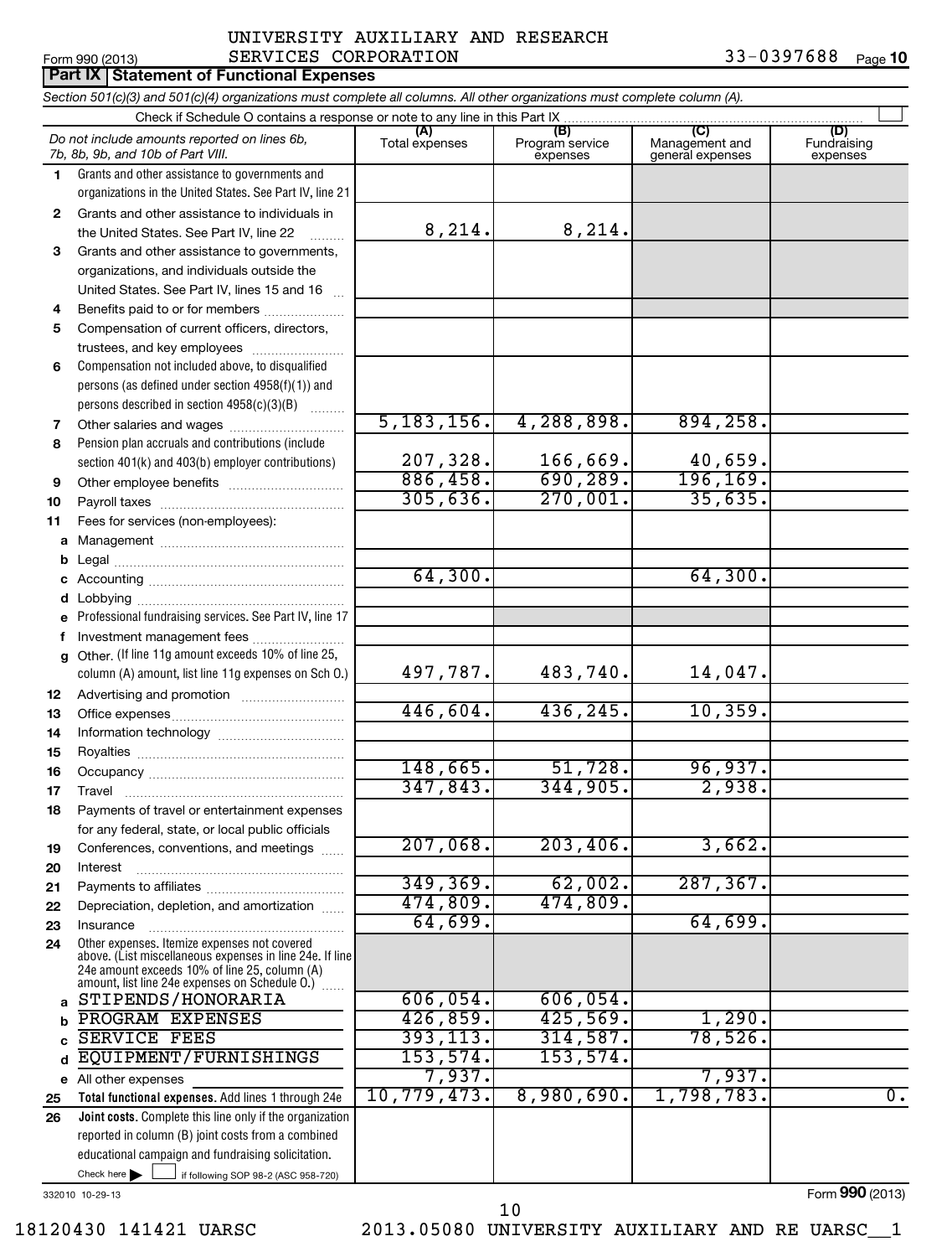UNIVERSITY AUXILIARY AND RESEARCH SERVICES CORPORATION 33-0397688

Form 990 (2013)

## Part IX Statement of Functional Expenses

*Section 501(c)(3) and 501(c)(4) organizations must complete all columns. All other organizations must complete column (A).*

Check if Schedule O contains a response or note to any line in this Part IX ☐

| | *Do not include amounts reported on lines 6b, 7b, 8b, 9b, and 10b of Part VIII.* | (A) Total expenses | (B) Program service expenses | (C) Management and general expenses | (D) Fundraising expenses |
|---|---|---|---|---|---|
| 1 | Grants and other assistance to governments and organizations in the United States. See Part IV, line 21 | | | | |
| 2 | Grants and other assistance to individuals in the United States. See Part IV, line 22 | 8,214. | 8,214. | | |
| 3 | Grants and other assistance to governments, organizations, and individuals outside the United States. See Part IV, lines 15 and 16 | | | | |
| 4 | Benefits paid to or for members | | | | |
| 5 | Compensation of current officers, directors, trustees, and key employees | | | | |
| 6 | Compensation not included above, to disqualified persons (as defined under section 4958(f)(1)) and persons described in section 4958(c)(3)(B) | | | | |
| 7 | Other salaries and wages | 5,183,156. | 4,288,898. | 894,258. | |
| 8 | Pension plan accruals and contributions (include section 401(k) and 403(b) employer contributions) | 207,328. | 166,669. | 40,659. | |
| 9 | Other employee benefits | 886,458. | 690,289. | 196,169. | |
| 10 | Payroll taxes | 305,636. | 270,001. | 35,635. | |
| 11 | Fees for services (non-employees): | | | | |
| a | Management | | | | |
| b | Legal | | | | |
| c | Accounting | 64,300. | | 64,300. | |
| d | Lobbying | | | | |
| e | Professional fundraising services. See Part IV, line 17 | | | | |
| f | Investment management fees | | | | |
| g | Other. (If line 11g amount exceeds 10% of line 25, column (A) amount, list line 11g expenses on Sch O.) | 497,787. | 483,740. | 14,047. | |
| 12 | Advertising and promotion | | | | |
| 13 | Office expenses | 446,604. | 436,245. | 10,359. | |
| 14 | Information technology | | | | |
| 15 | Royalties | | | | |
| 16 | Occupancy | 148,665. | 51,728. | 96,937. | |
| 17 | Travel | 347,843. | 344,905. | 2,938. | |
| 18 | Payments of travel or entertainment expenses for any federal, state, or local public officials | | | | |
| 19 | Conferences, conventions, and meetings | 207,068. | 203,406. | 3,662. | |
| 20 | Interest | | | | |
| 21 | Payments to affiliates | 349,369. | 62,002. | 287,367. | |
| 22 | Depreciation, depletion, and amortization | 474,809. | 474,809. | | |
| 23 | Insurance | 64,699. | | 64,699. | |
| 24 | Other expenses. Itemize expenses not covered above. (List miscellaneous expenses in line 24e. If line 24e amount exceeds 10% of line 25, column (A) amount, list line 24e expenses on Schedule O.) | | | | |
| a | STIPENDS/HONORARIA | 606,054. | 606,054. | | |
| b | PROGRAM EXPENSES | 426,859. | 425,569. | 1,290. | |
| c | SERVICE FEES | 393,113. | 314,587. | 78,526. | |
| d | EQUIPMENT/FURNISHINGS | 153,574. | 153,574. | | |
| e | All other expenses | 7,937. | | 7,937. | |
| 25 | **Total functional expenses.** Add lines 1 through 24e | 10,779,473. | 8,980,690. | 1,798,783. | 0. |
| 26 | **Joint costs.** Complete this line only if the organization reported in column (B) joint costs from a combined educational campaign and fundraising solicitation. Check here ☐ if following SOP 98-2 (ASC 958-720) | | | | |

332010 10-29-13

Form **990** (2013)

18120430 141421 UARSC 2013.05080 UNIVERSITY AUXILIARY AND RE UARSC__1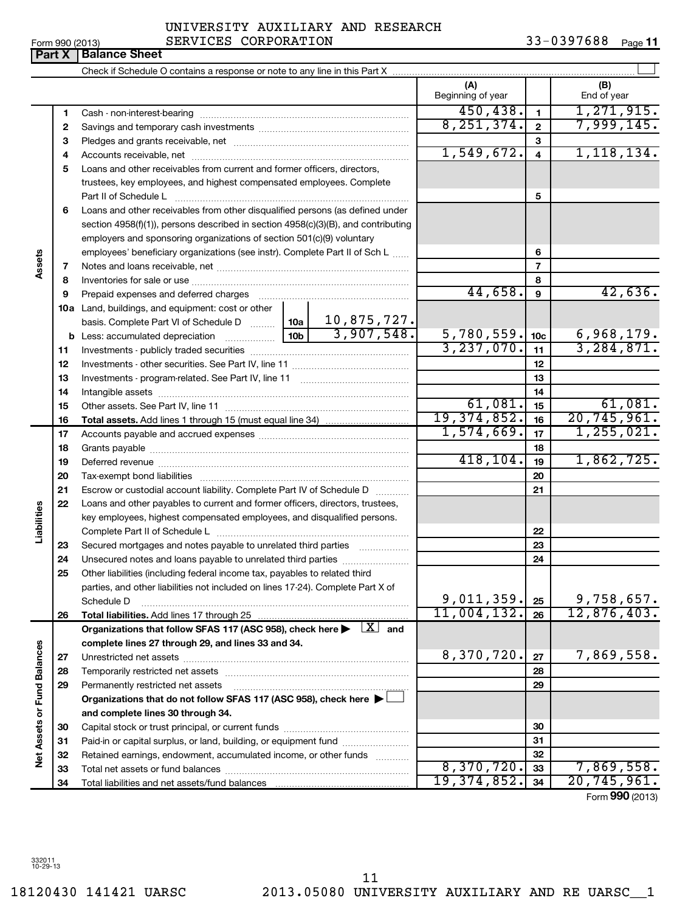UNIVERSITY AUXILIARY AND RESEARCH SERVICES CORPORATION 33-0397688

Form 990 (2013)

**Part X | Balance Sheet**

Check if Schedule O contains a response or note to any line in this Part X ☐

| | | | | (A) Beginning of year | | (B) End of year |
|---|---|---|---|---|---|---|
| **Assets** | 1 | Cash - non-interest-bearing | | 450,438. | 1 | 1,271,915. |
| | 2 | Savings and temporary cash investments | | 8,251,374. | 2 | 7,999,145. |
| | 3 | Pledges and grants receivable, net | | | 3 | |
| | 4 | Accounts receivable, net | | 1,549,672. | 4 | 1,118,134. |
| | 5 | Loans and other receivables from current and former officers, directors, trustees, key employees, and highest compensated employees. Complete Part II of Schedule L | | | 5 | |
| | 6 | Loans and other receivables from other disqualified persons (as defined under section 4958(f)(1)), persons described in section 4958(c)(3)(B), and contributing employers and sponsoring organizations of section 501(c)(9) voluntary employees' beneficiary organizations (see instr). Complete Part II of Sch L | | | 6 | |
| | 7 | Notes and loans receivable, net | | | 7 | |
| | 8 | Inventories for sale or use | | | 8 | |
| | 9 | Prepaid expenses and deferred charges | | 44,658. | 9 | 42,636. |
| | 10a | Land, buildings, and equipment: cost or other basis. Complete Part VI of Schedule D | 10a 10,875,727. | | | |
| | b | Less: accumulated depreciation | 10b 3,907,548. | 5,780,559. | 10c | 6,968,179. |
| | 11 | Investments - publicly traded securities | | 3,237,070. | 11 | 3,284,871. |
| | 12 | Investments - other securities. See Part IV, line 11 | | | 12 | |
| | 13 | Investments - program-related. See Part IV, line 11 | | | 13 | |
| | 14 | Intangible assets | | | 14 | |
| | 15 | Other assets. See Part IV, line 11 | | 61,081. | 15 | 61,081. |
| | 16 | **Total assets.** Add lines 1 through 15 (must equal line 34) | | 19,374,852. | 16 | 20,745,961. |
| **Liabilities** | 17 | Accounts payable and accrued expenses | | 1,574,669. | 17 | 1,255,021. |
| | 18 | Grants payable | | | 18 | |
| | 19 | Deferred revenue | | 418,104. | 19 | 1,862,725. |
| | 20 | Tax-exempt bond liabilities | | | 20 | |
| | 21 | Escrow or custodial account liability. Complete Part IV of Schedule D | | | 21 | |
| | 22 | Loans and other payables to current and former officers, directors, trustees, key employees, highest compensated employees, and disqualified persons. Complete Part II of Schedule L | | | 22 | |
| | 23 | Secured mortgages and notes payable to unrelated third parties | | | 23 | |
| | 24 | Unsecured notes and loans payable to unrelated third parties | | | 24 | |
| | 25 | Other liabilities (including federal income tax, payables to related third parties, and other liabilities not included on lines 17-24). Complete Part X of Schedule D | | 9,011,359. | 25 | 9,758,657. |
| | 26 | **Total liabilities.** Add lines 17 through 25 | | 11,004,132. | 26 | 12,876,403. |
| **Net Assets or Fund Balances** | | **Organizations that follow SFAS 117 (ASC 958), check here ▶ [X] and complete lines 27 through 29, and lines 33 and 34.** | | | | |
| | 27 | Unrestricted net assets | | 8,370,720. | 27 | 7,869,558. |
| | 28 | Temporarily restricted net assets | | | 28 | |
| | 29 | Permanently restricted net assets | | | 29 | |
| | | **Organizations that do not follow SFAS 117 (ASC 958), check here ▶ ☐ and complete lines 30 through 34.** | | | | |
| | 30 | Capital stock or trust principal, or current funds | | | 30 | |
| | 31 | Paid-in or capital surplus, or land, building, or equipment fund | | | 31 | |
| | 32 | Retained earnings, endowment, accumulated income, or other funds | | | 32 | |
| | 33 | Total net assets or fund balances | | 8,370,720. | 33 | 7,869,558. |
| | 34 | Total liabilities and net assets/fund balances | | 19,374,852. | 34 | 20,745,961. |

Form **990** (2013)

332011 10-29-13

18120430 141421 UARSC 2013.05080 UNIVERSITY AUXILIARY AND RE UARSC__1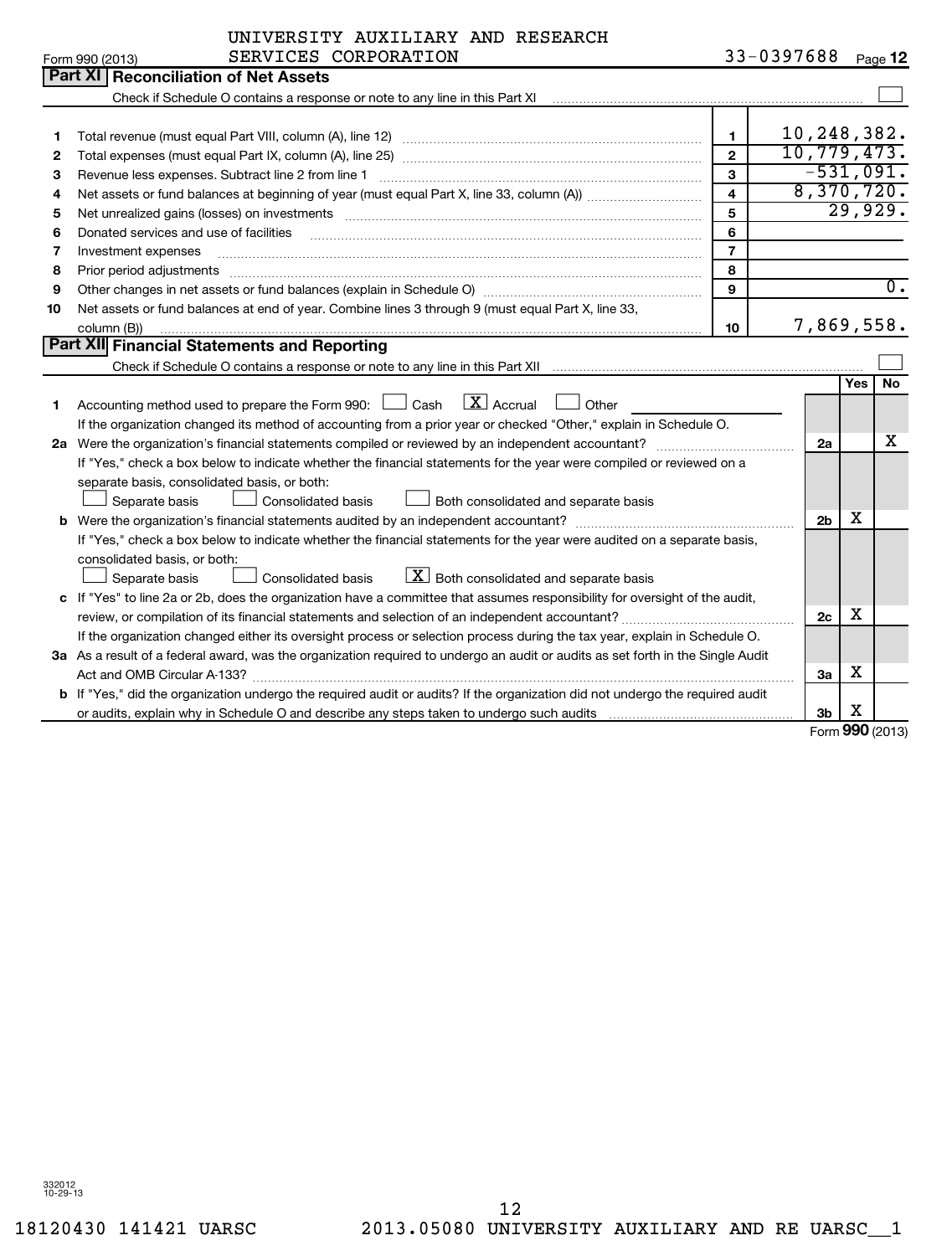UNIVERSITY AUXILIARY AND RESEARCH SERVICES CORPORATION 33-0397688

## Part XI Reconciliation of Net Assets

Check if Schedule O contains a response or note to any line in this Part XI ☐

| | | | |
|---|---|---|---|
| 1 | Total revenue (must equal Part VIII, column (A), line 12) | 1 | 10,248,382. |
| 2 | Total expenses (must equal Part IX, column (A), line 25) | 2 | 10,779,473. |
| 3 | Revenue less expenses. Subtract line 2 from line 1 | 3 | -531,091. |
| 4 | Net assets or fund balances at beginning of year (must equal Part X, line 33, column (A)) | 4 | 8,370,720. |
| 5 | Net unrealized gains (losses) on investments | 5 | 29,929. |
| 6 | Donated services and use of facilities | 6 | |
| 7 | Investment expenses | 7 | |
| 8 | Prior period adjustments | 8 | |
| 9 | Other changes in net assets or fund balances (explain in Schedule O) | 9 | 0. |
| 10 | Net assets or fund balances at end of year. Combine lines 3 through 9 (must equal Part X, line 33, column (B)) | 10 | 7,869,558. |

## Part XII Financial Statements and Reporting

Check if Schedule O contains a response or note to any line in this Part XII ☐

| | | | Yes | No |
|---|---|---|---|---|
| 1 | Accounting method used to prepare the Form 990: ☐ Cash ☒ Accrual ☐ Other | | | |
| | If the organization changed its method of accounting from a prior year or checked "Other," explain in Schedule O. | | | |
| 2a | Were the organization's financial statements compiled or reviewed by an independent accountant? | 2a | | X |
| | If "Yes," check a box below to indicate whether the financial statements for the year were compiled or reviewed on a separate basis, consolidated basis, or both: ☐ Separate basis ☐ Consolidated basis ☐ Both consolidated and separate basis | | | |
| b | Were the organization's financial statements audited by an independent accountant? | 2b | X | |
| | If "Yes," check a box below to indicate whether the financial statements for the year were audited on a separate basis, consolidated basis, or both: ☐ Separate basis ☐ Consolidated basis ☒ Both consolidated and separate basis | | | |
| c | If "Yes" to line 2a or 2b, does the organization have a committee that assumes responsibility for oversight of the audit, review, or compilation of its financial statements and selection of an independent accountant? | 2c | X | |
| | If the organization changed either its oversight process or selection process during the tax year, explain in Schedule O. | | | |
| 3a | As a result of a federal award, was the organization required to undergo an audit or audits as set forth in the Single Audit Act and OMB Circular A-133? | 3a | X | |
| b | If "Yes," did the organization undergo the required audit or audits? If the organization did not undergo the required audit or audits, explain why in Schedule O and describe any steps taken to undergo such audits | 3b | X | |

Form 990 (2013)

332012 10-29-13

18120430 141421 UARSC 2013.05080 UNIVERSITY AUXILIARY AND RE UARSC__1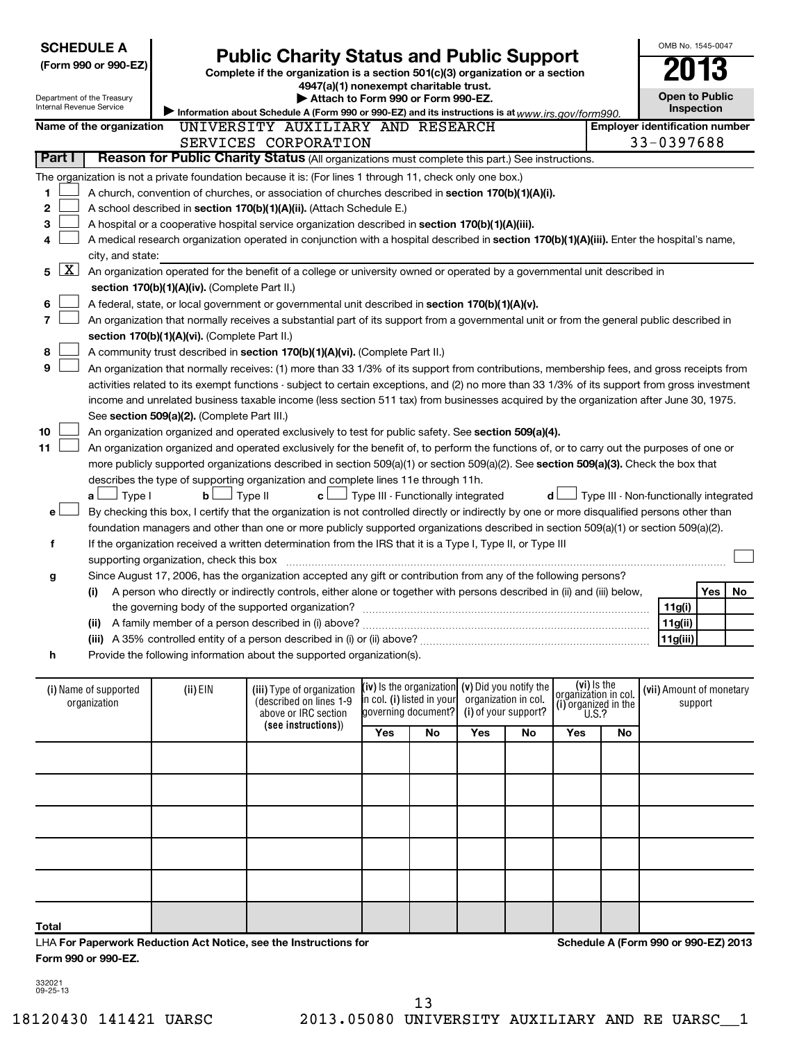**SCHEDULE A**
**(Form 990 or 990-EZ)**

Department of the Treasury
Internal Revenue Service

# Public Charity Status and Public Support

**Complete if the organization is a section 501(c)(3) organization or a section 4947(a)(1) nonexempt charitable trust.**
▶ **Attach to Form 990 or Form 990-EZ.**
▶ Information about Schedule A (Form 990 or 990-EZ) and its instructions is at *www.irs.gov/form990.*

OMB No. 1545-0047
**2013**
**Open to Public Inspection**

**Name of the organization** UNIVERSITY AUXILIARY AND RESEARCH SERVICES CORPORATION

**Employer identification number** 33-0397688

**Part I — Reason for Public Charity Status** (All organizations must complete this part.) See instructions.

The organization is not a private foundation because it is: (For lines 1 through 11, check only one box.)

1. ☐ A church, convention of churches, or association of churches described in **section 170(b)(1)(A)(i).**
2. ☐ A school described in **section 170(b)(1)(A)(ii).** (Attach Schedule E.)
3. ☐ A hospital or a cooperative hospital service organization described in **section 170(b)(1)(A)(iii).**
4. ☐ A medical research organization operated in conjunction with a hospital described in **section 170(b)(1)(A)(iii).** Enter the hospital's name, city, and state:
5. ☒ An organization operated for the benefit of a college or university owned or operated by a governmental unit described in **section 170(b)(1)(A)(iv).** (Complete Part II.)
6. ☐ A federal, state, or local government or governmental unit described in **section 170(b)(1)(A)(v).**
7. ☐ An organization that normally receives a substantial part of its support from a governmental unit or from the general public described in **section 170(b)(1)(A)(vi).** (Complete Part II.)
8. ☐ A community trust described in **section 170(b)(1)(A)(vi).** (Complete Part II.)
9. ☐ An organization that normally receives: (1) more than 33 1/3% of its support from contributions, membership fees, and gross receipts from activities related to its exempt functions - subject to certain exceptions, and (2) no more than 33 1/3% of its support from gross investment income and unrelated business taxable income (less section 511 tax) from businesses acquired by the organization after June 30, 1975. See **section 509(a)(2).** (Complete Part III.)
10. ☐ An organization organized and operated exclusively to test for public safety. See **section 509(a)(4).**
11. ☐ An organization organized and operated exclusively for the benefit of, to perform the functions of, or to carry out the purposes of one or more publicly supported organizations described in section 509(a)(1) or section 509(a)(2). See **section 509(a)(3).** Check the box that describes the type of supporting organization and complete lines 11e through 11h.
   - **a** ☐ Type I **b** ☐ Type II **c** ☐ Type III - Functionally integrated **d** ☐ Type III - Non-functionally integrated
   - **e** ☐ By checking this box, I certify that the organization is not controlled directly or indirectly by one or more disqualified persons other than foundation managers and other than one or more publicly supported organizations described in section 509(a)(1) or section 509(a)(2).
   - **f** If the organization received a written determination from the IRS that it is a Type I, Type II, or Type III supporting organization, check this box ☐
   - **g** Since August 17, 2006, has the organization accepted any gift or contribution from any of the following persons?

| | | Yes | No |
|---|---|---|---|
| **(i)** A person who directly or indirectly controls, either alone or together with persons described in (ii) and (iii) below, the governing body of the supported organization? | **11g(i)** | | |
| **(ii)** A family member of a person described in (i) above? | **11g(ii)** | | |
| **(iii)** A 35% controlled entity of a person described in (i) or (ii) above? | **11g(iii)** | | |

   - **h** Provide the following information about the supported organization(s).

| (i) Name of supported organization | (ii) EIN | (iii) Type of organization (described on lines 1-9 above or IRC section (see instructions)) | (iv) Is the organization in col. (i) listed in your governing document? | | (v) Did you notify the organization in col. (i) of your support? | | (vi) Is the organization in col. (i) organized in the U.S.? | | (vii) Amount of monetary support |
|---|---|---|---|---|---|---|---|---|---|
| | | | Yes | No | Yes | No | Yes | No | |
| | | | | | | | | | |
| | | | | | | | | | |
| | | | | | | | | | |
| | | | | | | | | | |
| | | | | | | | | | |
| **Total** | | | | | | | | | |

LHA **For Paperwork Reduction Act Notice, see the Instructions for Form 990 or 990-EZ.**

**Schedule A (Form 990 or 990-EZ) 2013**

332021
09-25-13

18120430 141421 UARSC 2013.05080 UNIVERSITY AUXILIARY AND RE UARSC__1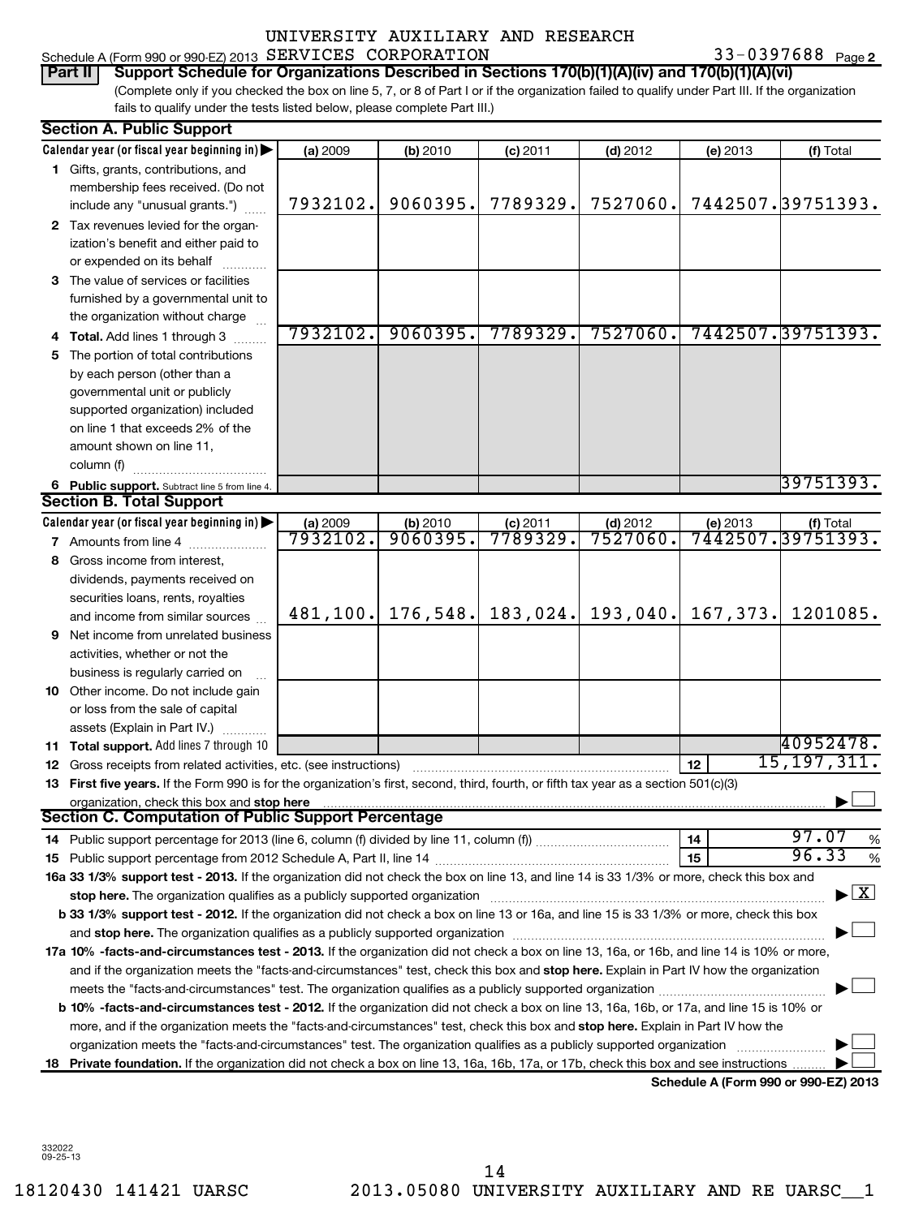UNIVERSITY AUXILIARY AND RESEARCH SERVICES CORPORATION 33-0397688

Schedule A (Form 990 or 990-EZ) 2013

**Part II Support Schedule for Organizations Described in Sections 170(b)(1)(A)(iv) and 170(b)(1)(A)(vi)**

(Complete only if you checked the box on line 5, 7, or 8 of Part I or if the organization failed to qualify under Part III. If the organization fails to qualify under the tests listed below, please complete Part III.)

**Section A. Public Support**

| Calendar year (or fiscal year beginning in) | (a) 2009 | (b) 2010 | (c) 2011 | (d) 2012 | (e) 2013 | (f) Total |
|---|---|---|---|---|---|---|
| 1 Gifts, grants, contributions, and membership fees received. (Do not include any "unusual grants.") | 7932102. | 9060395. | 7789329. | 7527060. | 7442507. | 39751393. |
| 2 Tax revenues levied for the organization's benefit and either paid to or expended on its behalf | | | | | | |
| 3 The value of services or facilities furnished by a governmental unit to the organization without charge | | | | | | |
| 4 **Total.** Add lines 1 through 3 | 7932102. | 9060395. | 7789329. | 7527060. | 7442507. | 39751393. |
| 5 The portion of total contributions by each person (other than a governmental unit or publicly supported organization) included on line 1 that exceeds 2% of the amount shown on line 11, column (f) | | | | | | |
| 6 **Public support.** Subtract line 5 from line 4. | | | | | | 39751393. |

**Section B. Total Support**

| Calendar year (or fiscal year beginning in) | (a) 2009 | (b) 2010 | (c) 2011 | (d) 2012 | (e) 2013 | (f) Total |
|---|---|---|---|---|---|---|
| 7 Amounts from line 4 | 7932102. | 9060395. | 7789329. | 7527060. | 7442507. | 39751393. |
| 8 Gross income from interest, dividends, payments received on securities loans, rents, royalties and income from similar sources | 481,100. | 176,548. | 183,024. | 193,040. | 167,373. | 1201085. |
| 9 Net income from unrelated business activities, whether or not the business is regularly carried on | | | | | | |
| 10 Other income. Do not include gain or loss from the sale of capital assets (Explain in Part IV.) | | | | | | |
| 11 **Total support.** Add lines 7 through 10 | | | | | | 40952478. |

12 Gross receipts from related activities, etc. (see instructions) | 12 | 15,197,311.

13 **First five years.** If the Form 990 is for the organization's first, second, third, fourth, or fifth tax year as a section 501(c)(3) organization, check this box and **stop here** ☐

**Section C. Computation of Public Support Percentage**

14 Public support percentage for 2013 (line 6, column (f) divided by line 11, column (f)) | 14 | 97.07 %

15 Public support percentage from 2012 Schedule A, Part II, line 14 | 15 | 96.33 %

**16a 33 1/3% support test - 2013.** If the organization did not check the box on line 13, and line 14 is 33 1/3% or more, check this box and **stop here.** The organization qualifies as a publicly supported organization ☒

**b 33 1/3% support test - 2012.** If the organization did not check a box on line 13 or 16a, and line 15 is 33 1/3% or more, check this box and **stop here.** The organization qualifies as a publicly supported organization ☐

**17a 10% -facts-and-circumstances test - 2013.** If the organization did not check a box on line 13, 16a, or 16b, and line 14 is 10% or more, and if the organization meets the "facts-and-circumstances" test, check this box and **stop here.** Explain in Part IV how the organization meets the "facts-and-circumstances" test. The organization qualifies as a publicly supported organization ☐

**b 10% -facts-and-circumstances test - 2012.** If the organization did not check a box on line 13, 16a, 16b, or 17a, and line 15 is 10% or more, and if the organization meets the "facts-and-circumstances" test, check this box and **stop here.** Explain in Part IV how the organization meets the "facts-and-circumstances" test. The organization qualifies as a publicly supported organization ☐

**18 Private foundation.** If the organization did not check a box on line 13, 16a, 16b, 17a, or 17b, check this box and see instructions ☐

**Schedule A (Form 990 or 990-EZ) 2013**

332022 09-25-13

18120430 141421 UARSC 2013.05080 UNIVERSITY AUXILIARY AND RE UARSC__1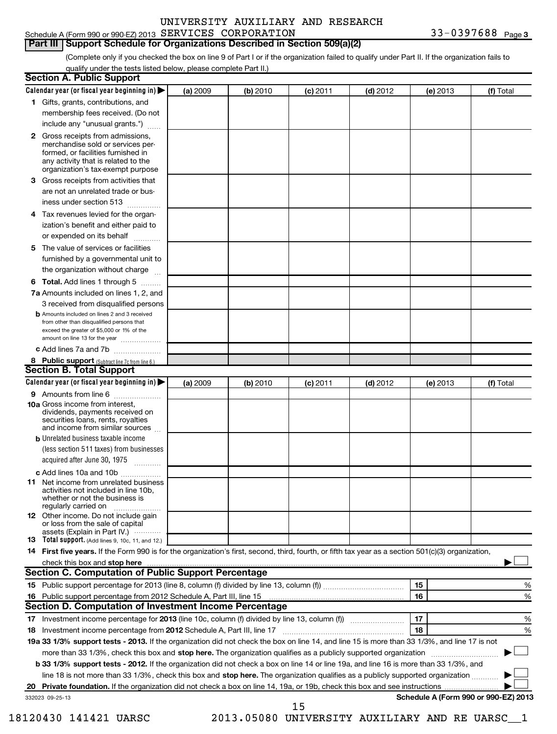UNIVERSITY AUXILIARY AND RESEARCH
Schedule A (Form 990 or 990-EZ) 2013 SERVICES CORPORATION 33-0397688 Page 3

**Part III Support Schedule for Organizations Described in Section 509(a)(2)**

(Complete only if you checked the box on line 9 of Part I or if the organization failed to qualify under Part II. If the organization fails to qualify under the tests listed below, please complete Part II.)

## Section A. Public Support

| Calendar year (or fiscal year beginning in) ▶ | (a) 2009 | (b) 2010 | (c) 2011 | (d) 2012 | (e) 2013 | (f) Total |
|---|---|---|---|---|---|---|
| 1 Gifts, grants, contributions, and membership fees received. (Do not include any "unusual grants.") | | | | | | |
| 2 Gross receipts from admissions, merchandise sold or services performed, or facilities furnished in any activity that is related to the organization's tax-exempt purpose | | | | | | |
| 3 Gross receipts from activities that are not an unrelated trade or business under section 513 | | | | | | |
| 4 Tax revenues levied for the organization's benefit and either paid to or expended on its behalf | | | | | | |
| 5 The value of services or facilities furnished by a governmental unit to the organization without charge | | | | | | |
| 6 **Total.** Add lines 1 through 5 | | | | | | |
| 7a Amounts included on lines 1, 2, and 3 received from disqualified persons | | | | | | |
| b Amounts included on lines 2 and 3 received from other than disqualified persons that exceed the greater of $5,000 or 1% of the amount on line 13 for the year | | | | | | |
| c Add lines 7a and 7b | | | | | | |
| 8 **Public support** (Subtract line 7c from line 6.) | | | | | | |

## Section B. Total Support

| Calendar year (or fiscal year beginning in) ▶ | (a) 2009 | (b) 2010 | (c) 2011 | (d) 2012 | (e) 2013 | (f) Total |
|---|---|---|---|---|---|---|
| 9 Amounts from line 6 | | | | | | |
| 10a Gross income from interest, dividends, payments received on securities loans, rents, royalties and income from similar sources | | | | | | |
| b Unrelated business taxable income (less section 511 taxes) from businesses acquired after June 30, 1975 | | | | | | |
| c Add lines 10a and 10b | | | | | | |
| 11 Net income from unrelated business activities not included in line 10b, whether or not the business is regularly carried on | | | | | | |
| 12 Other income. Do not include gain or loss from the sale of capital assets (Explain in Part IV.) | | | | | | |
| 13 **Total support.** (Add lines 9, 10c, 11, and 12.) | | | | | | |

14 **First five years.** If the Form 990 is for the organization's first, second, third, fourth, or fifth tax year as a section 501(c)(3) organization, check this box and **stop here** ▶ ☐

## Section C. Computation of Public Support Percentage

| | | | |
|---|---|---|---|
| 15 | Public support percentage for 2013 (line 8, column (f) divided by line 13, column (f)) | 15 | % |
| 16 | Public support percentage from 2012 Schedule A, Part III, line 15 | 16 | % |

## Section D. Computation of Investment Income Percentage

| | | | |
|---|---|---|---|
| 17 | Investment income percentage for **2013** (line 10c, column (f) divided by line 13, column (f)) | 17 | % |
| 18 | Investment income percentage from **2012** Schedule A, Part III, line 17 | 18 | % |

**19a 33 1/3% support tests - 2013.** If the organization did not check the box on line 14, and line 15 is more than 33 1/3%, and line 17 is not more than 33 1/3%, check this box and **stop here.** The organization qualifies as a publicly supported organization ▶ ☐

**b 33 1/3% support tests - 2012.** If the organization did not check a box on line 14 or line 19a, and line 16 is more than 33 1/3%, and line 18 is not more than 33 1/3%, check this box and **stop here.** The organization qualifies as a publicly supported organization ▶ ☐

**20 Private foundation.** If the organization did not check a box on line 14, 19a, or 19b, check this box and see instructions ▶ ☐

332023 09-25-13 **Schedule A (Form 990 or 990-EZ) 2013**

18120430 141421 UARSC 2013.05080 UNIVERSITY AUXILIARY AND RE UARSC__1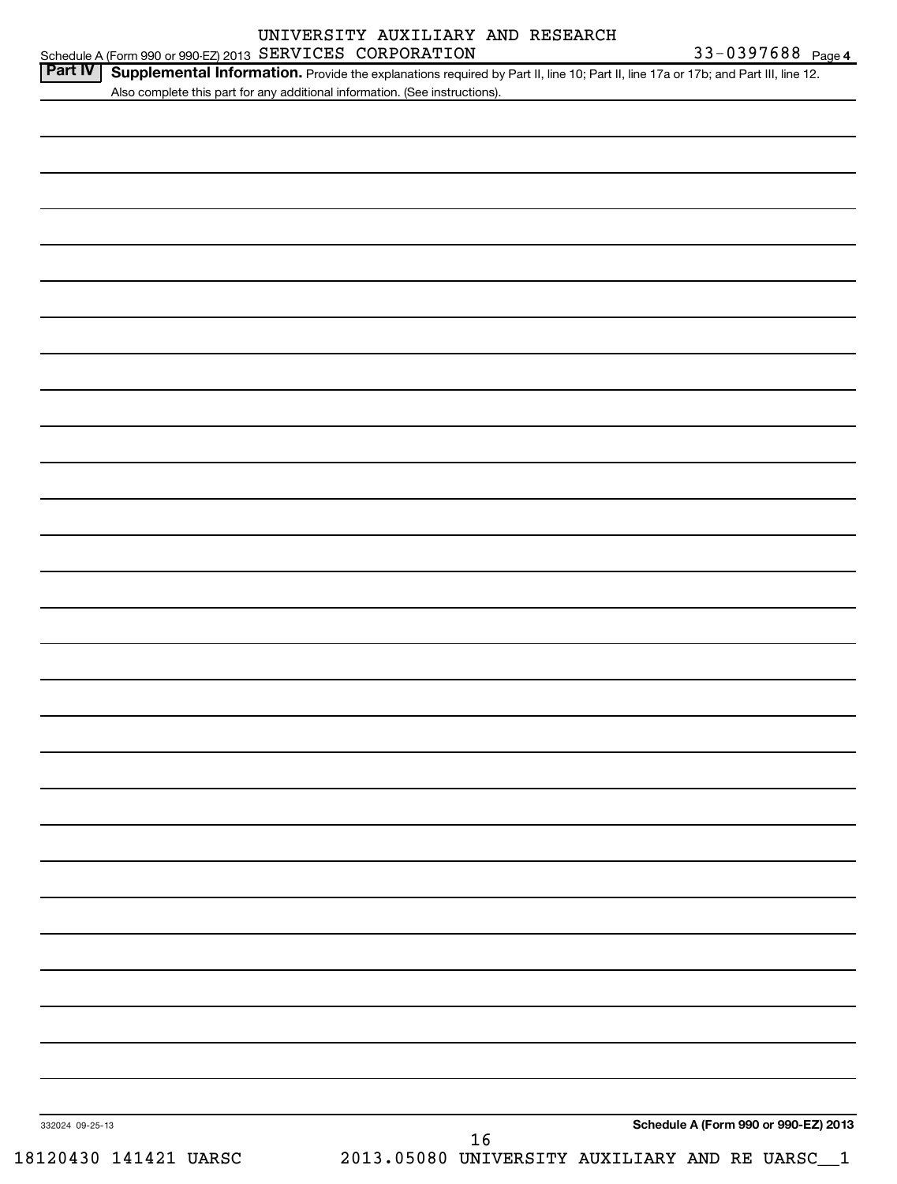UNIVERSITY AUXILIARY AND RESEARCH

Schedule A (Form 990 or 990-EZ) 2013 SERVICES CORPORATION 33-0397688 Page 4

**Part IV** **Supplemental Information.** Provide the explanations required by Part II, line 10; Part II, line 17a or 17b; and Part III, line 12. Also complete this part for any additional information. (See instructions).

332024 09-25-13

**Schedule A (Form 990 or 990-EZ) 2013**

18120430 141421 UARSC 2013.05080 UNIVERSITY AUXILIARY AND RE UARSC__1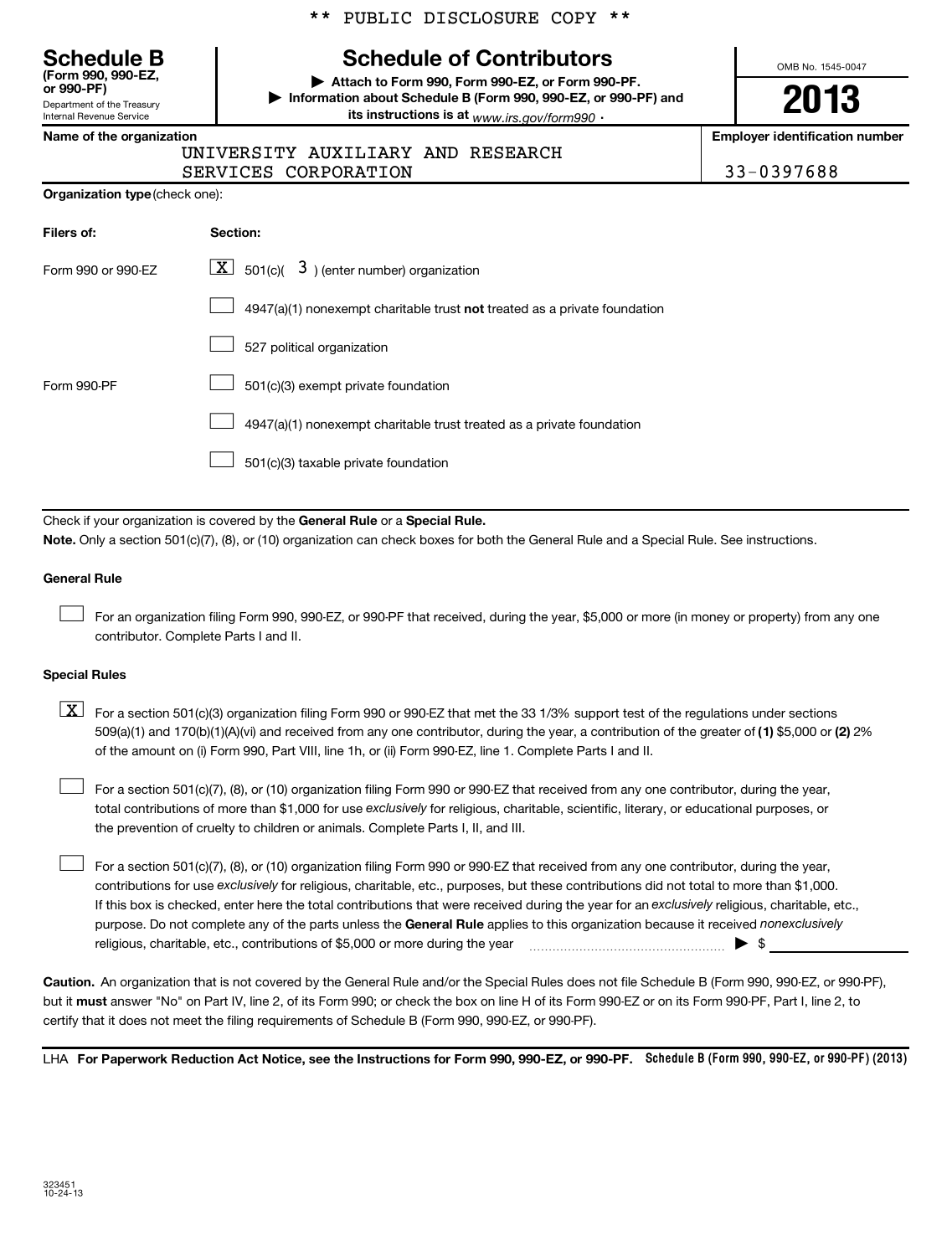** PUBLIC DISCLOSURE COPY **

# Schedule B

**(Form 990, 990-EZ, or 990-PF)**

Department of the Treasury
Internal Revenue Service

## Schedule of Contributors

▶ **Attach to Form 990, Form 990-EZ, or Form 990-PF.**

▶ **Information about Schedule B (Form 990, 990-EZ, or 990-PF) and its instructions is at** *www.irs.gov/form990* .

OMB No. 1545-0047

**2013**

**Name of the organization**

UNIVERSITY AUXILIARY AND RESEARCH SERVICES CORPORATION

**Employer identification number**

33-0397688

**Organization type** (check one):

| **Filers of:** | **Section:** |
|---|---|
| Form 990 or 990-EZ | [X] 501(c)( 3 ) (enter number) organization |
| | [ ] 4947(a)(1) nonexempt charitable trust **not** treated as a private foundation |
| | [ ] 527 political organization |
| Form 990-PF | [ ] 501(c)(3) exempt private foundation |
| | [ ] 4947(a)(1) nonexempt charitable trust treated as a private foundation |
| | [ ] 501(c)(3) taxable private foundation |

Check if your organization is covered by the **General Rule** or a **Special Rule.**

**Note.** Only a section 501(c)(7), (8), or (10) organization can check boxes for both the General Rule and a Special Rule. See instructions.

**General Rule**

[ ] For an organization filing Form 990, 990-EZ, or 990-PF that received, during the year, $5,000 or more (in money or property) from any one contributor. Complete Parts I and II.

**Special Rules**

[X] For a section 501(c)(3) organization filing Form 990 or 990-EZ that met the 33 1/3% support test of the regulations under sections 509(a)(1) and 170(b)(1)(A)(vi) and received from any one contributor, during the year, a contribution of the greater of **(1)** $5,000 or **(2)** 2% of the amount on (i) Form 990, Part VIII, line 1h, or (ii) Form 990-EZ, line 1. Complete Parts I and II.

[ ] For a section 501(c)(7), (8), or (10) organization filing Form 990 or 990-EZ that received from any one contributor, during the year, total contributions of more than $1,000 for use *exclusively* for religious, charitable, scientific, literary, or educational purposes, or the prevention of cruelty to children or animals. Complete Parts I, II, and III.

[ ] For a section 501(c)(7), (8), or (10) organization filing Form 990 or 990-EZ that received from any one contributor, during the year, contributions for use *exclusively* for religious, charitable, etc., purposes, but these contributions did not total to more than $1,000. If this box is checked, enter here the total contributions that were received during the year for an *exclusively* religious, charitable, etc., purpose. Do not complete any of the parts unless the **General Rule** applies to this organization because it received *nonexclusively* religious, charitable, etc., contributions of $5,000 or more during the year ▶ $

**Caution.** An organization that is not covered by the General Rule and/or the Special Rules does not file Schedule B (Form 990, 990-EZ, or 990-PF), but it **must** answer "No" on Part IV, line 2, of its Form 990; or check the box on line H of its Form 990-EZ or on its Form 990-PF, Part I, line 2, to certify that it does not meet the filing requirements of Schedule B (Form 990, 990-EZ, or 990-PF).

LHA **For Paperwork Reduction Act Notice, see the Instructions for Form 990, 990-EZ, or 990-PF.** **Schedule B (Form 990, 990-EZ, or 990-PF) (2013)**

323451
10-24-13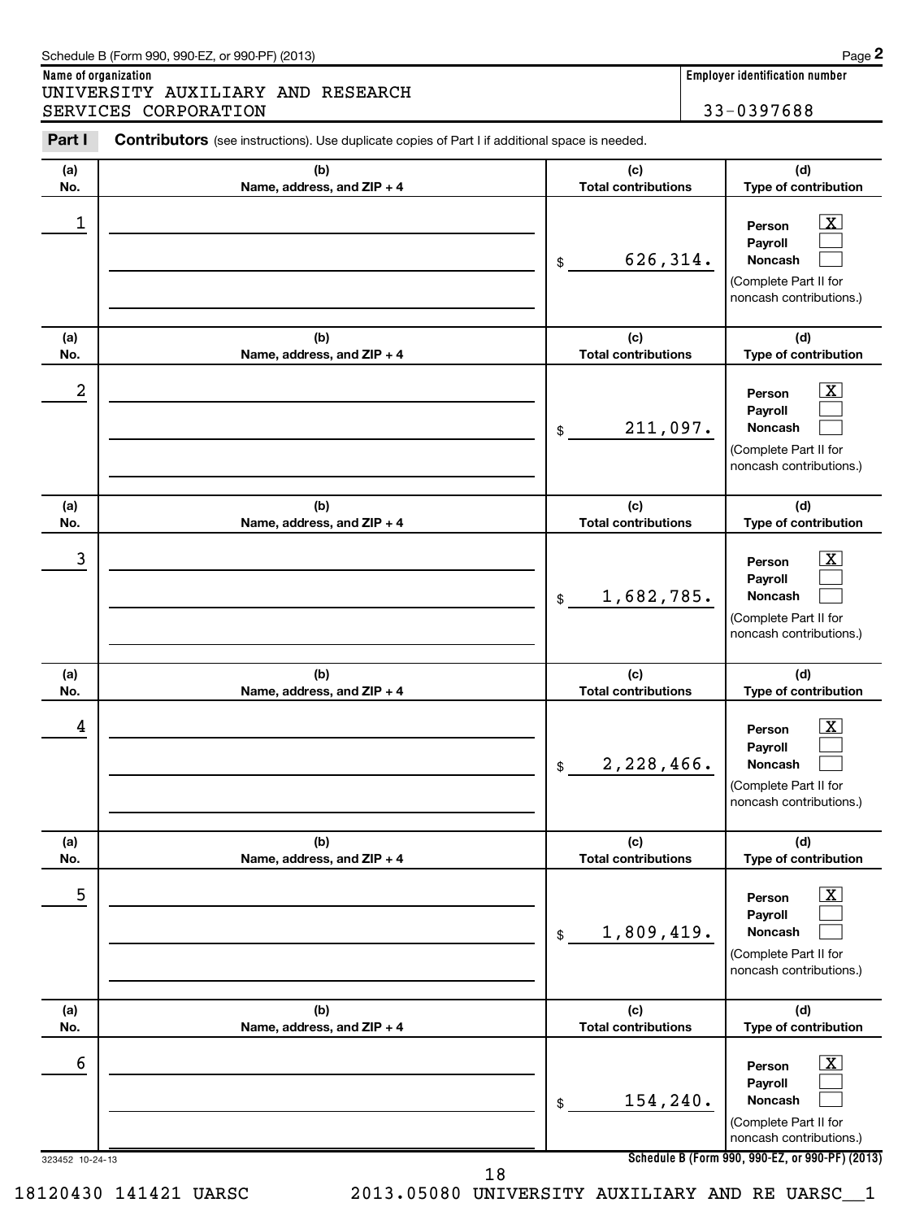Schedule B (Form 990, 990-EZ, or 990-PF) (2013)

**Name of organization**

UNIVERSITY AUXILIARY AND RESEARCH SERVICES CORPORATION

**Employer identification number**

33-0397688

**Part I** **Contributors** (see instructions). Use duplicate copies of Part I if additional space is needed.

| (a) No. | (b) Name, address, and ZIP + 4 | (c) Total contributions | (d) Type of contribution |
|---|---|---|---|
| 1 | | $ 626,314. | Person [X] Payroll [ ] Noncash [ ] (Complete Part II for noncash contributions.) |
| 2 | | $ 211,097. | Person [X] Payroll [ ] Noncash [ ] (Complete Part II for noncash contributions.) |
| 3 | | $ 1,682,785. | Person [X] Payroll [ ] Noncash [ ] (Complete Part II for noncash contributions.) |
| 4 | | $ 2,228,466. | Person [X] Payroll [ ] Noncash [ ] (Complete Part II for noncash contributions.) |
| 5 | | $ 1,809,419. | Person [X] Payroll [ ] Noncash [ ] (Complete Part II for noncash contributions.) |
| 6 | | $ 154,240. | Person [X] Payroll [ ] Noncash [ ] (Complete Part II for noncash contributions.) |

323452 10-24-13

**Schedule B (Form 990, 990-EZ, or 990-PF) (2013)**

18120430 141421 UARSC 2013.05080 UNIVERSITY AUXILIARY AND RE UARSC__1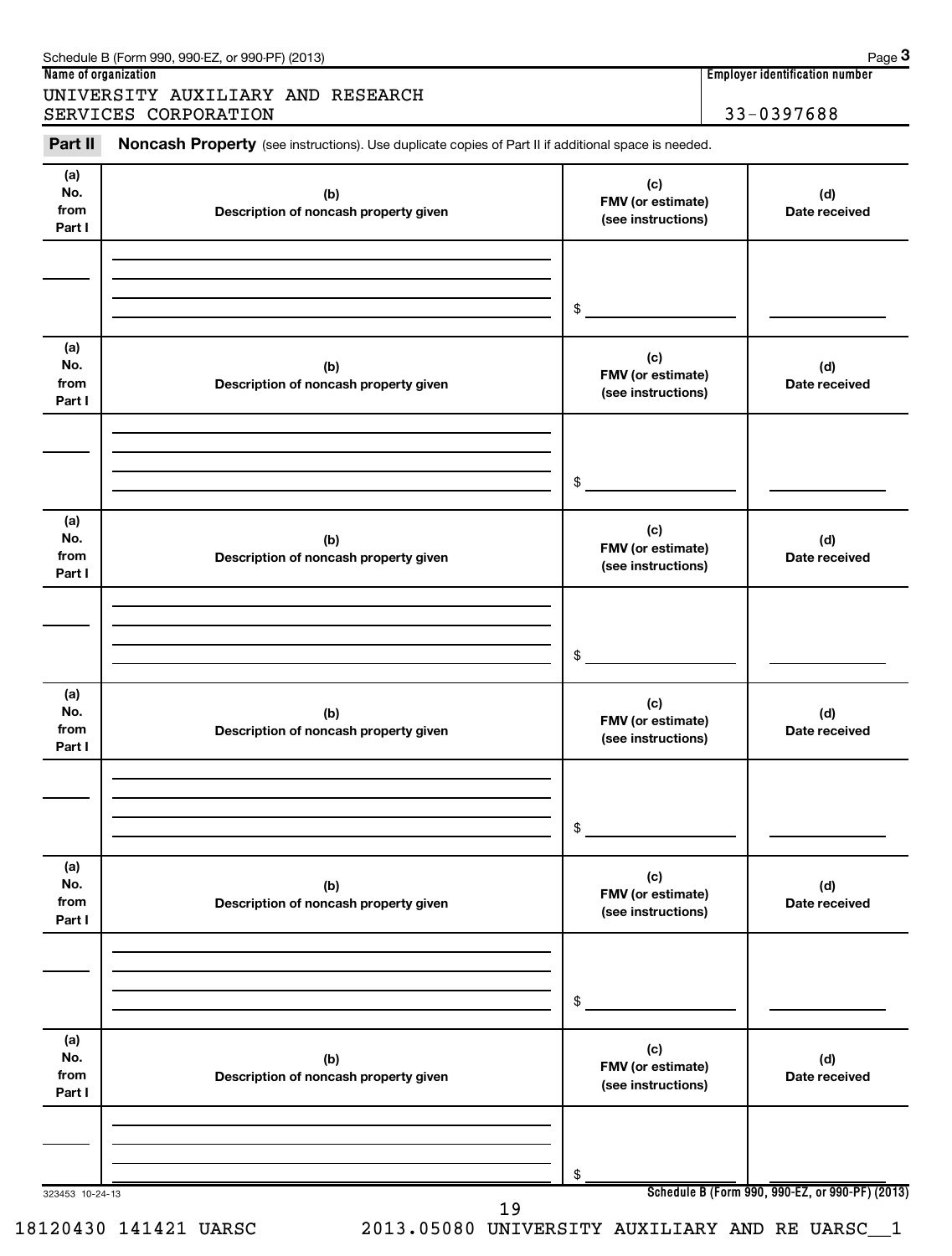Schedule B (Form 990, 990-EZ, or 990-PF) (2013)

**Name of organization**

UNIVERSITY AUXILIARY AND RESEARCH SERVICES CORPORATION

**Employer identification number**

33-0397688

**Part II** **Noncash Property** (see instructions). Use duplicate copies of Part II if additional space is needed.

| (a) No. from Part I | (b) Description of noncash property given | (c) FMV (or estimate) (see instructions) | (d) Date received |
|---|---|---|---|
| | | $ | |

| (a) No. from Part I | (b) Description of noncash property given | (c) FMV (or estimate) (see instructions) | (d) Date received |
|---|---|---|---|
| | | $ | |

| (a) No. from Part I | (b) Description of noncash property given | (c) FMV (or estimate) (see instructions) | (d) Date received |
|---|---|---|---|
| | | $ | |

| (a) No. from Part I | (b) Description of noncash property given | (c) FMV (or estimate) (see instructions) | (d) Date received |
|---|---|---|---|
| | | $ | |

| (a) No. from Part I | (b) Description of noncash property given | (c) FMV (or estimate) (see instructions) | (d) Date received |
|---|---|---|---|
| | | $ | |

| (a) No. from Part I | (b) Description of noncash property given | (c) FMV (or estimate) (see instructions) | (d) Date received |
|---|---|---|---|
| | | $ | |

323453 10-24-13

**Schedule B (Form 990, 990-EZ, or 990-PF) (2013)**

18120430 141421 UARSC 2013.05080 UNIVERSITY AUXILIARY AND RE UARSC__1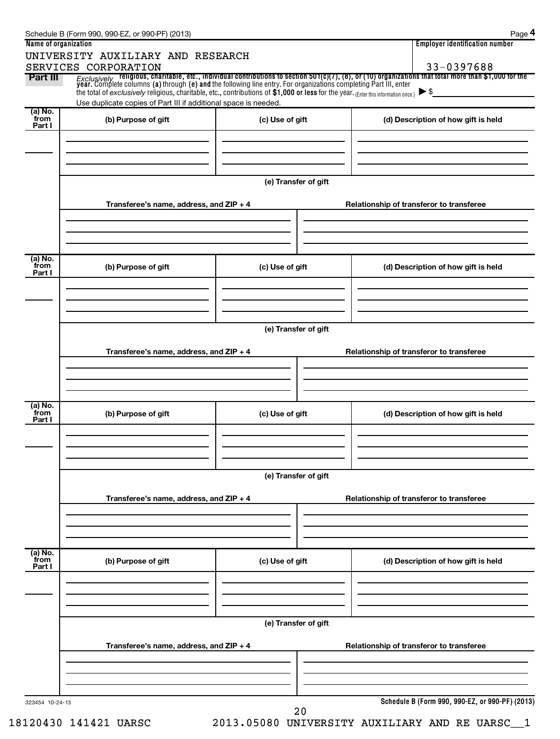Schedule B (Form 990, 990-EZ, or 990-PF) (2013)

| Name of organization | Employer identification number |
|---|---|
| UNIVERSITY AUXILIARY AND RESEARCH SERVICES CORPORATION | 33-0397688 |

**Part III** *Exclusively* **religious, charitable, etc., individual contributions to section 501(c)(7), (8), or (10) organizations that total more than $1,000 for the year.** Complete columns **(a)** through **(e) and** the following line entry. For organizations completing Part III, enter the total of *exclusively* religious, charitable, etc., contributions of **$1,000 or less** for the year. (Enter this information once.) ▶ $

Use duplicate copies of Part III if additional space is needed.

| (a) No. from Part I | (b) Purpose of gift | (c) Use of gift | (d) Description of how gift is held |
|---|---|---|---|
| | | | |

**(e) Transfer of gift**

| Transferee's name, address, and ZIP + 4 | Relationship of transferor to transferee |
|---|---|
| | |

| (a) No. from Part I | (b) Purpose of gift | (c) Use of gift | (d) Description of how gift is held |
|---|---|---|---|
| | | | |

**(e) Transfer of gift**

| Transferee's name, address, and ZIP + 4 | Relationship of transferor to transferee |
|---|---|
| | |

| (a) No. from Part I | (b) Purpose of gift | (c) Use of gift | (d) Description of how gift is held |
|---|---|---|---|
| | | | |

**(e) Transfer of gift**

| Transferee's name, address, and ZIP + 4 | Relationship of transferor to transferee |
|---|---|
| | |

| (a) No. from Part I | (b) Purpose of gift | (c) Use of gift | (d) Description of how gift is held |
|---|---|---|---|
| | | | |

**(e) Transfer of gift**

| Transferee's name, address, and ZIP + 4 | Relationship of transferor to transferee |
|---|---|
| | |

323454 10-24-13

**Schedule B (Form 990, 990-EZ, or 990-PF) (2013)**

18120430 141421 UARSC 2013.05080 UNIVERSITY AUXILIARY AND RE UARSC__1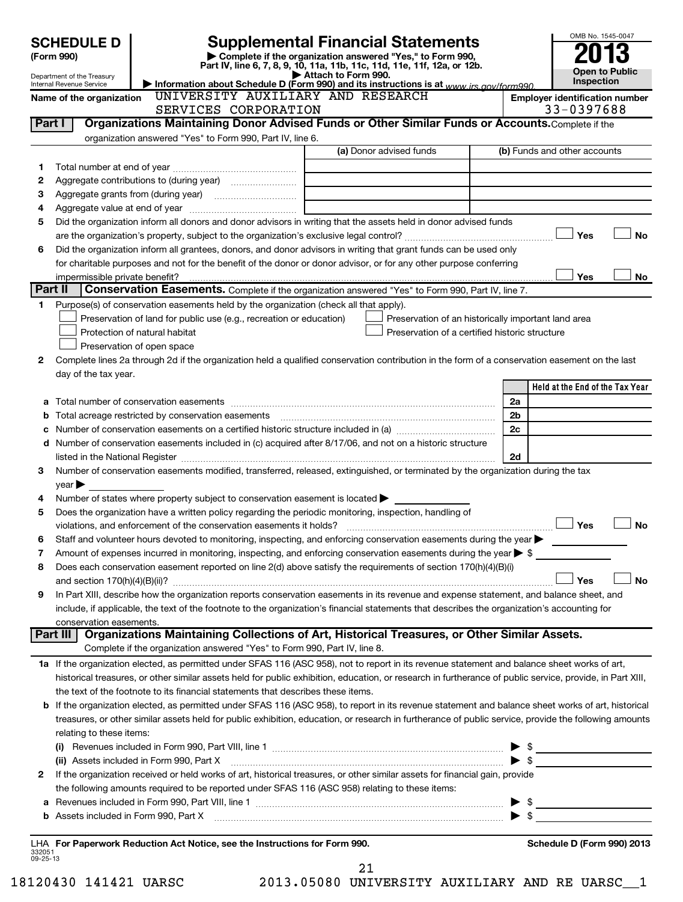**SCHEDULE D (Form 990)**

Department of the Treasury
Internal Revenue Service

# Supplemental Financial Statements

▶ Complete if the organization answered "Yes," to Form 990, Part IV, line 6, 7, 8, 9, 10, 11a, 11b, 11c, 11d, 11e, 11f, 12a, or 12b.
▶ Attach to Form 990.
▶ Information about Schedule D (Form 990) and its instructions is at www.irs.gov/form990.

OMB No. 1545-0047
**2013**
**Open to Public Inspection**

**Name of the organization** UNIVERSITY AUXILIARY AND RESEARCH SERVICES CORPORATION

**Employer identification number** 33-0397688

## Part I Organizations Maintaining Donor Advised Funds or Other Similar Funds or Accounts.

Complete if the organization answered "Yes" to Form 990, Part IV, line 6.

| | | (a) Donor advised funds | (b) Funds and other accounts |
|---|---|---|---|
| 1 | Total number at end of year | | |
| 2 | Aggregate contributions to (during year) | | |
| 3 | Aggregate grants from (during year) | | |
| 4 | Aggregate value at end of year | | |

5 Did the organization inform all donors and donor advisors in writing that the assets held in donor advised funds are the organization's property, subject to the organization's exclusive legal control? ☐ Yes ☐ No

6 Did the organization inform all grantees, donors, and donor advisors in writing that grant funds can be used only for charitable purposes and not for the benefit of the donor or donor advisor, or for any other purpose conferring impermissible private benefit? ☐ Yes ☐ No

## Part II Conservation Easements.

Complete if the organization answered "Yes" to Form 990, Part IV, line 7.

1 Purpose(s) of conservation easements held by the organization (check all that apply).
- ☐ Preservation of land for public use (e.g., recreation or education)
- ☐ Protection of natural habitat
- ☐ Preservation of open space
- ☐ Preservation of an historically important land area
- ☐ Preservation of a certified historic structure

2 Complete lines 2a through 2d if the organization held a qualified conservation contribution in the form of a conservation easement on the last day of the tax year.

| | | | Held at the End of the Tax Year |
|---|---|---|---|
| a | Total number of conservation easements | 2a | |
| b | Total acreage restricted by conservation easements | 2b | |
| c | Number of conservation easements on a certified historic structure included in (a) | 2c | |
| d | Number of conservation easements included in (c) acquired after 8/17/06, and not on a historic structure listed in the National Register | 2d | |

3 Number of conservation easements modified, transferred, released, extinguished, or terminated by the organization during the tax year ▶

4 Number of states where property subject to conservation easement is located ▶

5 Does the organization have a written policy regarding the periodic monitoring, inspection, handling of violations, and enforcement of the conservation easements it holds? ☐ Yes ☐ No

6 Staff and volunteer hours devoted to monitoring, inspecting, and enforcing conservation easements during the year ▶

7 Amount of expenses incurred in monitoring, inspecting, and enforcing conservation easements during the year ▶ $

8 Does each conservation easement reported on line 2(d) above satisfy the requirements of section 170(h)(4)(B)(i) and section 170(h)(4)(B)(ii)? ☐ Yes ☐ No

9 In Part XIII, describe how the organization reports conservation easements in its revenue and expense statement, and balance sheet, and include, if applicable, the text of the footnote to the organization's financial statements that describes the organization's accounting for conservation easements.

## Part III Organizations Maintaining Collections of Art, Historical Treasures, or Other Similar Assets.

Complete if the organization answered "Yes" to Form 990, Part IV, line 8.

1a If the organization elected, as permitted under SFAS 116 (ASC 958), not to report in its revenue statement and balance sheet works of art, historical treasures, or other similar assets held for public exhibition, education, or research in furtherance of public service, provide, in Part XIII, the text of the footnote to its financial statements that describes these items.

b If the organization elected, as permitted under SFAS 116 (ASC 958), to report in its revenue statement and balance sheet works of art, historical treasures, or other similar assets held for public exhibition, education, or research in furtherance of public service, provide the following amounts relating to these items:

(i) Revenues included in Form 990, Part VIII, line 1 ▶ $

(ii) Assets included in Form 990, Part X ▶ $

2 If the organization received or held works of art, historical treasures, or other similar assets for financial gain, provide the following amounts required to be reported under SFAS 116 (ASC 958) relating to these items:

a Revenues included in Form 990, Part VIII, line 1 ▶ $

b Assets included in Form 990, Part X ▶ $

LHA **For Paperwork Reduction Act Notice, see the Instructions for Form 990.** **Schedule D (Form 990) 2013**

332051
09-25-13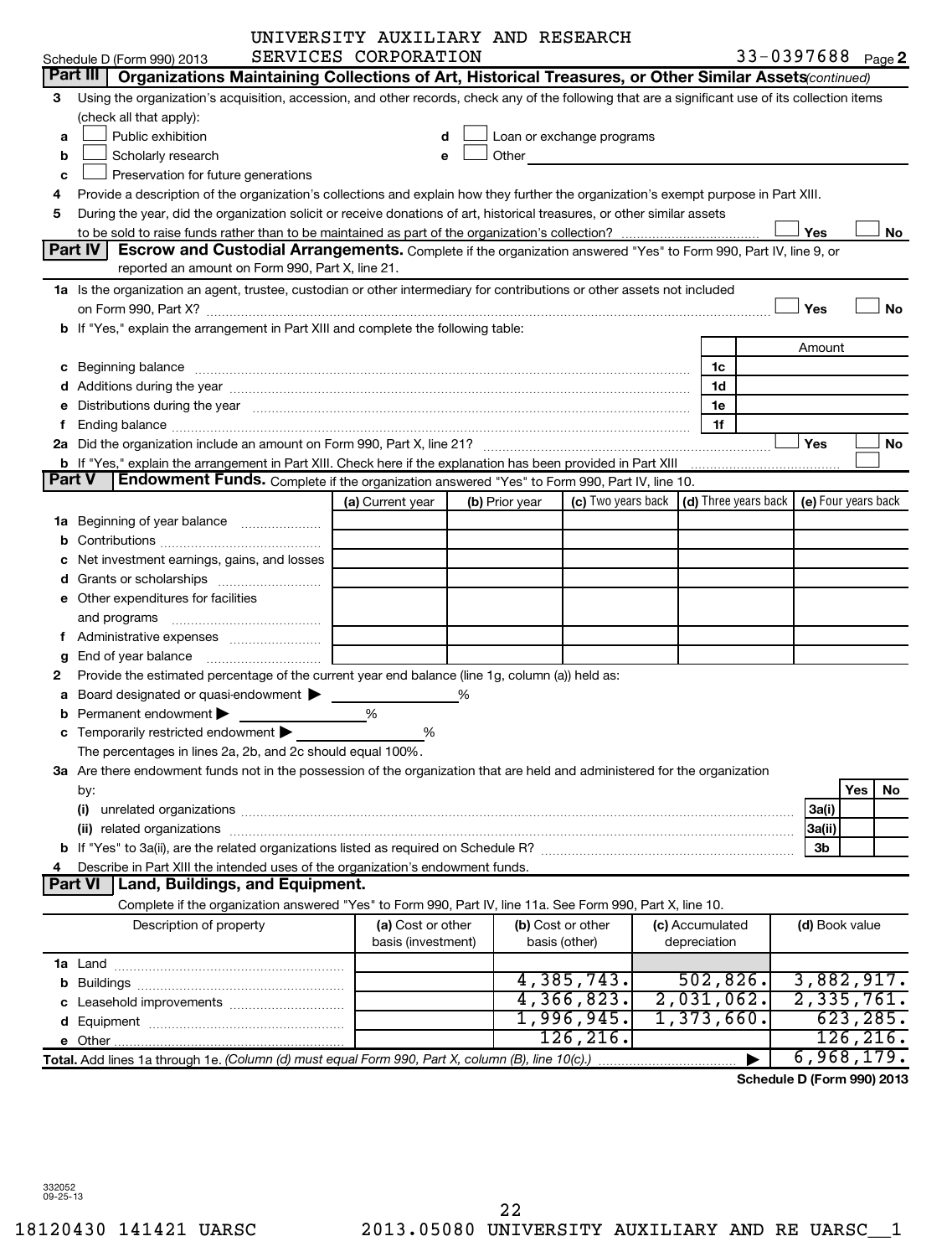UNIVERSITY AUXILIARY AND RESEARCH SERVICES CORPORATION

Schedule D (Form 990) 2013 — 33-0397688 Page 2

## Part III Organizations Maintaining Collections of Art, Historical Treasures, or Other Similar Assets *(continued)*

3 Using the organization's acquisition, accession, and other records, check any of the following that are a significant use of its collection items (check all that apply):

- a ☐ Public exhibition
- b ☐ Scholarly research
- c ☐ Preservation for future generations
- d ☐ Loan or exchange programs
- e ☐ Other

4 Provide a description of the organization's collections and explain how they further the organization's exempt purpose in Part XIII.

5 During the year, did the organization solicit or receive donations of art, historical treasures, or other similar assets to be sold to raise funds rather than to be maintained as part of the organization's collection? ☐ Yes ☐ No

## Part IV Escrow and Custodial Arrangements.

Complete if the organization answered "Yes" to Form 990, Part IV, line 9, or reported an amount on Form 990, Part X, line 21.

1a Is the organization an agent, trustee, custodian or other intermediary for contributions or other assets not included on Form 990, Part X? ☐ Yes ☐ No

b If "Yes," explain the arrangement in Part XIII and complete the following table:

| | | Amount |
|---|---|---|
| c Beginning balance | 1c | |
| d Additions during the year | 1d | |
| e Distributions during the year | 1e | |
| f Ending balance | 1f | |

2a Did the organization include an amount on Form 990, Part X, line 21? ☐ Yes ☐ No

b If "Yes," explain the arrangement in Part XIII. Check here if the explanation has been provided in Part XIII ☐

## Part V Endowment Funds.

Complete if the organization answered "Yes" to Form 990, Part IV, line 10.

| | (a) Current year | (b) Prior year | (c) Two years back | (d) Three years back | (e) Four years back |
|---|---|---|---|---|---|
| 1a Beginning of year balance | | | | | |
| b Contributions | | | | | |
| c Net investment earnings, gains, and losses | | | | | |
| d Grants or scholarships | | | | | |
| e Other expenditures for facilities and programs | | | | | |
| f Administrative expenses | | | | | |
| g End of year balance | | | | | |

2 Provide the estimated percentage of the current year end balance (line 1g, column (a)) held as:

a Board designated or quasi-endowment ▶ \_\_\_\_\_ %

b Permanent endowment ▶ \_\_\_\_\_ %

c Temporarily restricted endowment ▶ \_\_\_\_\_ %

The percentages in lines 2a, 2b, and 2c should equal 100%.

3a Are there endowment funds not in the possession of the organization that are held and administered for the organization by:

| | | Yes | No |
|---|---|---|---|
| (i) unrelated organizations | 3a(i) | | |
| (ii) related organizations | 3a(ii) | | |
| b If "Yes" to 3a(ii), are the related organizations listed as required on Schedule R? | 3b | | |

4 Describe in Part XIII the intended uses of the organization's endowment funds.

## Part VI Land, Buildings, and Equipment.

Complete if the organization answered "Yes" to Form 990, Part IV, line 11a. See Form 990, Part X, line 10.

| Description of property | (a) Cost or other basis (investment) | (b) Cost or other basis (other) | (c) Accumulated depreciation | (d) Book value |
|---|---|---|---|---|
| 1a Land | | | | |
| b Buildings | | 4,385,743. | 502,826. | 3,882,917. |
| c Leasehold improvements | | 4,366,823. | 2,031,062. | 2,335,761. |
| d Equipment | | 1,996,945. | 1,373,660. | 623,285. |
| e Other | | 126,216. | | 126,216. |
| **Total.** Add lines 1a through 1e. *(Column (d) must equal Form 990, Part X, column (B), line 10(c).)* ▶ | | | | 6,968,179. |

**Schedule D (Form 990) 2013**

332052 09-25-13

18120430 141421 UARSC 2013.05080 UNIVERSITY AUXILIARY AND RE UARSC__1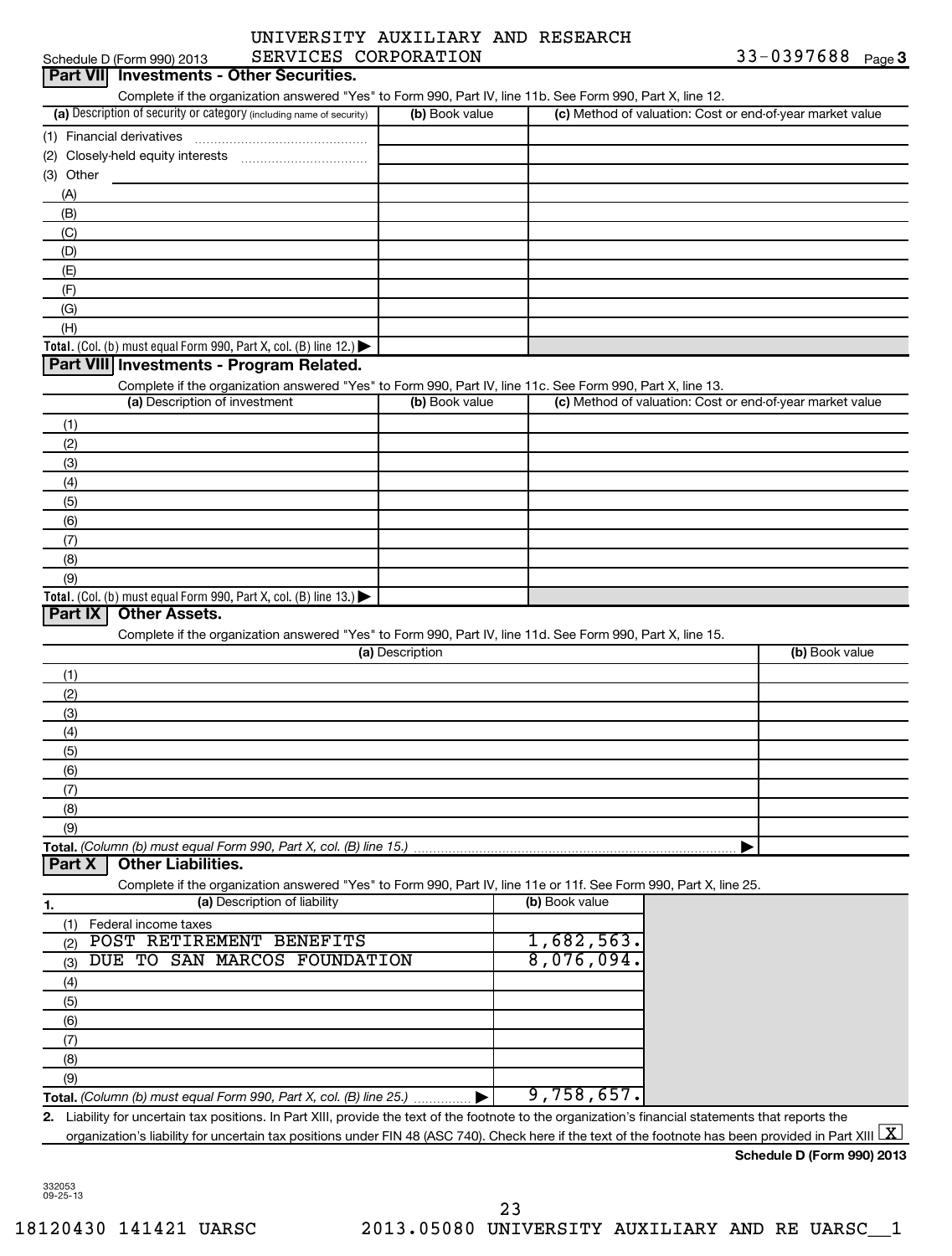Schedule D (Form 990) 2013 UNIVERSITY AUXILIARY AND RESEARCH SERVICES CORPORATION 33-0397688 Page 3

## Part VII Investments - Other Securities.

Complete if the organization answered "Yes" to Form 990, Part IV, line 11b. See Form 990, Part X, line 12.

| (a) Description of security or category (including name of security) | (b) Book value | (c) Method of valuation: Cost or end-of-year market value |
|---|---|---|
| (1) Financial derivatives | | |
| (2) Closely-held equity interests | | |
| (3) Other | | |
| (A) | | |
| (B) | | |
| (C) | | |
| (D) | | |
| (E) | | |
| (F) | | |
| (G) | | |
| (H) | | |
| **Total.** (Col. (b) must equal Form 990, Part X, col. (B) line 12.) ▶ | | |

## Part VIII Investments - Program Related.

Complete if the organization answered "Yes" to Form 990, Part IV, line 11c. See Form 990, Part X, line 13.

| (a) Description of investment | (b) Book value | (c) Method of valuation: Cost or end-of-year market value |
|---|---|---|
| (1) | | |
| (2) | | |
| (3) | | |
| (4) | | |
| (5) | | |
| (6) | | |
| (7) | | |
| (8) | | |
| (9) | | |
| **Total.** (Col. (b) must equal Form 990, Part X, col. (B) line 13.) ▶ | | |

## Part IX Other Assets.

Complete if the organization answered "Yes" to Form 990, Part IV, line 11d. See Form 990, Part X, line 15.

| (a) Description | (b) Book value |
|---|---|
| (1) | |
| (2) | |
| (3) | |
| (4) | |
| (5) | |
| (6) | |
| (7) | |
| (8) | |
| (9) | |
| **Total.** *(Column (b) must equal Form 990, Part X, col. (B) line 15.)* ▶ | |

## Part X Other Liabilities.

Complete if the organization answered "Yes" to Form 990, Part IV, line 11e or 11f. See Form 990, Part X, line 25.

| 1. (a) Description of liability | (b) Book value |
|---|---|
| (1) Federal income taxes | |
| (2) POST RETIREMENT BENEFITS | 1,682,563. |
| (3) DUE TO SAN MARCOS FOUNDATION | 8,076,094. |
| (4) | |
| (5) | |
| (6) | |
| (7) | |
| (8) | |
| (9) | |
| **Total.** *(Column (b) must equal Form 990, Part X, col. (B) line 25.)* ▶ | 9,758,657. |

**2.** Liability for uncertain tax positions. In Part XIII, provide the text of the footnote to the organization's financial statements that reports the organization's liability for uncertain tax positions under FIN 48 (ASC 740). Check here if the text of the footnote has been provided in Part XIII [X]

**Schedule D (Form 990) 2013**

332053
09-25-13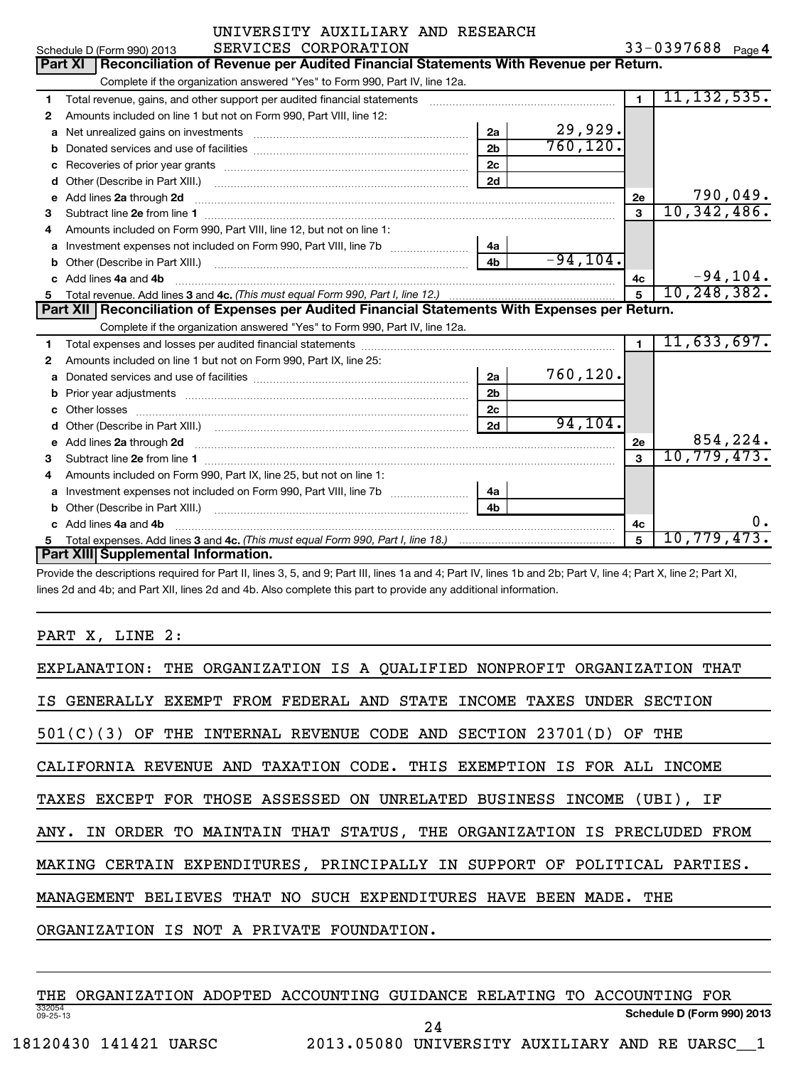UNIVERSITY AUXILIARY AND RESEARCH SERVICES CORPORATION

Schedule D (Form 990) 2013 — 33-0397688 Page 4

## Part XI Reconciliation of Revenue per Audited Financial Statements With Revenue per Return.

Complete if the organization answered "Yes" to Form 990, Part IV, line 12a.

| | | | | | |
|---|---|---|---|---|---|
| 1 | Total revenue, gains, and other support per audited financial statements | | | 1 | 11,132,535. |
| 2 | Amounts included on line 1 but not on Form 990, Part VIII, line 12: | | | | |
| a | Net unrealized gains on investments | 2a | 29,929. | | |
| b | Donated services and use of facilities | 2b | 760,120. | | |
| c | Recoveries of prior year grants | 2c | | | |
| d | Other (Describe in Part XIII.) | 2d | | | |
| e | Add lines 2a through 2d | | | 2e | 790,049. |
| 3 | Subtract line 2e from line 1 | | | 3 | 10,342,486. |
| 4 | Amounts included on Form 990, Part VIII, line 12, but not on line 1: | | | | |
| a | Investment expenses not included on Form 990, Part VIII, line 7b | 4a | | | |
| b | Other (Describe in Part XIII.) | 4b | -94,104. | | |
| c | Add lines 4a and 4b | | | 4c | -94,104. |
| 5 | Total revenue. Add lines 3 and 4c. *(This must equal Form 990, Part I, line 12.)* | | | 5 | 10,248,382. |

## Part XII Reconciliation of Expenses per Audited Financial Statements With Expenses per Return.

Complete if the organization answered "Yes" to Form 990, Part IV, line 12a.

| | | | | | |
|---|---|---|---|---|---|
| 1 | Total expenses and losses per audited financial statements | | | 1 | 11,633,697. |
| 2 | Amounts included on line 1 but not on Form 990, Part IX, line 25: | | | | |
| a | Donated services and use of facilities | 2a | 760,120. | | |
| b | Prior year adjustments | 2b | | | |
| c | Other losses | 2c | | | |
| d | Other (Describe in Part XIII.) | 2d | 94,104. | | |
| e | Add lines 2a through 2d | | | 2e | 854,224. |
| 3 | Subtract line 2e from line 1 | | | 3 | 10,779,473. |
| 4 | Amounts included on Form 990, Part IX, line 25, but not on line 1: | | | | |
| a | Investment expenses not included on Form 990, Part VIII, line 7b | 4a | | | |
| b | Other (Describe in Part XIII.) | 4b | | | |
| c | Add lines 4a and 4b | | | 4c | 0. |
| 5 | Total expenses. Add lines 3 and 4c. *(This must equal Form 990, Part I, line 18.)* | | | 5 | 10,779,473. |

## Part XIII Supplemental Information.

Provide the descriptions required for Part II, lines 3, 5, and 9; Part III, lines 1a and 4; Part IV, lines 1b and 2b; Part V, line 4; Part X, line 2; Part XI, lines 2d and 4b; and Part XII, lines 2d and 4b. Also complete this part to provide any additional information.

PART X, LINE 2:

EXPLANATION: THE ORGANIZATION IS A QUALIFIED NONPROFIT ORGANIZATION THAT IS GENERALLY EXEMPT FROM FEDERAL AND STATE INCOME TAXES UNDER SECTION 501(C)(3) OF THE INTERNAL REVENUE CODE AND SECTION 23701(D) OF THE CALIFORNIA REVENUE AND TAXATION CODE. THIS EXEMPTION IS FOR ALL INCOME TAXES EXCEPT FOR THOSE ASSESSED ON UNRELATED BUSINESS INCOME (UBI), IF ANY. IN ORDER TO MAINTAIN THAT STATUS, THE ORGANIZATION IS PRECLUDED FROM MAKING CERTAIN EXPENDITURES, PRINCIPALLY IN SUPPORT OF POLITICAL PARTIES. MANAGEMENT BELIEVES THAT NO SUCH EXPENDITURES HAVE BEEN MADE. THE ORGANIZATION IS NOT A PRIVATE FOUNDATION.

THE ORGANIZATION ADOPTED ACCOUNTING GUIDANCE RELATING TO ACCOUNTING FOR

Schedule D (Form 990) 2013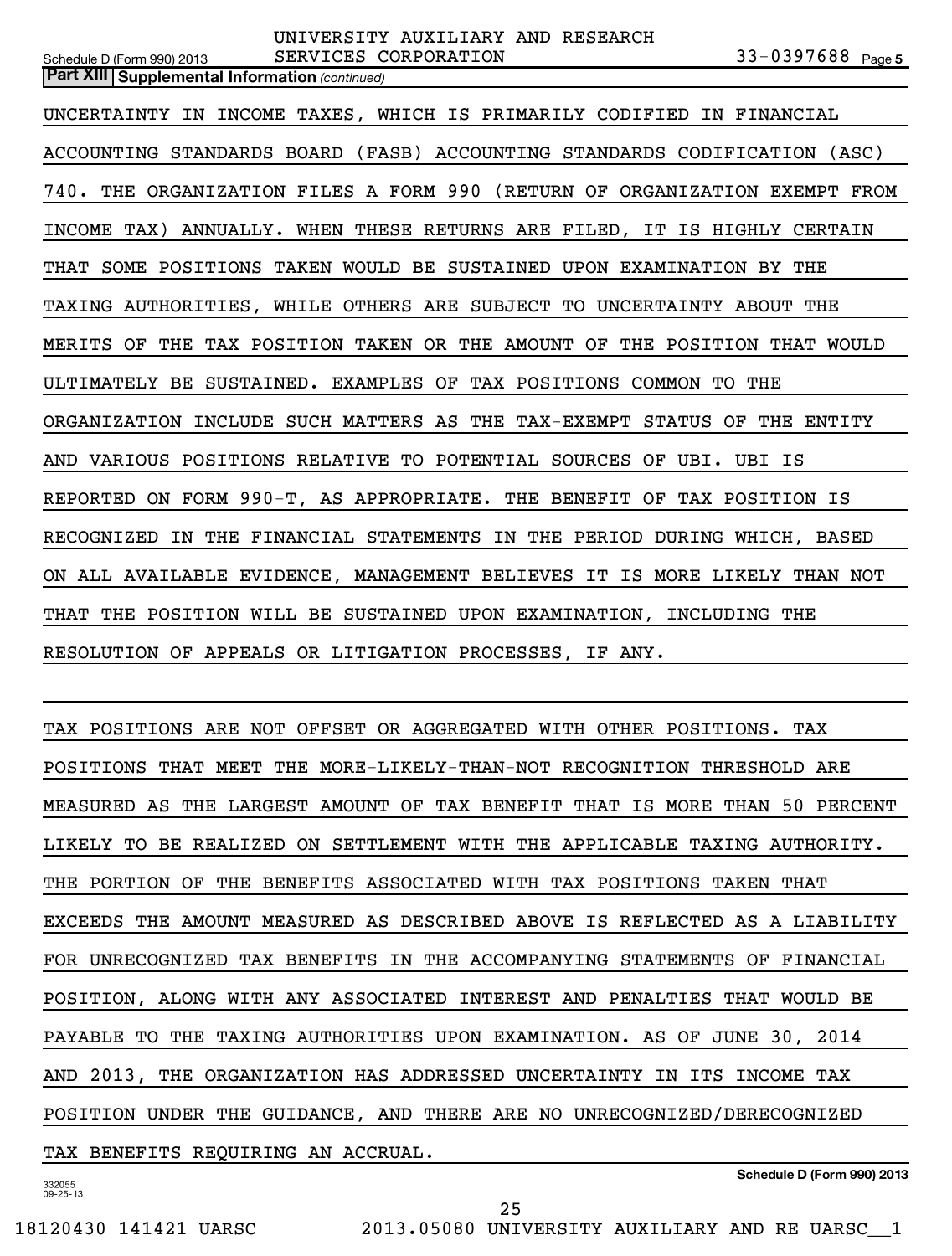**Part XIII Supplemental Information** *(continued)*

UNCERTAINTY IN INCOME TAXES, WHICH IS PRIMARILY CODIFIED IN FINANCIAL ACCOUNTING STANDARDS BOARD (FASB) ACCOUNTING STANDARDS CODIFICATION (ASC) 740. THE ORGANIZATION FILES A FORM 990 (RETURN OF ORGANIZATION EXEMPT FROM INCOME TAX) ANNUALLY. WHEN THESE RETURNS ARE FILED, IT IS HIGHLY CERTAIN THAT SOME POSITIONS TAKEN WOULD BE SUSTAINED UPON EXAMINATION BY THE TAXING AUTHORITIES, WHILE OTHERS ARE SUBJECT TO UNCERTAINTY ABOUT THE MERITS OF THE TAX POSITION TAKEN OR THE AMOUNT OF THE POSITION THAT WOULD ULTIMATELY BE SUSTAINED. EXAMPLES OF TAX POSITIONS COMMON TO THE ORGANIZATION INCLUDE SUCH MATTERS AS THE TAX-EXEMPT STATUS OF THE ENTITY AND VARIOUS POSITIONS RELATIVE TO POTENTIAL SOURCES OF UBI. UBI IS REPORTED ON FORM 990-T, AS APPROPRIATE. THE BENEFIT OF TAX POSITION IS RECOGNIZED IN THE FINANCIAL STATEMENTS IN THE PERIOD DURING WHICH, BASED ON ALL AVAILABLE EVIDENCE, MANAGEMENT BELIEVES IT IS MORE LIKELY THAN NOT THAT THE POSITION WILL BE SUSTAINED UPON EXAMINATION, INCLUDING THE RESOLUTION OF APPEALS OR LITIGATION PROCESSES, IF ANY.

TAX POSITIONS ARE NOT OFFSET OR AGGREGATED WITH OTHER POSITIONS. TAX POSITIONS THAT MEET THE MORE-LIKELY-THAN-NOT RECOGNITION THRESHOLD ARE MEASURED AS THE LARGEST AMOUNT OF TAX BENEFIT THAT IS MORE THAN 50 PERCENT LIKELY TO BE REALIZED ON SETTLEMENT WITH THE APPLICABLE TAXING AUTHORITY. THE PORTION OF THE BENEFITS ASSOCIATED WITH TAX POSITIONS TAKEN THAT EXCEEDS THE AMOUNT MEASURED AS DESCRIBED ABOVE IS REFLECTED AS A LIABILITY FOR UNRECOGNIZED TAX BENEFITS IN THE ACCOMPANYING STATEMENTS OF FINANCIAL POSITION, ALONG WITH ANY ASSOCIATED INTEREST AND PENALTIES THAT WOULD BE PAYABLE TO THE TAXING AUTHORITIES UPON EXAMINATION. AS OF JUNE 30, 2014 AND 2013, THE ORGANIZATION HAS ADDRESSED UNCERTAINTY IN ITS INCOME TAX POSITION UNDER THE GUIDANCE, AND THERE ARE NO UNRECOGNIZED/DERECOGNIZED TAX BENEFITS REQUIRING AN ACCRUAL.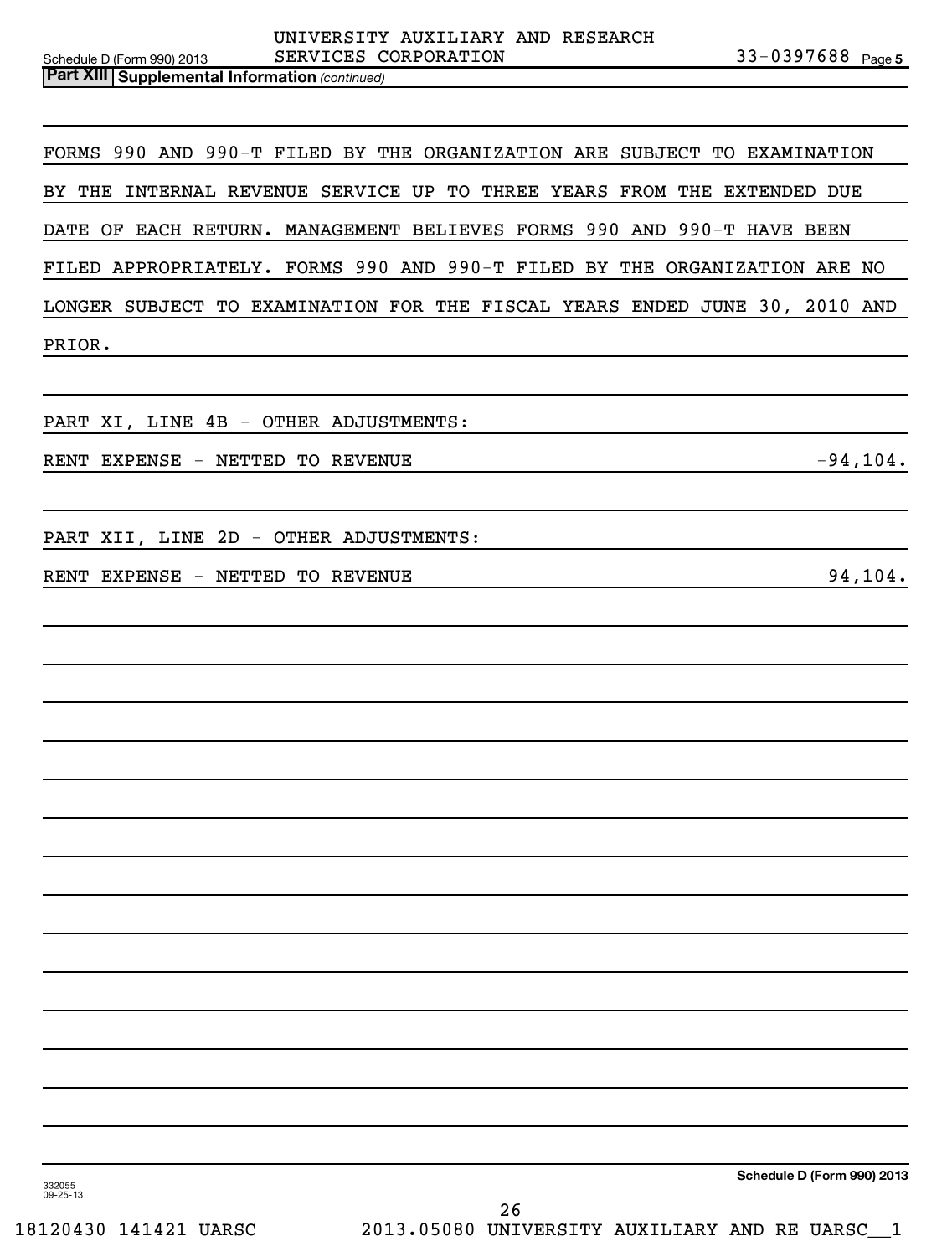**Part XIII Supplemental Information** *(continued)*

FORMS 990 AND 990-T FILED BY THE ORGANIZATION ARE SUBJECT TO EXAMINATION BY THE INTERNAL REVENUE SERVICE UP TO THREE YEARS FROM THE EXTENDED DUE DATE OF EACH RETURN. MANAGEMENT BELIEVES FORMS 990 AND 990-T HAVE BEEN FILED APPROPRIATELY. FORMS 990 AND 990-T FILED BY THE ORGANIZATION ARE NO LONGER SUBJECT TO EXAMINATION FOR THE FISCAL YEARS ENDED JUNE 30, 2010 AND PRIOR.

PART XI, LINE 4B - OTHER ADJUSTMENTS:

| | |
|---|---|
| RENT EXPENSE - NETTED TO REVENUE | -94,104. |

PART XII, LINE 2D - OTHER ADJUSTMENTS:

| | |
|---|---|
| RENT EXPENSE - NETTED TO REVENUE | 94,104. |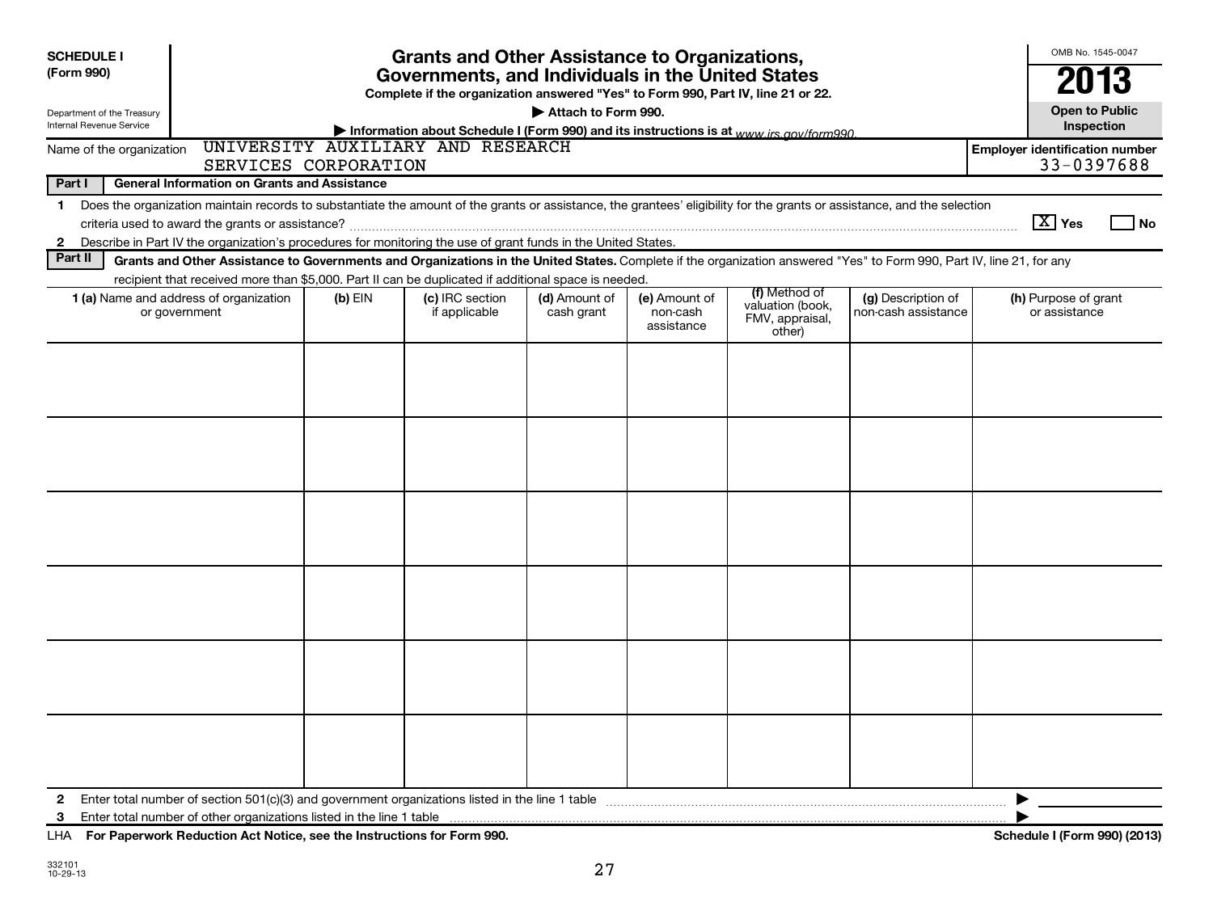**SCHEDULE I**
**(Form 990)**

Department of the Treasury
Internal Revenue Service

# Grants and Other Assistance to Organizations, Governments, and Individuals in the United States

**Complete if the organization answered "Yes" to Form 990, Part IV, line 21 or 22.**

**▶ Attach to Form 990.**

**▶ Information about Schedule I (Form 990) and its instructions is at** *www.irs.gov/form990.*

OMB No. 1545-0047

**2013**

**Open to Public Inspection**

Name of the organization: UNIVERSITY AUXILIARY AND RESEARCH SERVICES CORPORATION

**Employer identification number**: 33-0397688

**Part I — General Information on Grants and Assistance**

1 Does the organization maintain records to substantiate the amount of the grants or assistance, the grantees' eligibility for the grants or assistance, and the selection criteria used to award the grants or assistance? [X] Yes [ ] No

2 Describe in Part IV the organization's procedures for monitoring the use of grant funds in the United States.

**Part II — Grants and Other Assistance to Governments and Organizations in the United States.** Complete if the organization answered "Yes" to Form 990, Part IV, line 21, for any recipient that received more than $5,000. Part II can be duplicated if additional space is needed.

| 1 (a) Name and address of organization or government | (b) EIN | (c) IRC section if applicable | (d) Amount of cash grant | (e) Amount of non-cash assistance | (f) Method of valuation (book, FMV, appraisal, other) | (g) Description of non-cash assistance | (h) Purpose of grant or assistance |
|---|---|---|---|---|---|---|---|
| | | | | | | | |
| | | | | | | | |
| | | | | | | | |
| | | | | | | | |
| | | | | | | | |
| | | | | | | | |

2 Enter total number of section 501(c)(3) and government organizations listed in the line 1 table ▶

3 Enter total number of other organizations listed in the line 1 table ▶

LHA **For Paperwork Reduction Act Notice, see the Instructions for Form 990.** **Schedule I (Form 990) (2013)**

332101
10-29-13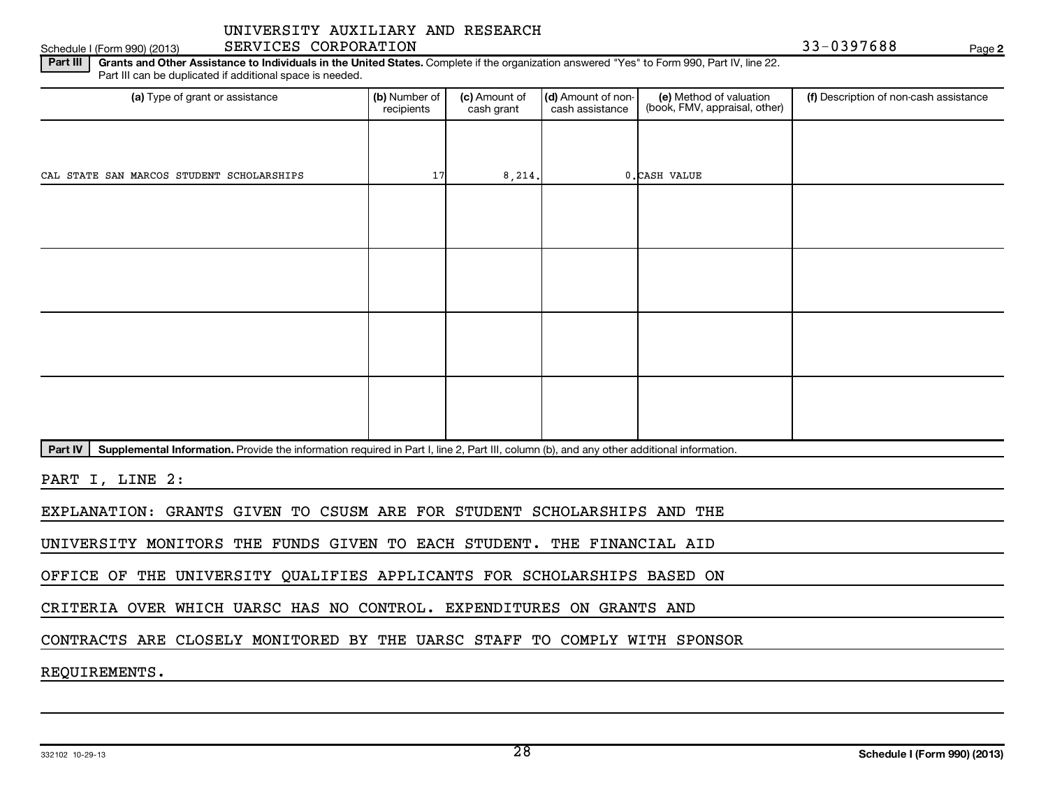UNIVERSITY AUXILIARY AND RESEARCH SERVICES CORPORATION

Schedule I (Form 990) (2013) 33-0397688 Page 2

**Part III** **Grants and Other Assistance to Individuals in the United States.** Complete if the organization answered "Yes" to Form 990, Part IV, line 22. Part III can be duplicated if additional space is needed.

| (a) Type of grant or assistance | (b) Number of recipients | (c) Amount of cash grant | (d) Amount of non-cash assistance | (e) Method of valuation (book, FMV, appraisal, other) | (f) Description of non-cash assistance |
|---|---|---|---|---|---|
| CAL STATE SAN MARCOS STUDENT SCHOLARSHIPS | 17 | 8,214. | 0. | CASH VALUE | |
| | | | | | |
| | | | | | |
| | | | | | |
| | | | | | |

**Part IV** **Supplemental Information.** Provide the information required in Part I, line 2, Part III, column (b), and any other additional information.

PART I, LINE 2:

EXPLANATION: GRANTS GIVEN TO CSUSM ARE FOR STUDENT SCHOLARSHIPS AND THE UNIVERSITY MONITORS THE FUNDS GIVEN TO EACH STUDENT. THE FINANCIAL AID OFFICE OF THE UNIVERSITY QUALIFIES APPLICANTS FOR SCHOLARSHIPS BASED ON CRITERIA OVER WHICH UARSC HAS NO CONTROL. EXPENDITURES ON GRANTS AND CONTRACTS ARE CLOSELY MONITORED BY THE UARSC STAFF TO COMPLY WITH SPONSOR REQUIREMENTS.

332102 10-29-13 Schedule I (Form 990) (2013)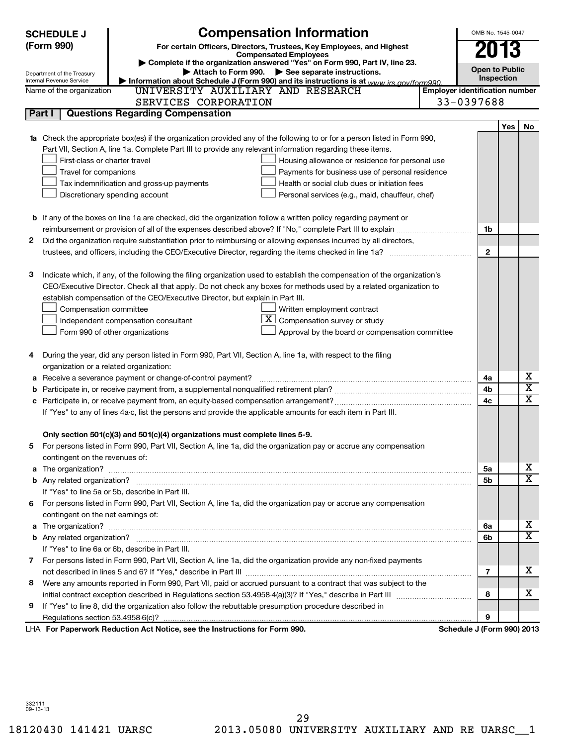# SCHEDULE J (Form 990)

# Compensation Information

**For certain Officers, Directors, Trustees, Key Employees, and Highest Compensated Employees**

▶ Complete if the organization answered "Yes" on Form 990, Part IV, line 23.

▶ Attach to Form 990. ▶ See separate instructions.

▶ Information about Schedule J (Form 990) and its instructions is at www.irs.gov/form990.

Department of the Treasury
Internal Revenue Service

OMB No. 1545-0047

**2013**

**Open to Public Inspection**

Name of the organization: UNIVERSITY AUXILIARY AND RESEARCH SERVICES CORPORATION

Employer identification number: 33-0397688

## Part I Questions Regarding Compensation

| | | | Yes | No |
|---|---|---|---|---|
| **1a** | Check the appropriate box(es) if the organization provided any of the following to or for a person listed in Form 990, Part VII, Section A, line 1a. Complete Part III to provide any relevant information regarding these items.<br>☐ First-class or charter travel ☐ Housing allowance or residence for personal use<br>☐ Travel for companions ☐ Payments for business use of personal residence<br>☐ Tax indemnification and gross-up payments ☐ Health or social club dues or initiation fees<br>☐ Discretionary spending account ☐ Personal services (e.g., maid, chauffeur, chef) | | | |
| **b** | If any of the boxes on line 1a are checked, did the organization follow a written policy regarding payment or reimbursement or provision of all of the expenses described above? If "No," complete Part III to explain | 1b | | |
| **2** | Did the organization require substantiation prior to reimbursing or allowing expenses incurred by all directors, trustees, and officers, including the CEO/Executive Director, regarding the items checked in line 1a? | 2 | | |
| **3** | Indicate which, if any, of the following the filing organization used to establish the compensation of the organization's CEO/Executive Director. Check all that apply. Do not check any boxes for methods used by a related organization to establish compensation of the CEO/Executive Director, but explain in Part III.<br>☐ Compensation committee ☐ Written employment contract<br>☐ Independent compensation consultant ☒ Compensation survey or study<br>☐ Form 990 of other organizations ☐ Approval by the board or compensation committee | | | |
| **4** | During the year, did any person listed in Form 990, Part VII, Section A, line 1a, with respect to the filing organization or a related organization: | | | |
| **a** | Receive a severance payment or change-of-control payment? | 4a | | X |
| **b** | Participate in, or receive payment from, a supplemental nonqualified retirement plan? | 4b | | X |
| **c** | Participate in, or receive payment from, an equity-based compensation arrangement? | 4c | | X |
| | If "Yes" to any of lines 4a-c, list the persons and provide the applicable amounts for each item in Part III. | | | |
| | **Only section 501(c)(3) and 501(c)(4) organizations must complete lines 5-9.** | | | |
| **5** | For persons listed in Form 990, Part VII, Section A, line 1a, did the organization pay or accrue any compensation contingent on the revenues of: | | | |
| **a** | The organization? | 5a | | X |
| **b** | Any related organization? | 5b | | X |
| | If "Yes" to line 5a or 5b, describe in Part III. | | | |
| **6** | For persons listed in Form 990, Part VII, Section A, line 1a, did the organization pay or accrue any compensation contingent on the net earnings of: | | | |
| **a** | The organization? | 6a | | X |
| **b** | Any related organization? | 6b | | X |
| | If "Yes" to line 6a or 6b, describe in Part III. | | | |
| **7** | For persons listed in Form 990, Part VII, Section A, line 1a, did the organization provide any non-fixed payments not described in lines 5 and 6? If "Yes," describe in Part III | 7 | | X |
| **8** | Were any amounts reported in Form 990, Part VII, paid or accrued pursuant to a contract that was subject to the initial contract exception described in Regulations section 53.4958-4(a)(3)? If "Yes," describe in Part III | 8 | | X |
| **9** | If "Yes" to line 8, did the organization also follow the rebuttable presumption procedure described in Regulations section 53.4958-6(c)? | 9 | | |

LHA **For Paperwork Reduction Act Notice, see the Instructions for Form 990.** **Schedule J (Form 990) 2013**

332111
09-13-13

18120430 141421 UARSC 2013.05080 UNIVERSITY AUXILIARY AND RE UARSC__1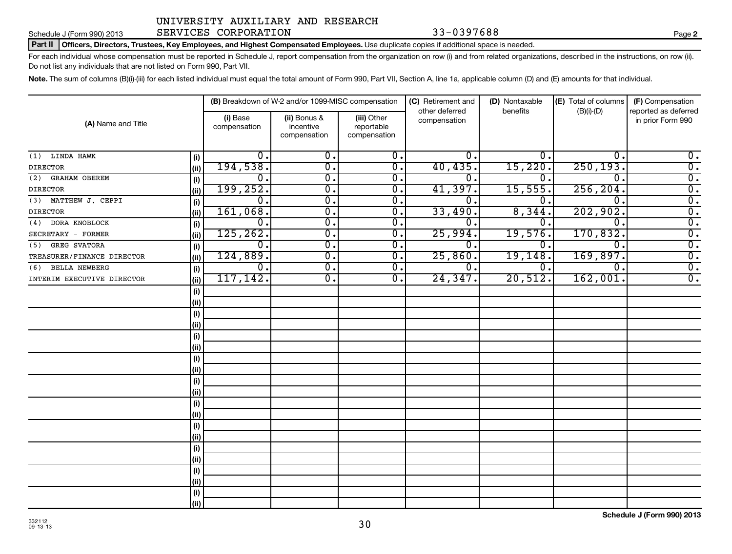UNIVERSITY AUXILIARY AND RESEARCH SERVICES CORPORATION 33-0397688

Schedule J (Form 990) 2013

**Part II** **Officers, Directors, Trustees, Key Employees, and Highest Compensated Employees.** Use duplicate copies if additional space is needed.

For each individual whose compensation must be reported in Schedule J, report compensation from the organization on row (i) and from related organizations, described in the instructions, on row (ii). Do not list any individuals that are not listed on Form 990, Part VII.

**Note.** The sum of columns (B)(i)-(iii) for each listed individual must equal the total amount of Form 990, Part VII, Section A, line 1a, applicable column (D) and (E) amounts for that individual.

| (A) Name and Title | | (B) Breakdown of W-2 and/or 1099-MISC compensation | | | (C) Retirement and other deferred compensation | (D) Nontaxable benefits | (E) Total of columns (B)(i)-(D) | (F) Compensation reported as deferred in prior Form 990 |
|---|---|---|---|---|---|---|---|---|
| | | (i) Base compensation | (ii) Bonus & incentive compensation | (iii) Other reportable compensation | | | | |
| (1) LINDA HAWK | (i) | 0. | 0. | 0. | 0. | 0. | 0. | 0. |
| DIRECTOR | (ii) | 194,538. | 0. | 0. | 40,435. | 15,220. | 250,193. | 0. |
| (2) GRAHAM OBEREM | (i) | 0. | 0. | 0. | 0. | 0. | 0. | 0. |
| DIRECTOR | (ii) | 199,252. | 0. | 0. | 41,397. | 15,555. | 256,204. | 0. |
| (3) MATTHEW J. CEPPI | (i) | 0. | 0. | 0. | 0. | 0. | 0. | 0. |
| DIRECTOR | (ii) | 161,068. | 0. | 0. | 33,490. | 8,344. | 202,902. | 0. |
| (4) DORA KNOBLOCK | (i) | 0. | 0. | 0. | 0. | 0. | 0. | 0. |
| SECRETARY - FORMER | (ii) | 125,262. | 0. | 0. | 25,994. | 19,576. | 170,832. | 0. |
| (5) GREG SVATORA | (i) | 0. | 0. | 0. | 0. | 0. | 0. | 0. |
| TREASURER/FINANCE DIRECTOR | (ii) | 124,889. | 0. | 0. | 25,860. | 19,148. | 169,897. | 0. |
| (6) BELLA NEWBERG | (i) | 0. | 0. | 0. | 0. | 0. | 0. | 0. |
| INTERIM EXECUTIVE DIRECTOR | (ii) | 117,142. | 0. | 0. | 24,347. | 20,512. | 162,001. | 0. |

Schedule J (Form 990) 2013

332112 09-13-13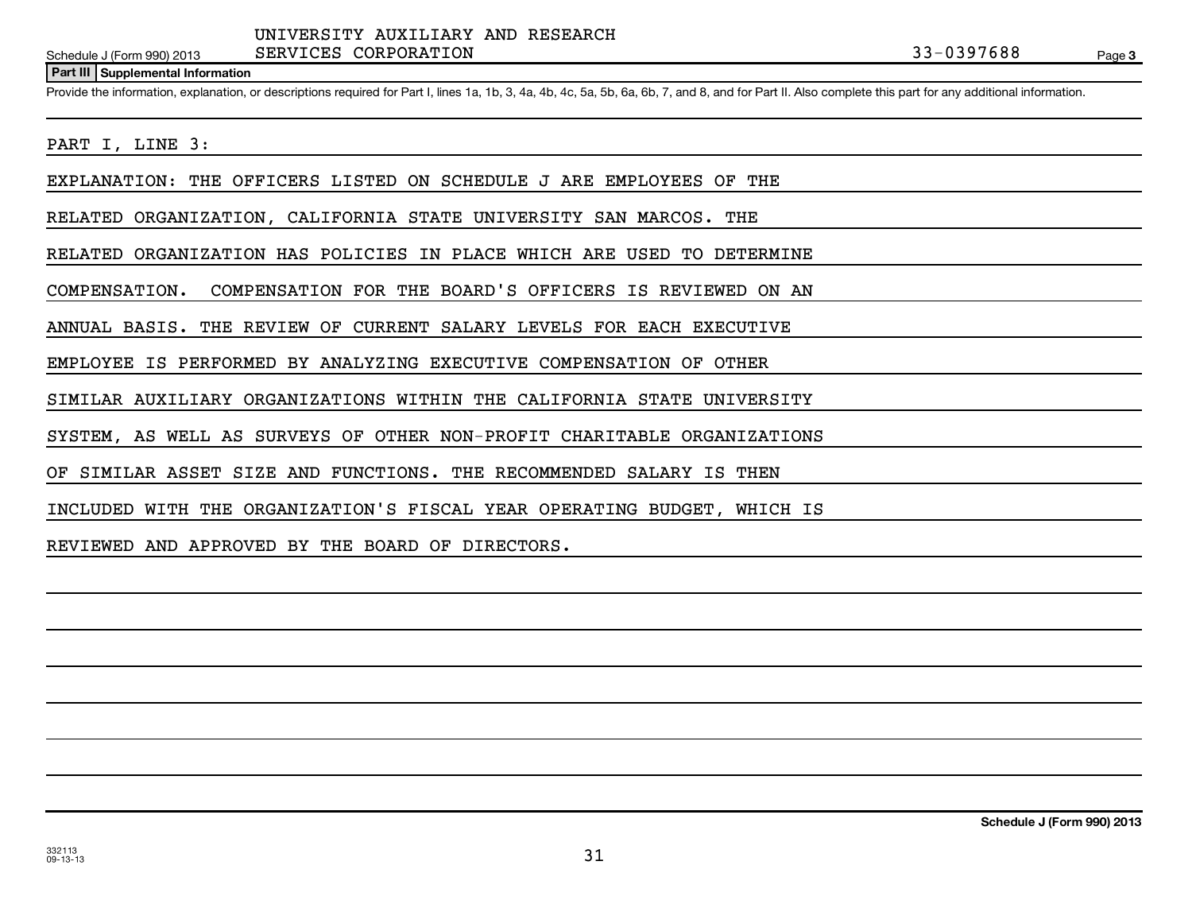UNIVERSITY AUXILIARY AND RESEARCH SERVICES CORPORATION

33-0397688

## Part III Supplemental Information

Provide the information, explanation, or descriptions required for Part I, lines 1a, 1b, 3, 4a, 4b, 4c, 5a, 5b, 6a, 6b, 7, and 8, and for Part II. Also complete this part for any additional information.

PART I, LINE 3:

EXPLANATION: THE OFFICERS LISTED ON SCHEDULE J ARE EMPLOYEES OF THE RELATED ORGANIZATION, CALIFORNIA STATE UNIVERSITY SAN MARCOS. THE RELATED ORGANIZATION HAS POLICIES IN PLACE WHICH ARE USED TO DETERMINE COMPENSATION. COMPENSATION FOR THE BOARD'S OFFICERS IS REVIEWED ON AN ANNUAL BASIS. THE REVIEW OF CURRENT SALARY LEVELS FOR EACH EXECUTIVE EMPLOYEE IS PERFORMED BY ANALYZING EXECUTIVE COMPENSATION OF OTHER SIMILAR AUXILIARY ORGANIZATIONS WITHIN THE CALIFORNIA STATE UNIVERSITY SYSTEM, AS WELL AS SURVEYS OF OTHER NON-PROFIT CHARITABLE ORGANIZATIONS OF SIMILAR ASSET SIZE AND FUNCTIONS. THE RECOMMENDED SALARY IS THEN INCLUDED WITH THE ORGANIZATION'S FISCAL YEAR OPERATING BUDGET, WHICH IS REVIEWED AND APPROVED BY THE BOARD OF DIRECTORS.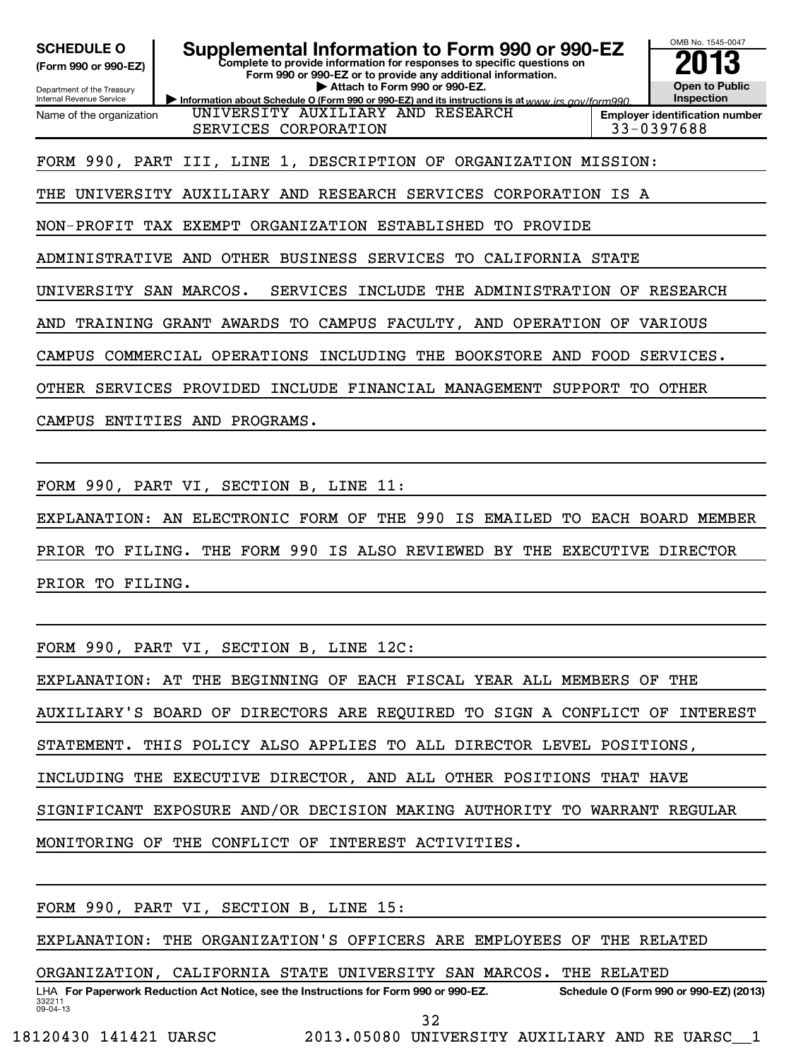**SCHEDULE O**
**(Form 990 or 990-EZ)**

Department of the Treasury
Internal Revenue Service

# Supplemental Information to Form 990 or 990-EZ

**Complete to provide information for responses to specific questions on Form 990 or 990-EZ or to provide any additional information.**
**▶ Attach to Form 990 or 990-EZ.**
**▶ Information about Schedule O (Form 990 or 990-EZ) and its instructions is at** www.irs.gov/form990.

OMB No. 1545-0047
**2013**
**Open to Public Inspection**

| Name of the organization | Employer identification number |
|---|---|
| UNIVERSITY AUXILIARY AND RESEARCH SERVICES CORPORATION | 33-0397688 |

FORM 990, PART III, LINE 1, DESCRIPTION OF ORGANIZATION MISSION:

THE UNIVERSITY AUXILIARY AND RESEARCH SERVICES CORPORATION IS A NON-PROFIT TAX EXEMPT ORGANIZATION ESTABLISHED TO PROVIDE ADMINISTRATIVE AND OTHER BUSINESS SERVICES TO CALIFORNIA STATE UNIVERSITY SAN MARCOS. SERVICES INCLUDE THE ADMINISTRATION OF RESEARCH AND TRAINING GRANT AWARDS TO CAMPUS FACULTY, AND OPERATION OF VARIOUS CAMPUS COMMERCIAL OPERATIONS INCLUDING THE BOOKSTORE AND FOOD SERVICES. OTHER SERVICES PROVIDED INCLUDE FINANCIAL MANAGEMENT SUPPORT TO OTHER CAMPUS ENTITIES AND PROGRAMS.

FORM 990, PART VI, SECTION B, LINE 11:

EXPLANATION: AN ELECTRONIC FORM OF THE 990 IS EMAILED TO EACH BOARD MEMBER PRIOR TO FILING. THE FORM 990 IS ALSO REVIEWED BY THE EXECUTIVE DIRECTOR PRIOR TO FILING.

FORM 990, PART VI, SECTION B, LINE 12C:

EXPLANATION: AT THE BEGINNING OF EACH FISCAL YEAR ALL MEMBERS OF THE AUXILIARY'S BOARD OF DIRECTORS ARE REQUIRED TO SIGN A CONFLICT OF INTEREST STATEMENT. THIS POLICY ALSO APPLIES TO ALL DIRECTOR LEVEL POSITIONS, INCLUDING THE EXECUTIVE DIRECTOR, AND ALL OTHER POSITIONS THAT HAVE SIGNIFICANT EXPOSURE AND/OR DECISION MAKING AUTHORITY TO WARRANT REGULAR MONITORING OF THE CONFLICT OF INTEREST ACTIVITIES.

FORM 990, PART VI, SECTION B, LINE 15:

EXPLANATION: THE ORGANIZATION'S OFFICERS ARE EMPLOYEES OF THE RELATED ORGANIZATION, CALIFORNIA STATE UNIVERSITY SAN MARCOS. THE RELATED

LHA **For Paperwork Reduction Act Notice, see the Instructions for Form 990 or 990-EZ.** **Schedule O (Form 990 or 990-EZ) (2013)**

332211
09-04-13

18120430 141421 UARSC 2013.05080 UNIVERSITY AUXILIARY AND RE UARSC__1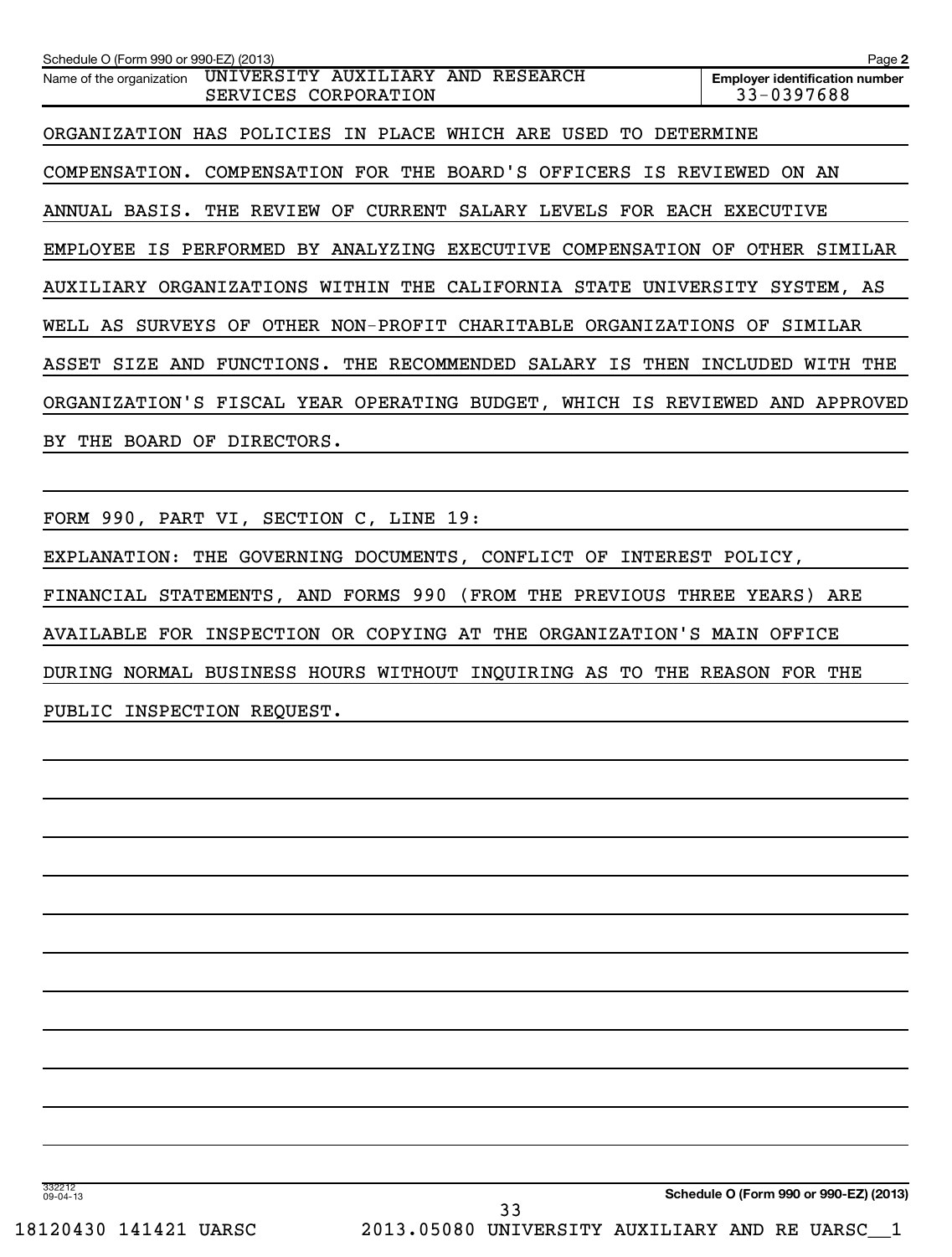Name of the organization UNIVERSITY AUXILIARY AND RESEARCH SERVICES CORPORATION

Employer identification number 33-0397688

ORGANIZATION HAS POLICIES IN PLACE WHICH ARE USED TO DETERMINE COMPENSATION. COMPENSATION FOR THE BOARD'S OFFICERS IS REVIEWED ON AN ANNUAL BASIS. THE REVIEW OF CURRENT SALARY LEVELS FOR EACH EXECUTIVE EMPLOYEE IS PERFORMED BY ANALYZING EXECUTIVE COMPENSATION OF OTHER SIMILAR AUXILIARY ORGANIZATIONS WITHIN THE CALIFORNIA STATE UNIVERSITY SYSTEM, AS WELL AS SURVEYS OF OTHER NON-PROFIT CHARITABLE ORGANIZATIONS OF SIMILAR ASSET SIZE AND FUNCTIONS. THE RECOMMENDED SALARY IS THEN INCLUDED WITH THE ORGANIZATION'S FISCAL YEAR OPERATING BUDGET, WHICH IS REVIEWED AND APPROVED BY THE BOARD OF DIRECTORS.

FORM 990, PART VI, SECTION C, LINE 19:

EXPLANATION: THE GOVERNING DOCUMENTS, CONFLICT OF INTEREST POLICY, FINANCIAL STATEMENTS, AND FORMS 990 (FROM THE PREVIOUS THREE YEARS) ARE AVAILABLE FOR INSPECTION OR COPYING AT THE ORGANIZATION'S MAIN OFFICE DURING NORMAL BUSINESS HOURS WITHOUT INQUIRING AS TO THE REASON FOR THE PUBLIC INSPECTION REQUEST.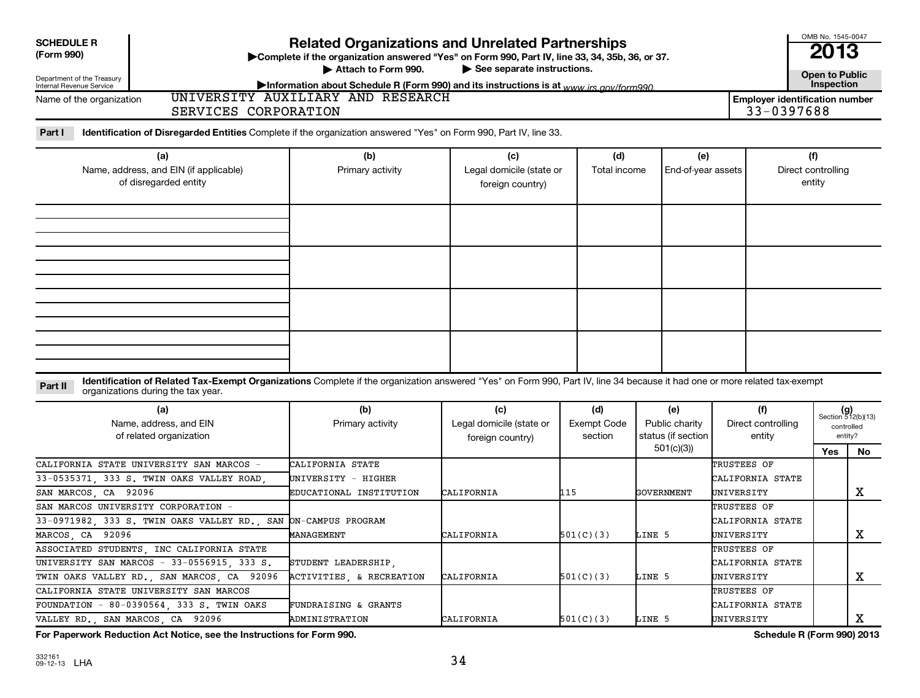**SCHEDULE R (Form 990)**

Department of the Treasury
Internal Revenue Service

# Related Organizations and Unrelated Partnerships

▶Complete if the organization answered "Yes" on Form 990, Part IV, line 33, 34, 35b, 36, or 37.
▶ Attach to Form 990. ▶ See separate instructions.
▶Information about Schedule R (Form 990) and its instructions is at www.irs.gov/form990.

OMB No. 1545-0047

**2013**

**Open to Public Inspection**

Name of the organization: UNIVERSITY AUXILIARY AND RESEARCH SERVICES CORPORATION

Employer identification number: 33-0397688

**Part I** **Identification of Disregarded Entities** Complete if the organization answered "Yes" on Form 990, Part IV, line 33.

| (a) Name, address, and EIN (if applicable) of disregarded entity | (b) Primary activity | (c) Legal domicile (state or foreign country) | (d) Total income | (e) End-of-year assets | (f) Direct controlling entity |
|---|---|---|---|---|---|
| | | | | | |
| | | | | | |
| | | | | | |
| | | | | | |

**Part II** **Identification of Related Tax-Exempt Organizations** Complete if the organization answered "Yes" on Form 990, Part IV, line 34 because it had one or more related tax-exempt organizations during the tax year.

| (a) Name, address, and EIN of related organization | (b) Primary activity | (c) Legal domicile (state or foreign country) | (d) Exempt Code section | (e) Public charity status (if section 501(c)(3)) | (f) Direct controlling entity | (g) Section 512(b)(13) controlled entity? Yes | No |
|---|---|---|---|---|---|---|---|
| CALIFORNIA STATE UNIVERSITY SAN MARCOS - 33-0535371, 333 S. TWIN OAKS VALLEY ROAD, SAN MARCOS, CA 92096 | CALIFORNIA STATE UNIVERSITY - HIGHER EDUCATIONAL INSTITUTION | CALIFORNIA | 115 | GOVERNMENT | TRUSTEES OF CALIFORNIA STATE UNIVERSITY | | X |
| SAN MARCOS UNIVERSITY CORPORATION - 33-0971982, 333 S. TWIN OAKS VALLEY RD., SAN MARCOS, CA 92096 | ON-CAMPUS PROGRAM MANAGEMENT | CALIFORNIA | 501(C)(3) | LINE 5 | TRUSTEES OF CALIFORNIA STATE UNIVERSITY | | X |
| ASSOCIATED STUDENTS, INC CALIFORNIA STATE UNIVERSITY SAN MARCOS - 33-0556915, 333 S. TWIN OAKS VALLEY RD., SAN MARCOS, CA 92096 | STUDENT LEADERSHIP, ACTIVITIES, & RECREATION | CALIFORNIA | 501(C)(3) | LINE 5 | TRUSTEES OF CALIFORNIA STATE UNIVERSITY | | X |
| CALIFORNIA STATE UNIVERSITY SAN MARCOS FOUNDATION - 80-0390564, 333 S. TWIN OAKS VALLEY RD., SAN MARCOS, CA 92096 | FUNDRAISING & GRANTS ADMINISTRATION | CALIFORNIA | 501(C)(3) | LINE 5 | TRUSTEES OF CALIFORNIA STATE UNIVERSITY | | X |

**For Paperwork Reduction Act Notice, see the Instructions for Form 990.** **Schedule R (Form 990) 2013**

332161 09-12-13 LHA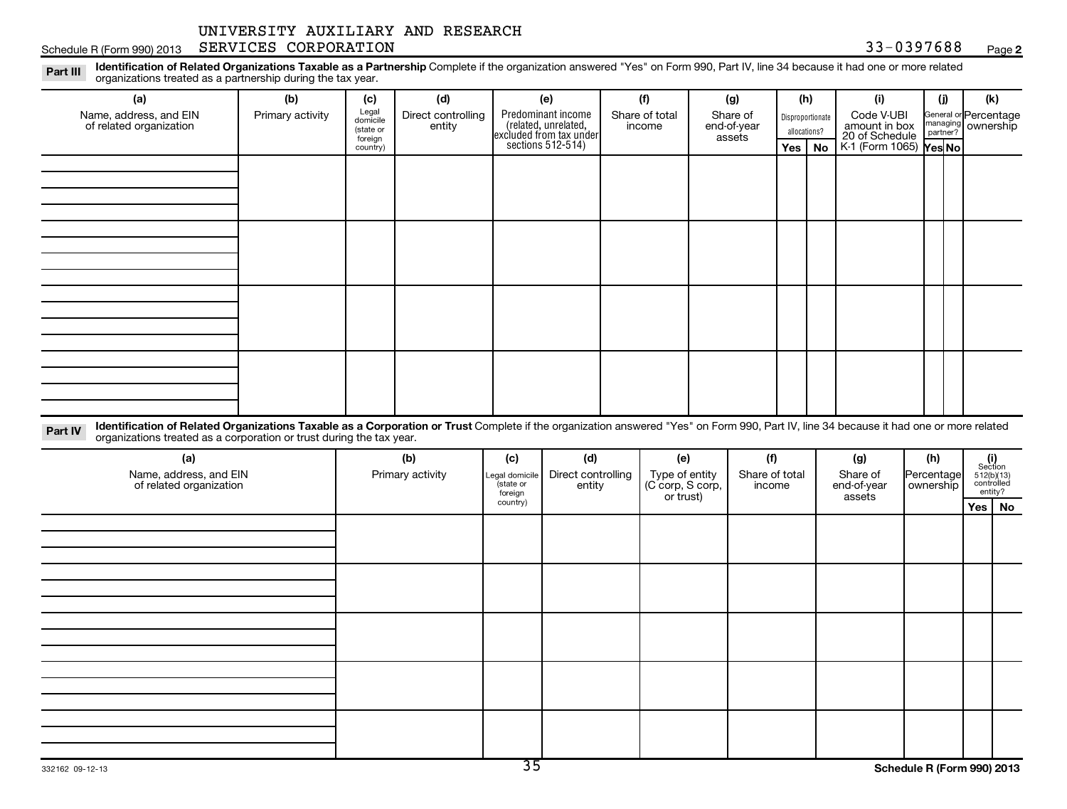UNIVERSITY AUXILIARY AND RESEARCH SERVICES CORPORATION 33-0397688

**Part III** **Identification of Related Organizations Taxable as a Partnership** Complete if the organization answered "Yes" on Form 990, Part IV, line 34 because it had one or more related organizations treated as a partnership during the tax year.

| (a) Name, address, and EIN of related organization | (b) Primary activity | (c) Legal domicile (state or foreign country) | (d) Direct controlling entity | (e) Predominant income (related, unrelated, excluded from tax under sections 512-514) | (f) Share of total income | (g) Share of end-of-year assets | (h) Disproportionate allocations? Yes | No | (i) Code V-UBI amount in box 20 of Schedule K-1 (Form 1065) | (j) General or managing partner? Yes | No | (k) Percentage ownership |
|---|---|---|---|---|---|---|---|---|---|---|---|---|
| | | | | | | | | | | | | |
| | | | | | | | | | | | | |
| | | | | | | | | | | | | |
| | | | | | | | | | | | | |

**Part IV** **Identification of Related Organizations Taxable as a Corporation or Trust** Complete if the organization answered "Yes" on Form 990, Part IV, line 34 because it had one or more related organizations treated as a corporation or trust during the tax year.

| (a) Name, address, and EIN of related organization | (b) Primary activity | (c) Legal domicile (state or foreign country) | (d) Direct controlling entity | (e) Type of entity (C corp, S corp, or trust) | (f) Share of total income | (g) Share of end-of-year assets | (h) Percentage ownership | (i) Section 512(b)(13) controlled entity? Yes | No |
|---|---|---|---|---|---|---|---|---|---|
| | | | | | | | | | |
| | | | | | | | | | |
| | | | | | | | | | |
| | | | | | | | | | |
| | | | | | | | | | |

332162 09-12-13

Schedule R (Form 990) 2013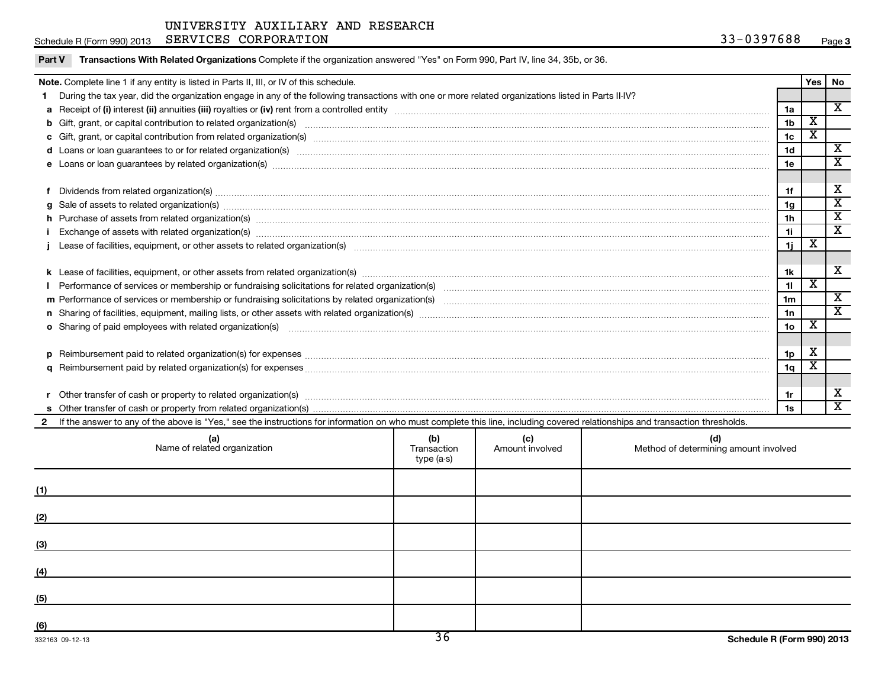UNIVERSITY AUXILIARY AND RESEARCH SERVICES CORPORATION

Schedule R (Form 990) 2013 — 33-0397688

## Part V Transactions With Related Organizations

Complete if the organization answered "Yes" on Form 990, Part IV, line 34, 35b, or 36.

| Note. Complete line 1 if any entity is listed in Parts II, III, or IV of this schedule. | | Yes | No |
|---|---|---|---|
| 1 During the tax year, did the organization engage in any of the following transactions with one or more related organizations listed in Parts II-IV? | | | |
| a Receipt of (i) interest (ii) annuities (iii) royalties or (iv) rent from a controlled entity | 1a | | X |
| b Gift, grant, or capital contribution to related organization(s) | 1b | X | |
| c Gift, grant, or capital contribution from related organization(s) | 1c | X | |
| d Loans or loan guarantees to or for related organization(s) | 1d | | X |
| e Loans or loan guarantees by related organization(s) | 1e | | X |
| f Dividends from related organization(s) | 1f | | X |
| g Sale of assets to related organization(s) | 1g | | X |
| h Purchase of assets from related organization(s) | 1h | | X |
| i Exchange of assets with related organization(s) | 1i | | X |
| j Lease of facilities, equipment, or other assets to related organization(s) | 1j | X | |
| k Lease of facilities, equipment, or other assets from related organization(s) | 1k | | X |
| l Performance of services or membership or fundraising solicitations for related organization(s) | 1l | X | |
| m Performance of services or membership or fundraising solicitations by related organization(s) | 1m | | X |
| n Sharing of facilities, equipment, mailing lists, or other assets with related organization(s) | 1n | | X |
| o Sharing of paid employees with related organization(s) | 1o | X | |
| p Reimbursement paid to related organization(s) for expenses | 1p | X | |
| q Reimbursement paid by related organization(s) for expenses | 1q | X | |
| r Other transfer of cash or property to related organization(s) | 1r | | X |
| s Other transfer of cash or property from related organization(s) | 1s | | X |

2 If the answer to any of the above is "Yes," see the instructions for information on who must complete this line, including covered relationships and transaction thresholds.

| | (a) Name of related organization | (b) Transaction type (a-s) | (c) Amount involved | (d) Method of determining amount involved |
|---|---|---|---|---|
| (1) | | | | |
| (2) | | | | |
| (3) | | | | |
| (4) | | | | |
| (5) | | | | |
| (6) | | | | |

332163 09-12-13

Schedule R (Form 990) 2013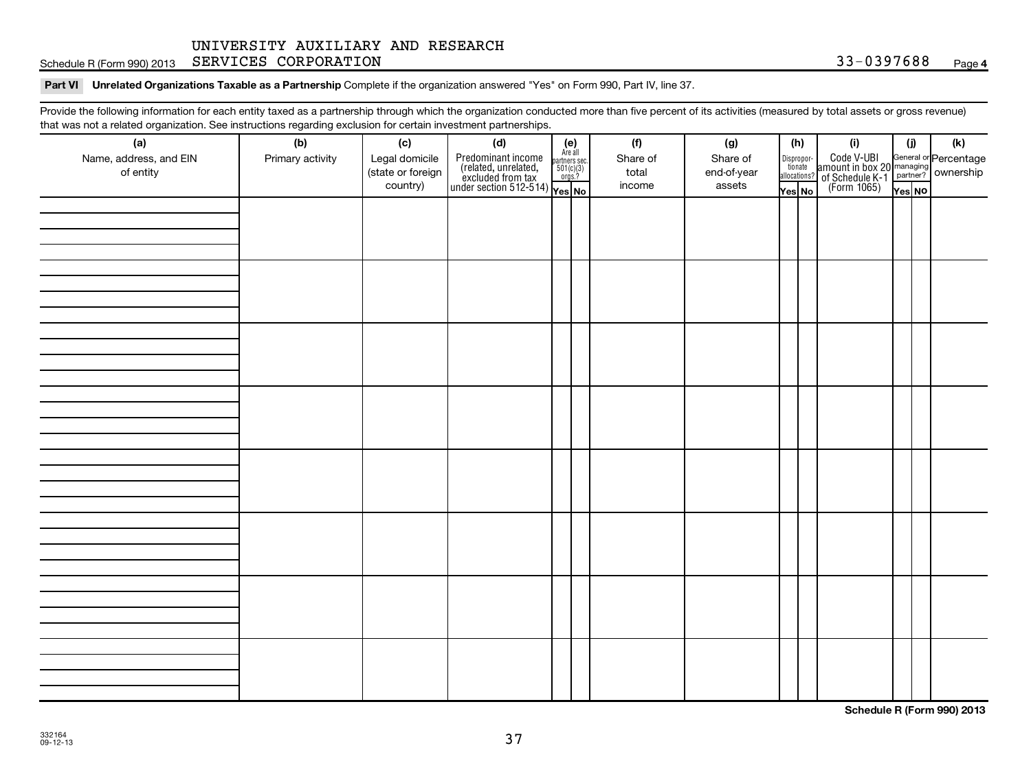UNIVERSITY AUXILIARY AND RESEARCH SERVICES CORPORATION

Schedule R (Form 990) 2013 — 33-0397688 — Page 4

**Part VI Unrelated Organizations Taxable as a Partnership** Complete if the organization answered "Yes" on Form 990, Part IV, line 37.

Provide the following information for each entity taxed as a partnership through which the organization conducted more than five percent of its activities (measured by total assets or gross revenue) that was not a related organization. See instructions regarding exclusion for certain investment partnerships.

| (a) Name, address, and EIN of entity | (b) Primary activity | (c) Legal domicile (state or foreign country) | (d) Predominant income (related, unrelated, excluded from tax under section 512-514) | (e) Are all partners sec. 501(c)(3) orgs.? Yes | (e) No | (f) Share of total income | (g) Share of end-of-year assets | (h) Disproportionate allocations? Yes | (h) No | (i) Code V-UBI amount in box 20 of Schedule K-1 (Form 1065) | (j) General or managing partner? Yes | (j) No | (k) Percentage ownership |
|---|---|---|---|---|---|---|---|---|---|---|---|---|---|
| | | | | | | | | | | | | | |
| | | | | | | | | | | | | | |
| | | | | | | | | | | | | | |
| | | | | | | | | | | | | | |
| | | | | | | | | | | | | | |
| | | | | | | | | | | | | | |
| | | | | | | | | | | | | | |
| | | | | | | | | | | | | | |

**Schedule R (Form 990) 2013**

332164
09-12-13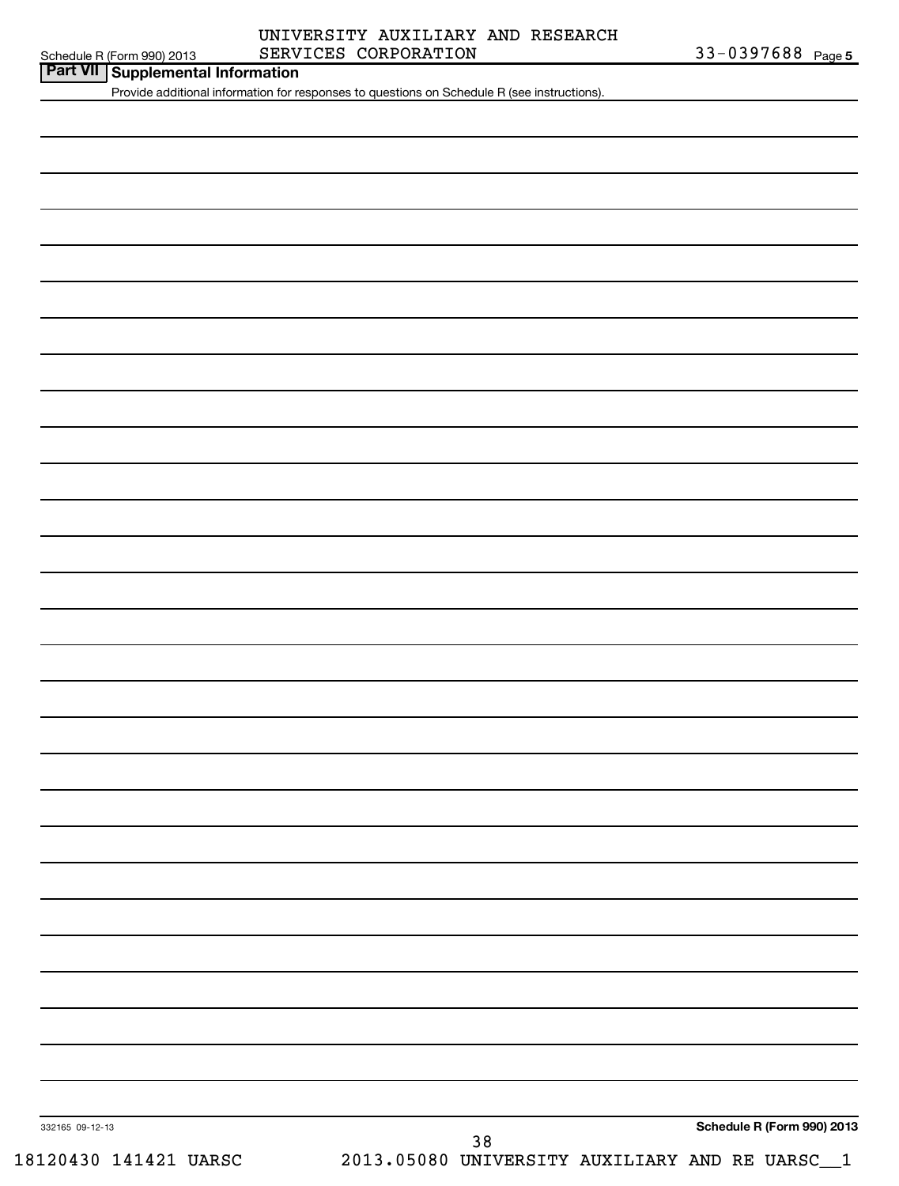Schedule R (Form 990) 2013 UNIVERSITY AUXILIARY AND RESEARCH SERVICES CORPORATION 33-0397688 Page 5

## Part VII Supplemental Information

Provide additional information for responses to questions on Schedule R (see instructions).

332165 09-12-13

**Schedule R (Form 990) 2013**

18120430 141421 UARSC 2013.05080 UNIVERSITY AUXILIARY AND RE UARSC__1